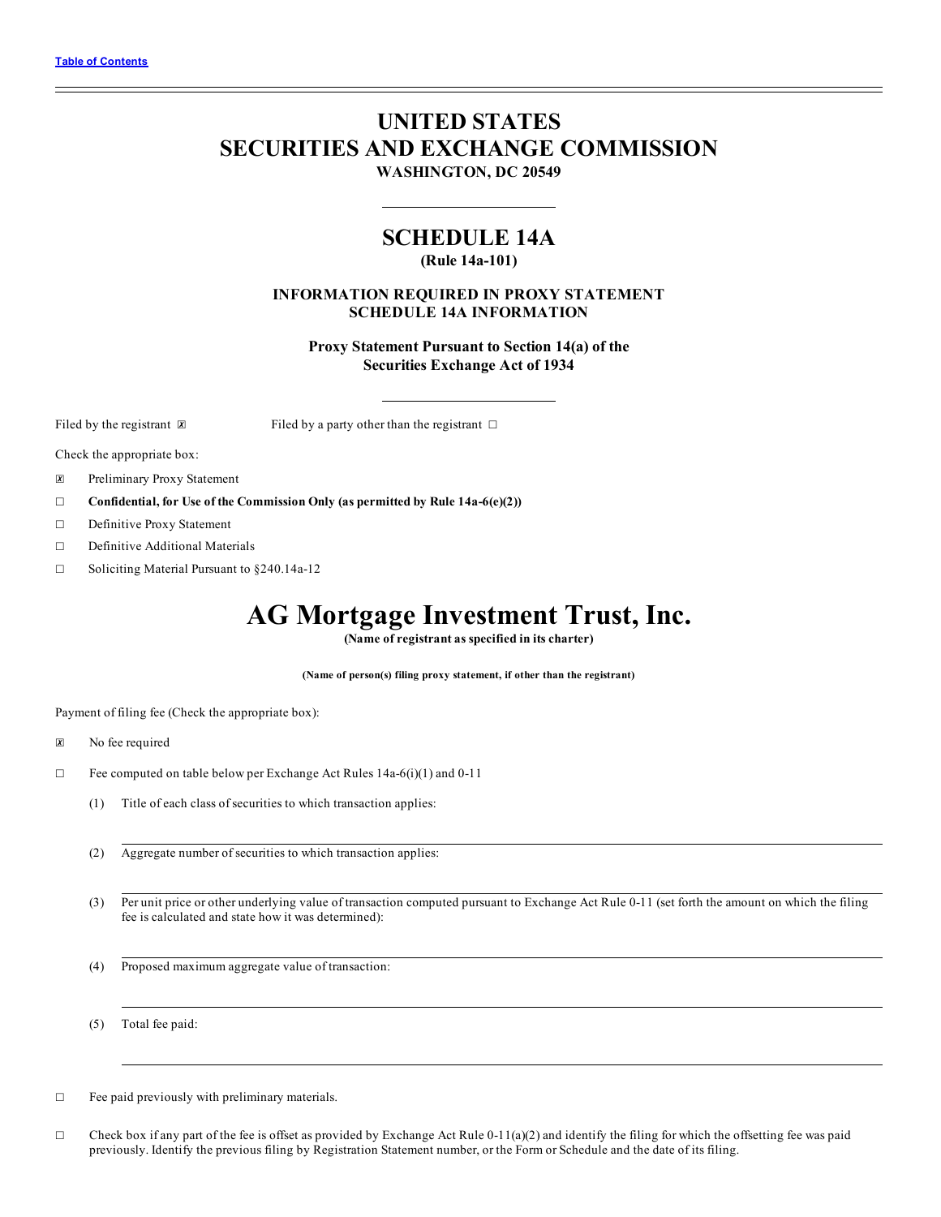Table of Contents

# UNITED STATES
# SECURITIES AND EXCHANGE COMMISSION

**WASHINGTON, DC 20549**

## SCHEDULE 14A

**(Rule 14a-101)**

**INFORMATION REQUIRED IN PROXY STATEMENT
SCHEDULE 14A INFORMATION**

**Proxy Statement Pursuant to Section 14(a) of the
Securities Exchange Act of 1934**

Filed by the registrant ☒ Filed by a party other than the registrant ☐

Check the appropriate box:

☒ Preliminary Proxy Statement

☐ **Confidential, for Use of the Commission Only (as permitted by Rule 14a-6(e)(2))**

☐ Definitive Proxy Statement

☐ Definitive Additional Materials

☐ Soliciting Material Pursuant to §240.14a-12

# AG Mortgage Investment Trust, Inc.

**(Name of registrant as specified in its charter)**

**(Name of person(s) filing proxy statement, if other than the registrant)**

Payment of filing fee (Check the appropriate box):

☒ No fee required

☐ Fee computed on table below per Exchange Act Rules 14a-6(i)(1) and 0-11

(1) Title of each class of securities to which transaction applies:

(2) Aggregate number of securities to which transaction applies:

(3) Per unit price or other underlying value of transaction computed pursuant to Exchange Act Rule 0-11 (set forth the amount on which the filing fee is calculated and state how it was determined):

(4) Proposed maximum aggregate value of transaction:

(5) Total fee paid:

☐ Fee paid previously with preliminary materials.

☐ Check box if any part of the fee is offset as provided by Exchange Act Rule 0-11(a)(2) and identify the filing for which the offsetting fee was paid previously. Identify the previous filing by Registration Statement number, or the Form or Schedule and the date of its filing.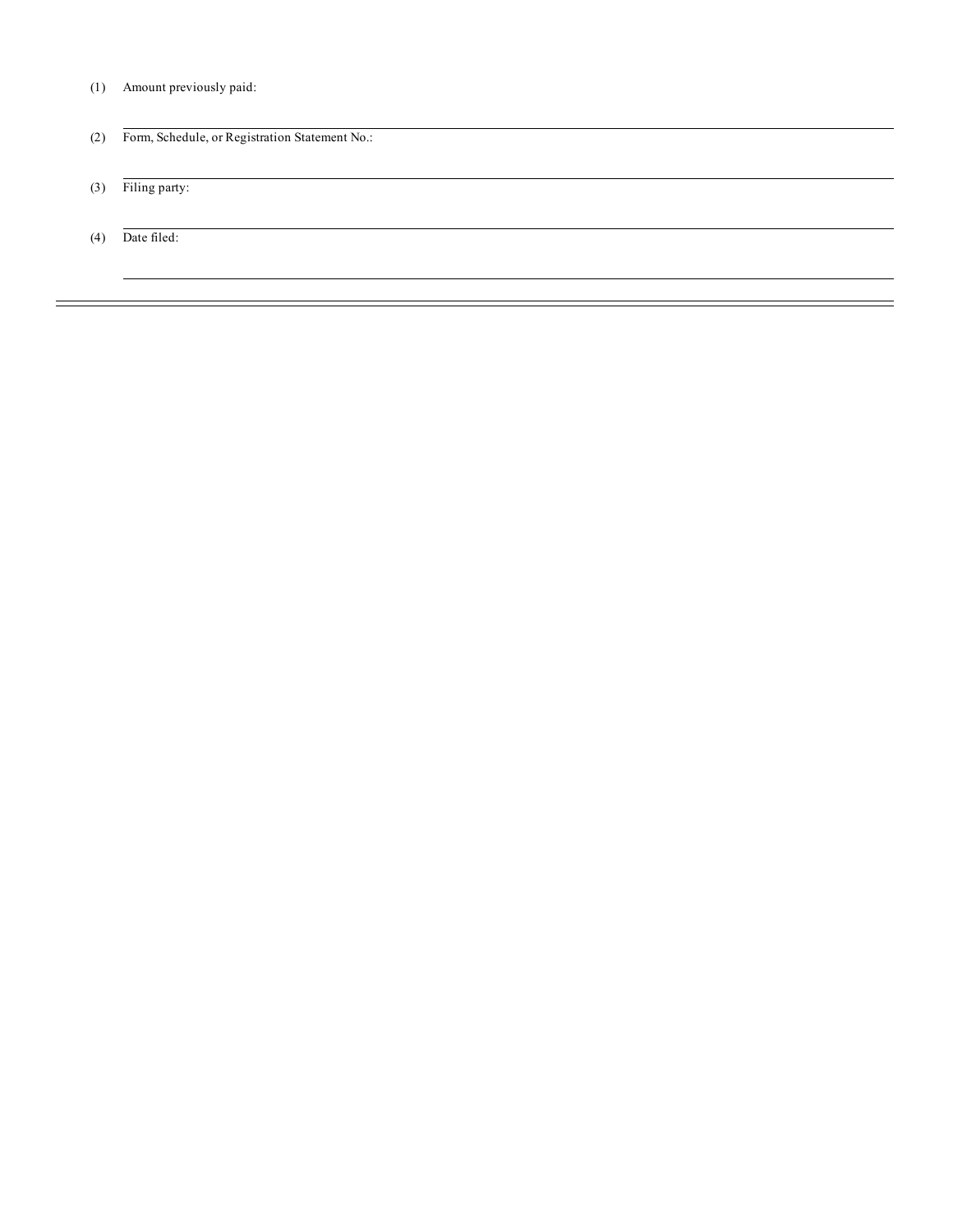(1) Amount previously paid:

---

(2) Form, Schedule, or Registration Statement No.:

---

(3) Filing party:

---

(4) Date filed:

---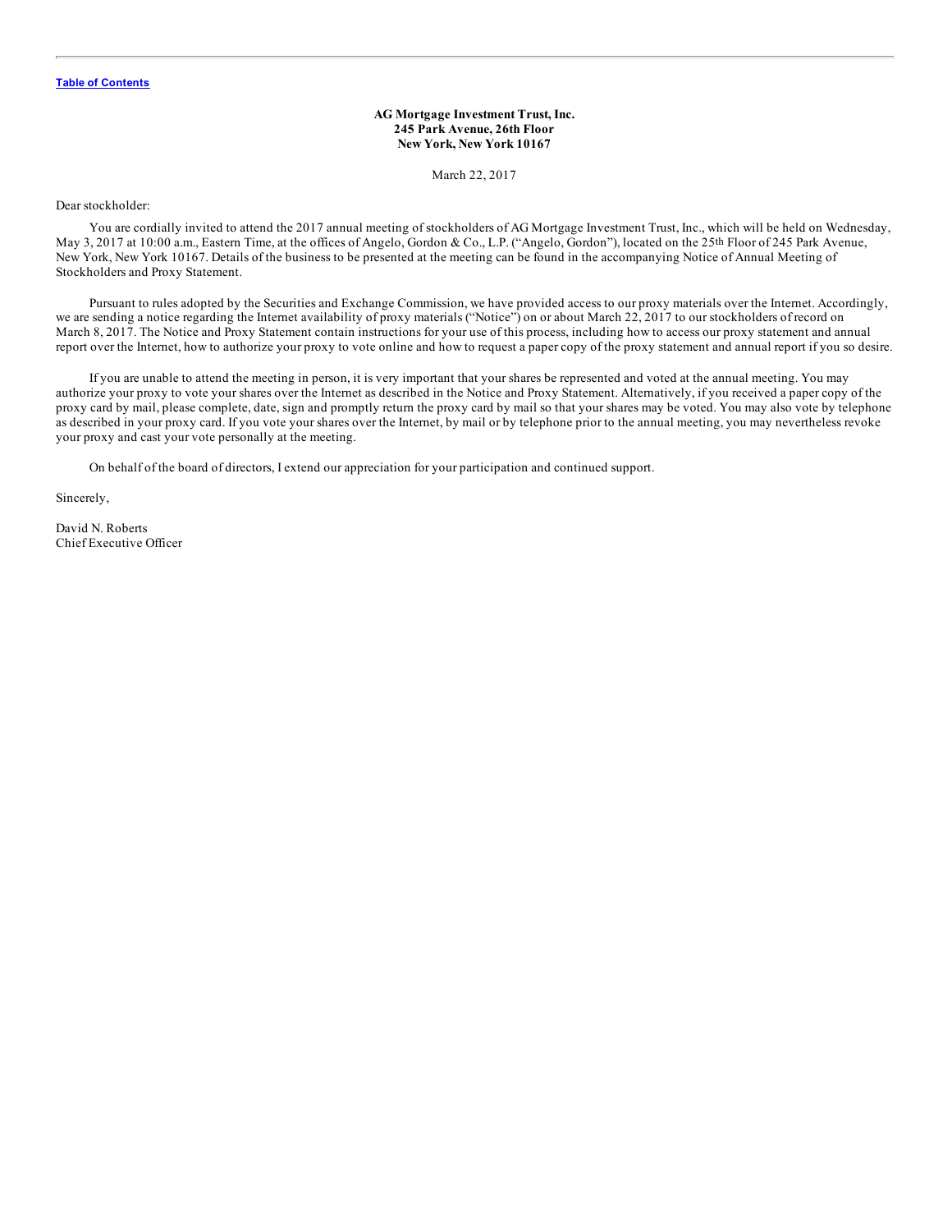[Table of Contents](#)

**AG Mortgage Investment Trust, Inc.**
**245 Park Avenue, 26th Floor**
**New York, New York 10167**

March 22, 2017

Dear stockholder:

You are cordially invited to attend the 2017 annual meeting of stockholders of AG Mortgage Investment Trust, Inc., which will be held on Wednesday, May 3, 2017 at 10:00 a.m., Eastern Time, at the offices of Angelo, Gordon & Co., L.P. ("Angelo, Gordon"), located on the 25th Floor of 245 Park Avenue, New York, New York 10167. Details of the business to be presented at the meeting can be found in the accompanying Notice of Annual Meeting of Stockholders and Proxy Statement.

Pursuant to rules adopted by the Securities and Exchange Commission, we have provided access to our proxy materials over the Internet. Accordingly, we are sending a notice regarding the Internet availability of proxy materials ("Notice") on or about March 22, 2017 to our stockholders of record on March 8, 2017. The Notice and Proxy Statement contain instructions for your use of this process, including how to access our proxy statement and annual report over the Internet, how to authorize your proxy to vote online and how to request a paper copy of the proxy statement and annual report if you so desire.

If you are unable to attend the meeting in person, it is very important that your shares be represented and voted at the annual meeting. You may authorize your proxy to vote your shares over the Internet as described in the Notice and Proxy Statement. Alternatively, if you received a paper copy of the proxy card by mail, please complete, date, sign and promptly return the proxy card by mail so that your shares may be voted. You may also vote by telephone as described in your proxy card. If you vote your shares over the Internet, by mail or by telephone prior to the annual meeting, you may nevertheless revoke your proxy and cast your vote personally at the meeting.

On behalf of the board of directors, I extend our appreciation for your participation and continued support.

Sincerely,

David N. Roberts
Chief Executive Officer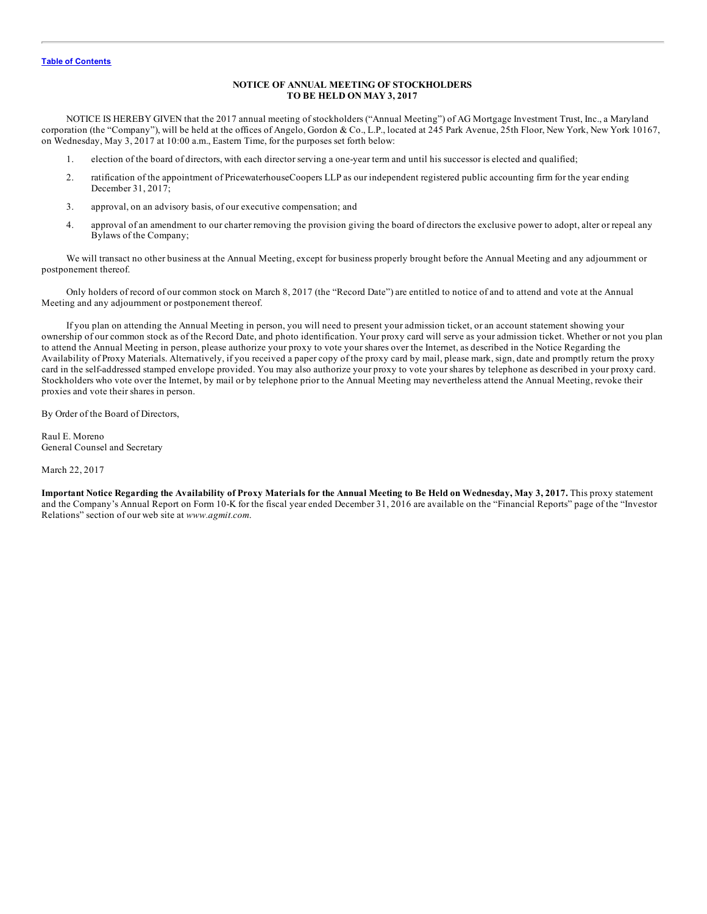Table of Contents

# NOTICE OF ANNUAL MEETING OF STOCKHOLDERS TO BE HELD ON MAY 3, 2017

NOTICE IS HEREBY GIVEN that the 2017 annual meeting of stockholders ("Annual Meeting") of AG Mortgage Investment Trust, Inc., a Maryland corporation (the "Company"), will be held at the offices of Angelo, Gordon & Co., L.P., located at 245 Park Avenue, 25th Floor, New York, New York 10167, on Wednesday, May 3, 2017 at 10:00 a.m., Eastern Time, for the purposes set forth below:

1. election of the board of directors, with each director serving a one-year term and until his successor is elected and qualified;
2. ratification of the appointment of PricewaterhouseCoopers LLP as our independent registered public accounting firm for the year ending December 31, 2017;
3. approval, on an advisory basis, of our executive compensation; and
4. approval of an amendment to our charter removing the provision giving the board of directors the exclusive power to adopt, alter or repeal any Bylaws of the Company;

We will transact no other business at the Annual Meeting, except for business properly brought before the Annual Meeting and any adjournment or postponement thereof.

Only holders of record of our common stock on March 8, 2017 (the "Record Date") are entitled to notice of and to attend and vote at the Annual Meeting and any adjournment or postponement thereof.

If you plan on attending the Annual Meeting in person, you will need to present your admission ticket, or an account statement showing your ownership of our common stock as of the Record Date, and photo identification. Your proxy card will serve as your admission ticket. Whether or not you plan to attend the Annual Meeting in person, please authorize your proxy to vote your shares over the Internet, as described in the Notice Regarding the Availability of Proxy Materials. Alternatively, if you received a paper copy of the proxy card by mail, please mark, sign, date and promptly return the proxy card in the self-addressed stamped envelope provided. You may also authorize your proxy to vote your shares by telephone as described in your proxy card. Stockholders who vote over the Internet, by mail or by telephone prior to the Annual Meeting may nevertheless attend the Annual Meeting, revoke their proxies and vote their shares in person.

By Order of the Board of Directors,

Raul E. Moreno
General Counsel and Secretary

March 22, 2017

**Important Notice Regarding the Availability of Proxy Materials for the Annual Meeting to Be Held on Wednesday, May 3, 2017.** This proxy statement and the Company's Annual Report on Form 10-K for the fiscal year ended December 31, 2016 are available on the "Financial Reports" page of the "Investor Relations" section of our web site at *www.agmit.com*.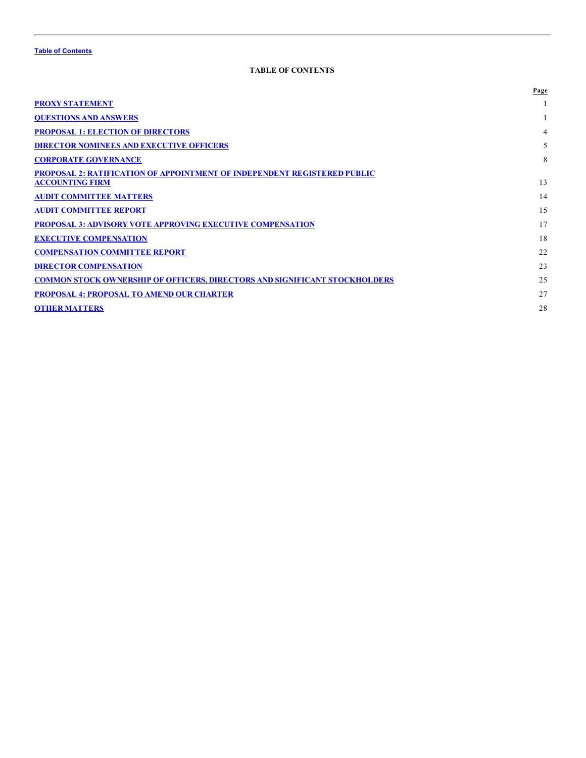Table of Contents

## TABLE OF CONTENTS

| | Page |
|---|---|
| PROXY STATEMENT | 1 |
| QUESTIONS AND ANSWERS | 1 |
| PROPOSAL 1: ELECTION OF DIRECTORS | 4 |
| DIRECTOR NOMINEES AND EXECUTIVE OFFICERS | 5 |
| CORPORATE GOVERNANCE | 8 |
| PROPOSAL 2: RATIFICATION OF APPOINTMENT OF INDEPENDENT REGISTERED PUBLIC ACCOUNTING FIRM | 13 |
| AUDIT COMMITTEE MATTERS | 14 |
| AUDIT COMMITTEE REPORT | 15 |
| PROPOSAL 3: ADVISORY VOTE APPROVING EXECUTIVE COMPENSATION | 17 |
| EXECUTIVE COMPENSATION | 18 |
| COMPENSATION COMMITTEE REPORT | 22 |
| DIRECTOR COMPENSATION | 23 |
| COMMON STOCK OWNERSHIP OF OFFICERS, DIRECTORS AND SIGNIFICANT STOCKHOLDERS | 25 |
| PROPOSAL 4: PROPOSAL TO AMEND OUR CHARTER | 27 |
| OTHER MATTERS | 28 |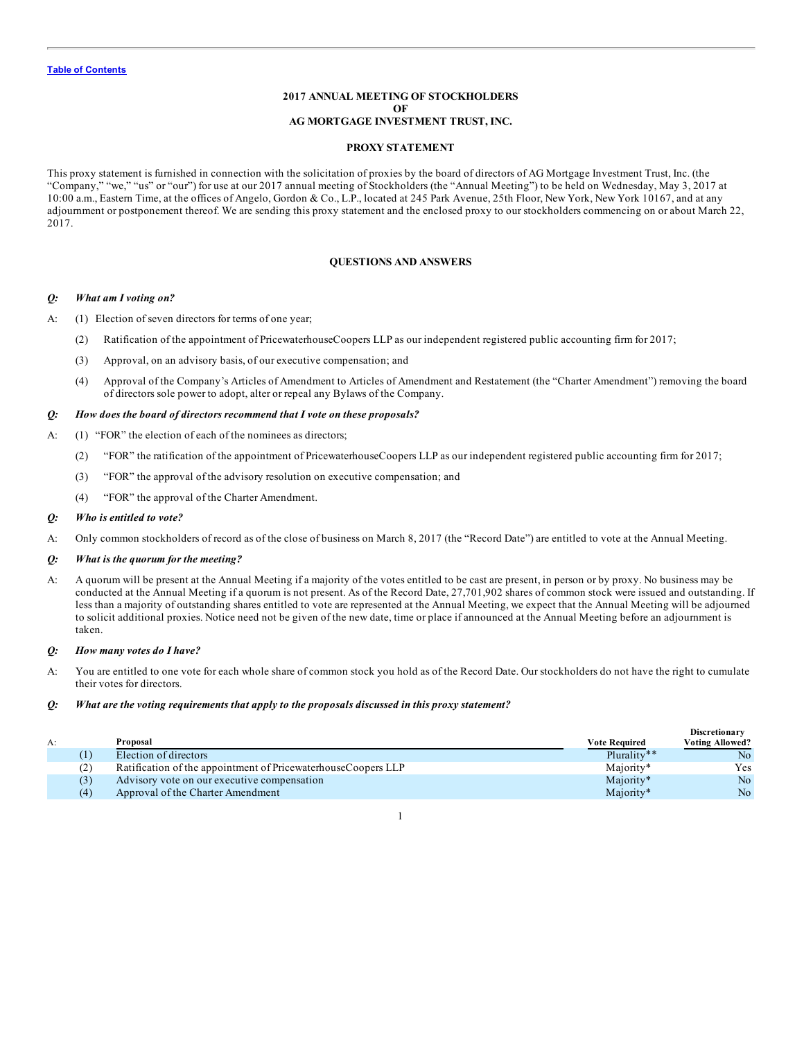[Table of Contents](#)

# 2017 ANNUAL MEETING OF STOCKHOLDERS OF AG MORTGAGE INVESTMENT TRUST, INC.

## PROXY STATEMENT

This proxy statement is furnished in connection with the solicitation of proxies by the board of directors of AG Mortgage Investment Trust, Inc. (the "Company," "we," "us" or "our") for use at our 2017 annual meeting of Stockholders (the "Annual Meeting") to be held on Wednesday, May 3, 2017 at 10:00 a.m., Eastern Time, at the offices of Angelo, Gordon & Co., L.P., located at 245 Park Avenue, 25th Floor, New York, New York 10167, and at any adjournment or postponement thereof. We are sending this proxy statement and the enclosed proxy to our stockholders commencing on or about March 22, 2017.

## QUESTIONS AND ANSWERS

***Q: What am I voting on?***

A: (1) Election of seven directors for terms of one year;

(2) Ratification of the appointment of PricewaterhouseCoopers LLP as our independent registered public accounting firm for 2017;

(3) Approval, on an advisory basis, of our executive compensation; and

(4) Approval of the Company's Articles of Amendment to Articles of Amendment and Restatement (the "Charter Amendment") removing the board of directors sole power to adopt, alter or repeal any Bylaws of the Company.

***Q: How does the board of directors recommend that I vote on these proposals?***

A: (1) "FOR" the election of each of the nominees as directors;

(2) "FOR" the ratification of the appointment of PricewaterhouseCoopers LLP as our independent registered public accounting firm for 2017;

(3) "FOR" the approval of the advisory resolution on executive compensation; and

(4) "FOR" the approval of the Charter Amendment.

***Q: Who is entitled to vote?***

A: Only common stockholders of record as of the close of business on March 8, 2017 (the "Record Date") are entitled to vote at the Annual Meeting.

***Q: What is the quorum for the meeting?***

A: A quorum will be present at the Annual Meeting if a majority of the votes entitled to be cast are present, in person or by proxy. No business may be conducted at the Annual Meeting if a quorum is not present. As of the Record Date, 27,701,902 shares of common stock were issued and outstanding. If less than a majority of outstanding shares entitled to vote are represented at the Annual Meeting, we expect that the Annual Meeting will be adjourned to solicit additional proxies. Notice need not be given of the new date, time or place if announced at the Annual Meeting before an adjournment is taken.

***Q: How many votes do I have?***

A: You are entitled to one vote for each whole share of common stock you hold as of the Record Date. Our stockholders do not have the right to cumulate their votes for directors.

***Q: What are the voting requirements that apply to the proposals discussed in this proxy statement?***

A:

| | Proposal | Vote Required | Discretionary Voting Allowed? |
|---|---|---|---|
| (1) | Election of directors | Plurality** | No |
| (2) | Ratification of the appointment of PricewaterhouseCoopers LLP | Majority* | Yes |
| (3) | Advisory vote on our executive compensation | Majority* | No |
| (4) | Approval of the Charter Amendment | Majority* | No |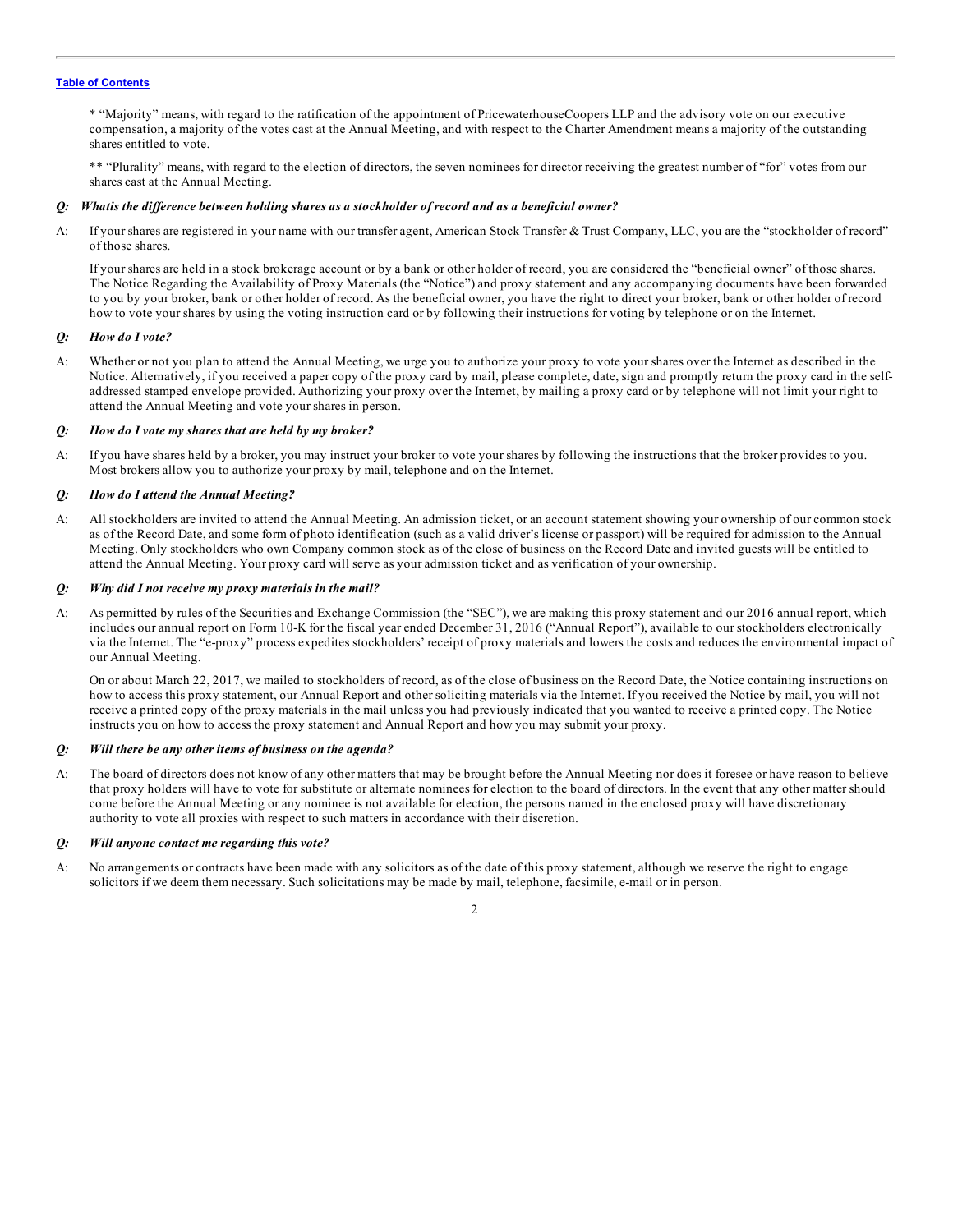* "Majority" means, with regard to the ratification of the appointment of PricewaterhouseCoopers LLP and the advisory vote on our executive compensation, a majority of the votes cast at the Annual Meeting, and with respect to the Charter Amendment means a majority of the outstanding shares entitled to vote.

** "Plurality" means, with regard to the election of directors, the seven nominees for director receiving the greatest number of "for" votes from our shares cast at the Annual Meeting.

***Q: Whatis the difference between holding shares as a stockholder of record and as a beneficial owner?***

A: If your shares are registered in your name with our transfer agent, American Stock Transfer & Trust Company, LLC, you are the "stockholder of record" of those shares.

If your shares are held in a stock brokerage account or by a bank or other holder of record, you are considered the "beneficial owner" of those shares. The Notice Regarding the Availability of Proxy Materials (the "Notice") and proxy statement and any accompanying documents have been forwarded to you by your broker, bank or other holder of record. As the beneficial owner, you have the right to direct your broker, bank or other holder of record how to vote your shares by using the voting instruction card or by following their instructions for voting by telephone or on the Internet.

***Q: How do I vote?***

A: Whether or not you plan to attend the Annual Meeting, we urge you to authorize your proxy to vote your shares over the Internet as described in the Notice. Alternatively, if you received a paper copy of the proxy card by mail, please complete, date, sign and promptly return the proxy card in the self-addressed stamped envelope provided. Authorizing your proxy over the Internet, by mailing a proxy card or by telephone will not limit your right to attend the Annual Meeting and vote your shares in person.

***Q: How do I vote my shares that are held by my broker?***

A: If you have shares held by a broker, you may instruct your broker to vote your shares by following the instructions that the broker provides to you. Most brokers allow you to authorize your proxy by mail, telephone and on the Internet.

***Q: How do I attend the Annual Meeting?***

A: All stockholders are invited to attend the Annual Meeting. An admission ticket, or an account statement showing your ownership of our common stock as of the Record Date, and some form of photo identification (such as a valid driver's license or passport) will be required for admission to the Annual Meeting. Only stockholders who own Company common stock as of the close of business on the Record Date and invited guests will be entitled to attend the Annual Meeting. Your proxy card will serve as your admission ticket and as verification of your ownership.

***Q: Why did I not receive my proxy materials in the mail?***

A: As permitted by rules of the Securities and Exchange Commission (the "SEC"), we are making this proxy statement and our 2016 annual report, which includes our annual report on Form 10-K for the fiscal year ended December 31, 2016 ("Annual Report"), available to our stockholders electronically via the Internet. The "e-proxy" process expedites stockholders' receipt of proxy materials and lowers the costs and reduces the environmental impact of our Annual Meeting.

On or about March 22, 2017, we mailed to stockholders of record, as of the close of business on the Record Date, the Notice containing instructions on how to access this proxy statement, our Annual Report and other soliciting materials via the Internet. If you received the Notice by mail, you will not receive a printed copy of the proxy materials in the mail unless you had previously indicated that you wanted to receive a printed copy. The Notice instructs you on how to access the proxy statement and Annual Report and how you may submit your proxy.

***Q: Will there be any other items of business on the agenda?***

A: The board of directors does not know of any other matters that may be brought before the Annual Meeting nor does it foresee or have reason to believe that proxy holders will have to vote for substitute or alternate nominees for election to the board of directors. In the event that any other matter should come before the Annual Meeting or any nominee is not available for election, the persons named in the enclosed proxy will have discretionary authority to vote all proxies with respect to such matters in accordance with their discretion.

***Q: Will anyone contact me regarding this vote?***

A: No arrangements or contracts have been made with any solicitors as of the date of this proxy statement, although we reserve the right to engage solicitors if we deem them necessary. Such solicitations may be made by mail, telephone, facsimile, e-mail or in person.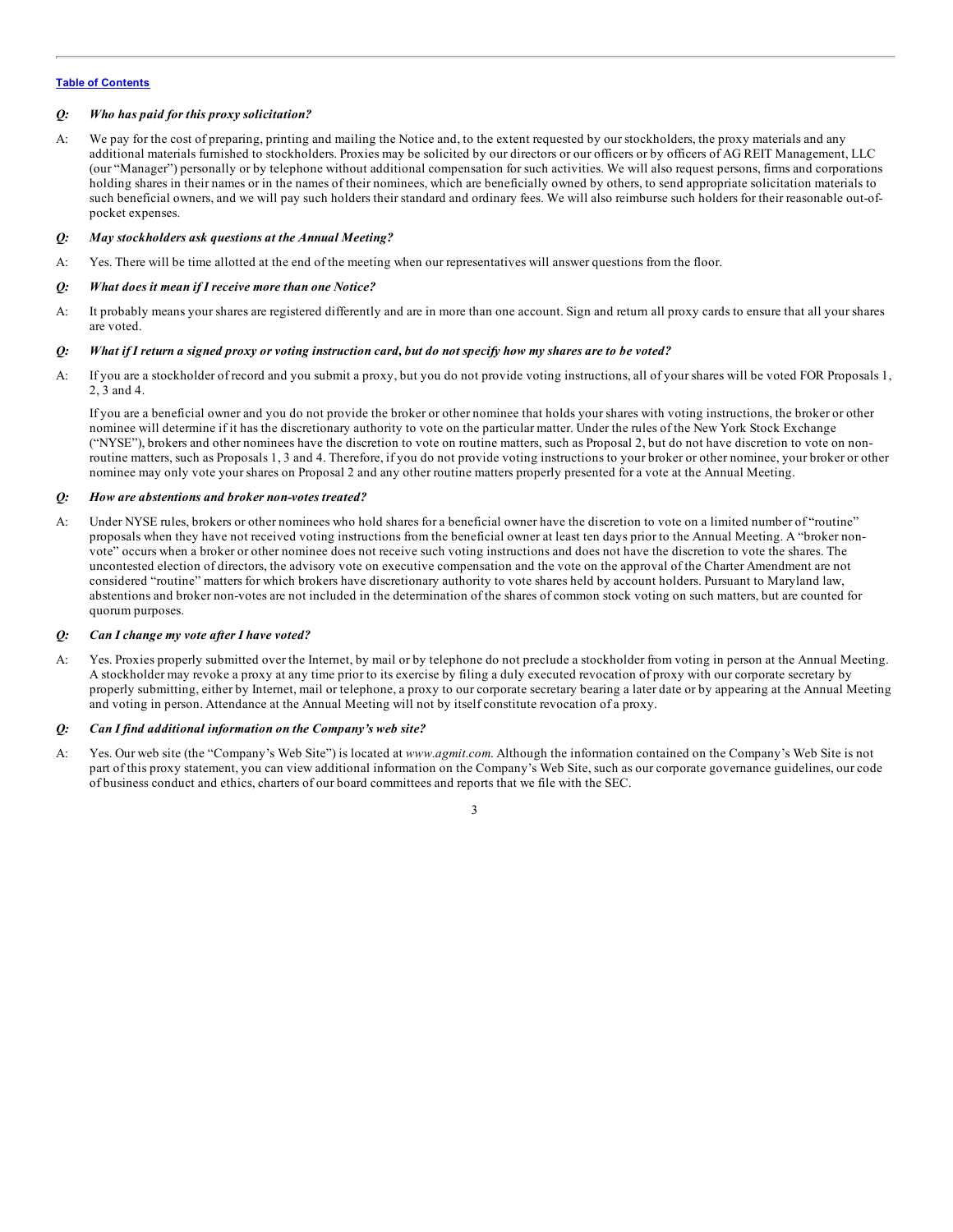[Table of Contents](#)

***Q: Who has paid for this proxy solicitation?***

A: We pay for the cost of preparing, printing and mailing the Notice and, to the extent requested by our stockholders, the proxy materials and any additional materials furnished to stockholders. Proxies may be solicited by our directors or our officers or by officers of AG REIT Management, LLC (our "Manager") personally or by telephone without additional compensation for such activities. We will also request persons, firms and corporations holding shares in their names or in the names of their nominees, which are beneficially owned by others, to send appropriate solicitation materials to such beneficial owners, and we will pay such holders their standard and ordinary fees. We will also reimburse such holders for their reasonable out-of-pocket expenses.

***Q: May stockholders ask questions at the Annual Meeting?***

A: Yes. There will be time allotted at the end of the meeting when our representatives will answer questions from the floor.

***Q: What does it mean if I receive more than one Notice?***

A: It probably means your shares are registered differently and are in more than one account. Sign and return all proxy cards to ensure that all your shares are voted.

***Q: What if I return a signed proxy or voting instruction card, but do not specify how my shares are to be voted?***

A: If you are a stockholder of record and you submit a proxy, but you do not provide voting instructions, all of your shares will be voted FOR Proposals 1, 2, 3 and 4.

If you are a beneficial owner and you do not provide the broker or other nominee that holds your shares with voting instructions, the broker or other nominee will determine if it has the discretionary authority to vote on the particular matter. Under the rules of the New York Stock Exchange ("NYSE"), brokers and other nominees have the discretion to vote on routine matters, such as Proposal 2, but do not have discretion to vote on non-routine matters, such as Proposals 1, 3 and 4. Therefore, if you do not provide voting instructions to your broker or other nominee, your broker or other nominee may only vote your shares on Proposal 2 and any other routine matters properly presented for a vote at the Annual Meeting.

***Q: How are abstentions and broker non-votes treated?***

A: Under NYSE rules, brokers or other nominees who hold shares for a beneficial owner have the discretion to vote on a limited number of "routine" proposals when they have not received voting instructions from the beneficial owner at least ten days prior to the Annual Meeting. A "broker non-vote" occurs when a broker or other nominee does not receive such voting instructions and does not have the discretion to vote the shares. The uncontested election of directors, the advisory vote on executive compensation and the vote on the approval of the Charter Amendment are not considered "routine" matters for which brokers have discretionary authority to vote shares held by account holders. Pursuant to Maryland law, abstentions and broker non-votes are not included in the determination of the shares of common stock voting on such matters, but are counted for quorum purposes.

***Q: Can I change my vote after I have voted?***

A: Yes. Proxies properly submitted over the Internet, by mail or by telephone do not preclude a stockholder from voting in person at the Annual Meeting. A stockholder may revoke a proxy at any time prior to its exercise by filing a duly executed revocation of proxy with our corporate secretary by properly submitting, either by Internet, mail or telephone, a proxy to our corporate secretary bearing a later date or by appearing at the Annual Meeting and voting in person. Attendance at the Annual Meeting will not by itself constitute revocation of a proxy.

***Q: Can I find additional information on the Company's web site?***

A: Yes. Our web site (the "Company's Web Site") is located at *www.agmit.com*. Although the information contained on the Company's Web Site is not part of this proxy statement, you can view additional information on the Company's Web Site, such as our corporate governance guidelines, our code of business conduct and ethics, charters of our board committees and reports that we file with the SEC.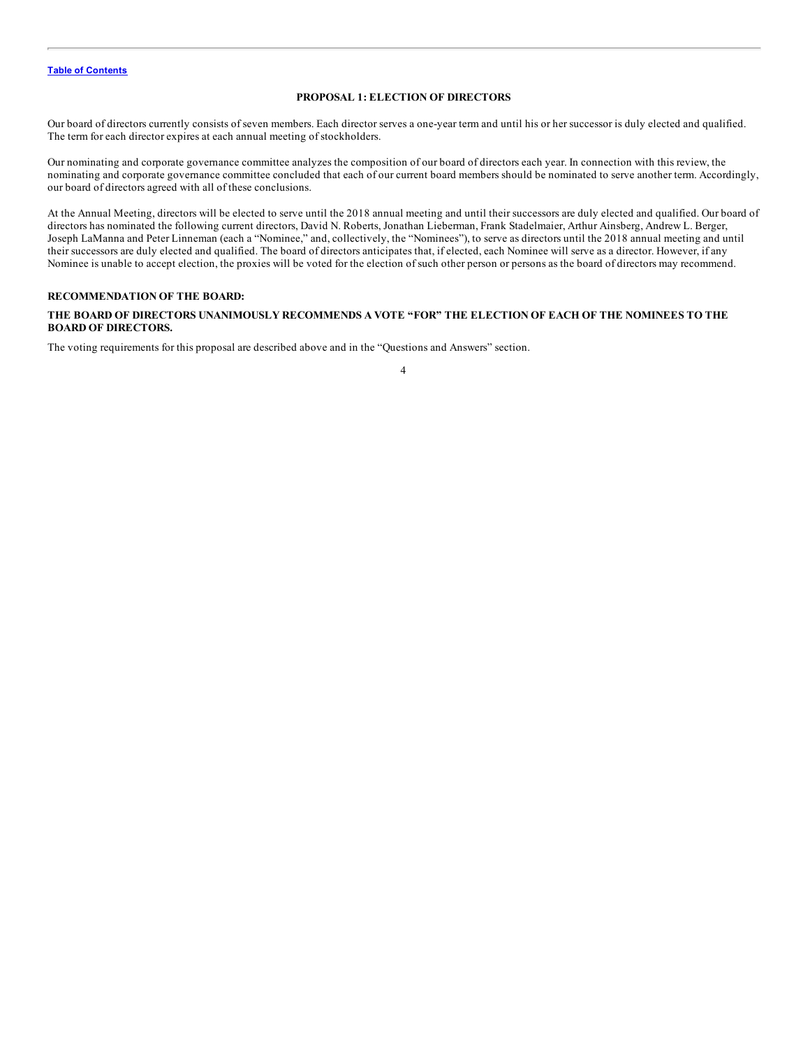## PROPOSAL 1: ELECTION OF DIRECTORS

Our board of directors currently consists of seven members. Each director serves a one-year term and until his or her successor is duly elected and qualified. The term for each director expires at each annual meeting of stockholders.

Our nominating and corporate governance committee analyzes the composition of our board of directors each year. In connection with this review, the nominating and corporate governance committee concluded that each of our current board members should be nominated to serve another term. Accordingly, our board of directors agreed with all of these conclusions.

At the Annual Meeting, directors will be elected to serve until the 2018 annual meeting and until their successors are duly elected and qualified. Our board of directors has nominated the following current directors, David N. Roberts, Jonathan Lieberman, Frank Stadelmaier, Arthur Ainsberg, Andrew L. Berger, Joseph LaManna and Peter Linneman (each a "Nominee," and, collectively, the "Nominees"), to serve as directors until the 2018 annual meeting and until their successors are duly elected and qualified. The board of directors anticipates that, if elected, each Nominee will serve as a director. However, if any Nominee is unable to accept election, the proxies will be voted for the election of such other person or persons as the board of directors may recommend.

**RECOMMENDATION OF THE BOARD:**

**THE BOARD OF DIRECTORS UNANIMOUSLY RECOMMENDS A VOTE "FOR" THE ELECTION OF EACH OF THE NOMINEES TO THE BOARD OF DIRECTORS.**

The voting requirements for this proposal are described above and in the "Questions and Answers" section.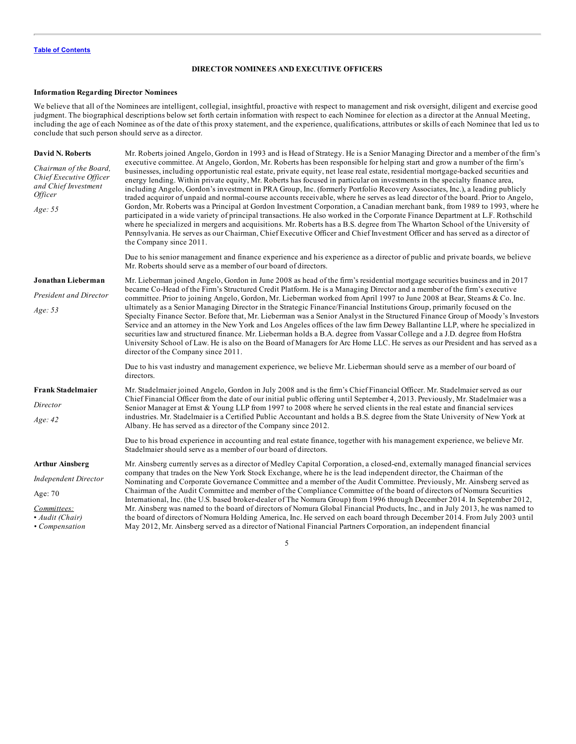[Table of Contents](#)

## DIRECTOR NOMINEES AND EXECUTIVE OFFICERS

### Information Regarding Director Nominees

We believe that all of the Nominees are intelligent, collegial, insightful, proactive with respect to management and risk oversight, diligent and exercise good judgment. The biographical descriptions below set forth certain information with respect to each Nominee for election as a director at the Annual Meeting, including the age of each Nominee as of the date of this proxy statement, and the experience, qualifications, attributes or skills of each Nominee that led us to conclude that such person should serve as a director.

**David N. Roberts**

*Chairman of the Board, Chief Executive Officer and Chief Investment Officer*

*Age: 55*

Mr. Roberts joined Angelo, Gordon in 1993 and is Head of Strategy. He is a Senior Managing Director and a member of the firm's executive committee. At Angelo, Gordon, Mr. Roberts has been responsible for helping start and grow a number of the firm's businesses, including opportunistic real estate, private equity, net lease real estate, residential mortgage-backed securities and energy lending. Within private equity, Mr. Roberts has focused in particular on investments in the specialty finance area, including Angelo, Gordon's investment in PRA Group, Inc. (formerly Portfolio Recovery Associates, Inc.), a leading publicly traded acquiror of unpaid and normal-course accounts receivable, where he serves as lead director of the board. Prior to Angelo, Gordon, Mr. Roberts was a Principal at Gordon Investment Corporation, a Canadian merchant bank, from 1989 to 1993, where he participated in a wide variety of principal transactions. He also worked in the Corporate Finance Department at L.F. Rothschild where he specialized in mergers and acquisitions. Mr. Roberts has a B.S. degree from The Wharton School of the University of Pennsylvania. He serves as our Chairman, Chief Executive Officer and Chief Investment Officer and has served as a director of the Company since 2011.

Due to his senior management and finance experience and his experience as a director of public and private boards, we believe Mr. Roberts should serve as a member of our board of directors.

**Jonathan Lieberman**

*President and Director*

*Age: 53*

Mr. Lieberman joined Angelo, Gordon in June 2008 as head of the firm's residential mortgage securities business and in 2017 became Co-Head of the Firm's Structured Credit Platform. He is a Managing Director and a member of the firm's executive committee. Prior to joining Angelo, Gordon, Mr. Lieberman worked from April 1997 to June 2008 at Bear, Stearns & Co. Inc. ultimately as a Senior Managing Director in the Strategic Finance/Financial Institutions Group, primarily focused on the Specialty Finance Sector. Before that, Mr. Lieberman was a Senior Analyst in the Structured Finance Group of Moody's Investors Service and an attorney in the New York and Los Angeles offices of the law firm Dewey Ballantine LLP, where he specialized in securities law and structured finance. Mr. Lieberman holds a B.A. degree from Vassar College and a J.D. degree from Hofstra University School of Law. He is also on the Board of Managers for Arc Home LLC. He serves as our President and has served as a director of the Company since 2011.

Due to his vast industry and management experience, we believe Mr. Lieberman should serve as a member of our board of directors.

**Frank Stadelmaier**

*Director*

*Age: 42*

Mr. Stadelmaier joined Angelo, Gordon in July 2008 and is the firm's Chief Financial Officer. Mr. Stadelmaier served as our Chief Financial Officer from the date of our initial public offering until September 4, 2013. Previously, Mr. Stadelmaier was a Senior Manager at Ernst & Young LLP from 1997 to 2008 where he served clients in the real estate and financial services industries. Mr. Stadelmaier is a Certified Public Accountant and holds a B.S. degree from the State University of New York at Albany. He has served as a director of the Company since 2012.

Due to his broad experience in accounting and real estate finance, together with his management experience, we believe Mr. Stadelmaier should serve as a member of our board of directors.

**Arthur Ainsberg**

*Independent Director*

Age: 70

*Committees:*
- *Audit (Chair)*
- *Compensation*

Mr. Ainsberg currently serves as a director of Medley Capital Corporation, a closed-end, externally managed financial services company that trades on the New York Stock Exchange, where he is the lead independent director, the Chairman of the Nominating and Corporate Governance Committee and a member of the Audit Committee. Previously, Mr. Ainsberg served as Chairman of the Audit Committee and member of the Compliance Committee of the board of directors of Nomura Securities International, Inc. (the U.S. based broker-dealer of The Nomura Group) from 1996 through December 2014. In September 2012, Mr. Ainsberg was named to the board of directors of Nomura Global Financial Products, Inc., and in July 2013, he was named to the board of directors of Nomura Holding America, Inc. He served on each board through December 2014. From July 2003 until May 2012, Mr. Ainsberg served as a director of National Financial Partners Corporation, an independent financial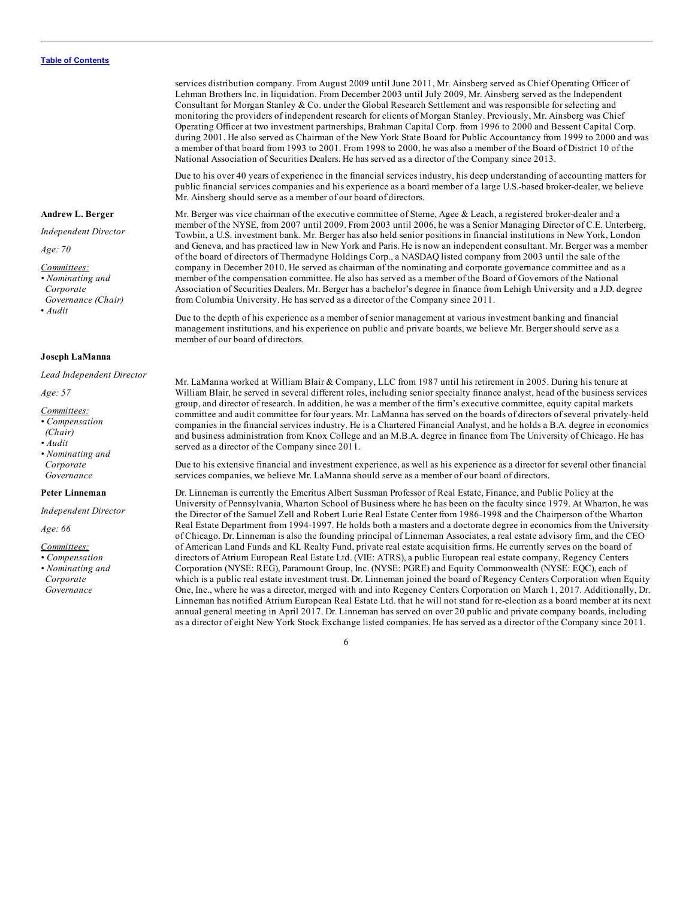services distribution company. From August 2009 until June 2011, Mr. Ainsberg served as Chief Operating Officer of Lehman Brothers Inc. in liquidation. From December 2003 until July 2009, Mr. Ainsberg served as the Independent Consultant for Morgan Stanley & Co. under the Global Research Settlement and was responsible for selecting and monitoring the providers of independent research for clients of Morgan Stanley. Previously, Mr. Ainsberg was Chief Operating Officer at two investment partnerships, Brahman Capital Corp. from 1996 to 2000 and Bessent Capital Corp. during 2001. He also served as Chairman of the New York State Board for Public Accountancy from 1999 to 2000 and was a member of that board from 1993 to 2001. From 1998 to 2000, he was also a member of the Board of District 10 of the National Association of Securities Dealers. He has served as a director of the Company since 2013.

Due to his over 40 years of experience in the financial services industry, his deep understanding of accounting matters for public financial services companies and his experience as a board member of a large U.S.-based broker-dealer, we believe Mr. Ainsberg should serve as a member of our board of directors.

**Andrew L. Berger**

*Independent Director*

*Age: 70*

*Committees:*
- *Nominating and Corporate Governance (Chair)*
- *Audit*

Mr. Berger was vice chairman of the executive committee of Sterne, Agee & Leach, a registered broker-dealer and a member of the NYSE, from 2007 until 2009. From 2003 until 2006, he was a Senior Managing Director of C.E. Unterberg, Towbin, a U.S. investment bank. Mr. Berger has also held senior positions in financial institutions in New York, London and Geneva, and has practiced law in New York and Paris. He is now an independent consultant. Mr. Berger was a member of the board of directors of Thermadyne Holdings Corp., a NASDAQ listed company from 2003 until the sale of the company in December 2010. He served as chairman of the nominating and corporate governance committee and as a member of the compensation committee. He also has served as a member of the Board of Governors of the National Association of Securities Dealers. Mr. Berger has a bachelor's degree in finance from Lehigh University and a J.D. degree from Columbia University. He has served as a director of the Company since 2011.

Due to the depth of his experience as a member of senior management at various investment banking and financial management institutions, and his experience on public and private boards, we believe Mr. Berger should serve as a member of our board of directors.

**Joseph LaManna**

*Lead Independent Director*

*Age: 57*

*Committees:*
- *Compensation (Chair)*
- *Audit*
- *Nominating and Corporate Governance*

Mr. LaManna worked at William Blair & Company, LLC from 1987 until his retirement in 2005. During his tenure at William Blair, he served in several different roles, including senior specialty finance analyst, head of the business services group, and director of research. In addition, he was a member of the firm's executive committee, equity capital markets committee and audit committee for four years. Mr. LaManna has served on the boards of directors of several privately-held companies in the financial services industry. He is a Chartered Financial Analyst, and he holds a B.A. degree in economics and business administration from Knox College and an M.B.A. degree in finance from The University of Chicago. He has served as a director of the Company since 2011.

Due to his extensive financial and investment experience, as well as his experience as a director for several other financial services companies, we believe Mr. LaManna should serve as a member of our board of directors.

**Peter Linneman**

*Independent Director*

*Age: 66*

*Committees:*
- *Compensation*
- *Nominating and Corporate Governance*

Dr. Linneman is currently the Emeritus Albert Sussman Professor of Real Estate, Finance, and Public Policy at the University of Pennsylvania, Wharton School of Business where he has been on the faculty since 1979. At Wharton, he was the Director of the Samuel Zell and Robert Lurie Real Estate Center from 1986-1998 and the Chairperson of the Wharton Real Estate Department from 1994-1997. He holds both a masters and a doctorate degree in economics from the University of Chicago. Dr. Linneman is also the founding principal of Linneman Associates, a real estate advisory firm, and the CEO of American Land Funds and KL Realty Fund, private real estate acquisition firms. He currently serves on the board of directors of Atrium European Real Estate Ltd. (VIE: ATRS), a public European real estate company, Regency Centers Corporation (NYSE: REG), Paramount Group, Inc. (NYSE: PGRE) and Equity Commonwealth (NYSE: EQC), each of which is a public real estate investment trust. Dr. Linneman joined the board of Regency Centers Corporation when Equity One, Inc., where he was a director, merged with and into Regency Centers Corporation on March 1, 2017. Additionally, Dr. Linneman has notified Atrium European Real Estate Ltd. that he will not stand for re-election as a board member at its next annual general meeting in April 2017. Dr. Linneman has served on over 20 public and private company boards, including as a director of eight New York Stock Exchange listed companies. He has served as a director of the Company since 2011.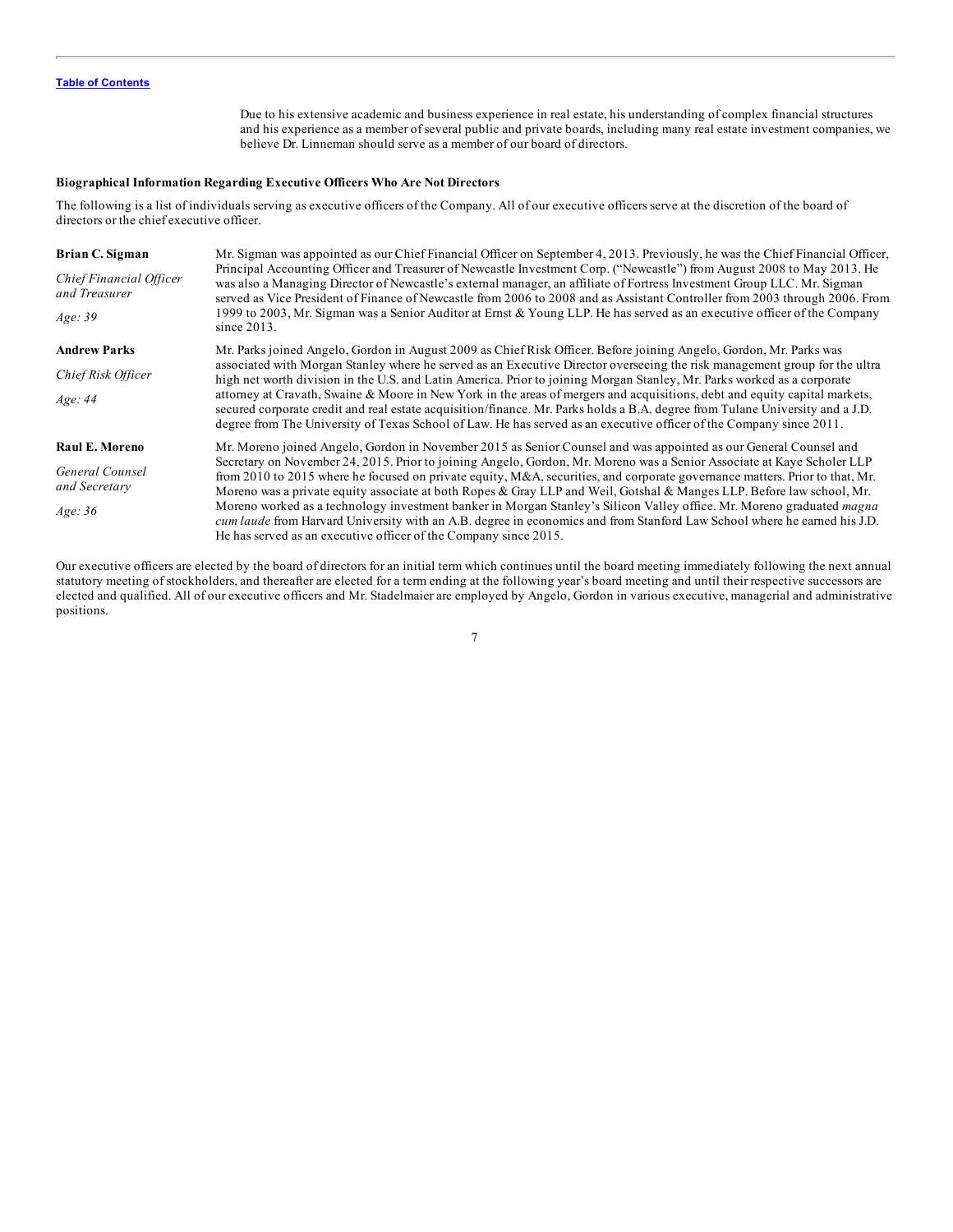Due to his extensive academic and business experience in real estate, his understanding of complex financial structures and his experience as a member of several public and private boards, including many real estate investment companies, we believe Dr. Linneman should serve as a member of our board of directors.

### Biographical Information Regarding Executive Officers Who Are Not Directors

The following is a list of individuals serving as executive officers of the Company. All of our executive officers serve at the discretion of the board of directors or the chief executive officer.

**Brian C. Sigman**

*Chief Financial Officer and Treasurer*

*Age: 39*

Mr. Sigman was appointed as our Chief Financial Officer on September 4, 2013. Previously, he was the Chief Financial Officer, Principal Accounting Officer and Treasurer of Newcastle Investment Corp. ("Newcastle") from August 2008 to May 2013. He was also a Managing Director of Newcastle's external manager, an affiliate of Fortress Investment Group LLC. Mr. Sigman served as Vice President of Finance of Newcastle from 2006 to 2008 and as Assistant Controller from 2003 through 2006. From 1999 to 2003, Mr. Sigman was a Senior Auditor at Ernst & Young LLP. He has served as an executive officer of the Company since 2013.

**Andrew Parks**

*Chief Risk Officer*

*Age: 44*

Mr. Parks joined Angelo, Gordon in August 2009 as Chief Risk Officer. Before joining Angelo, Gordon, Mr. Parks was associated with Morgan Stanley where he served as an Executive Director overseeing the risk management group for the ultra high net worth division in the U.S. and Latin America. Prior to joining Morgan Stanley, Mr. Parks worked as a corporate attorney at Cravath, Swaine & Moore in New York in the areas of mergers and acquisitions, debt and equity capital markets, secured corporate credit and real estate acquisition/finance. Mr. Parks holds a B.A. degree from Tulane University and a J.D. degree from The University of Texas School of Law. He has served as an executive officer of the Company since 2011.

**Raul E. Moreno**

*General Counsel and Secretary*

*Age: 36*

Mr. Moreno joined Angelo, Gordon in November 2015 as Senior Counsel and was appointed as our General Counsel and Secretary on November 24, 2015. Prior to joining Angelo, Gordon, Mr. Moreno was a Senior Associate at Kaye Scholer LLP from 2010 to 2015 where he focused on private equity, M&A, securities, and corporate governance matters. Prior to that, Mr. Moreno was a private equity associate at both Ropes & Gray LLP and Weil, Gotshal & Manges LLP. Before law school, Mr. Moreno worked as a technology investment banker in Morgan Stanley's Silicon Valley office. Mr. Moreno graduated *magna cum laude* from Harvard University with an A.B. degree in economics and from Stanford Law School where he earned his J.D. He has served as an executive officer of the Company since 2015.

Our executive officers are elected by the board of directors for an initial term which continues until the board meeting immediately following the next annual statutory meeting of stockholders, and thereafter are elected for a term ending at the following year's board meeting and until their respective successors are elected and qualified. All of our executive officers and Mr. Stadelmaier are employed by Angelo, Gordon in various executive, managerial and administrative positions.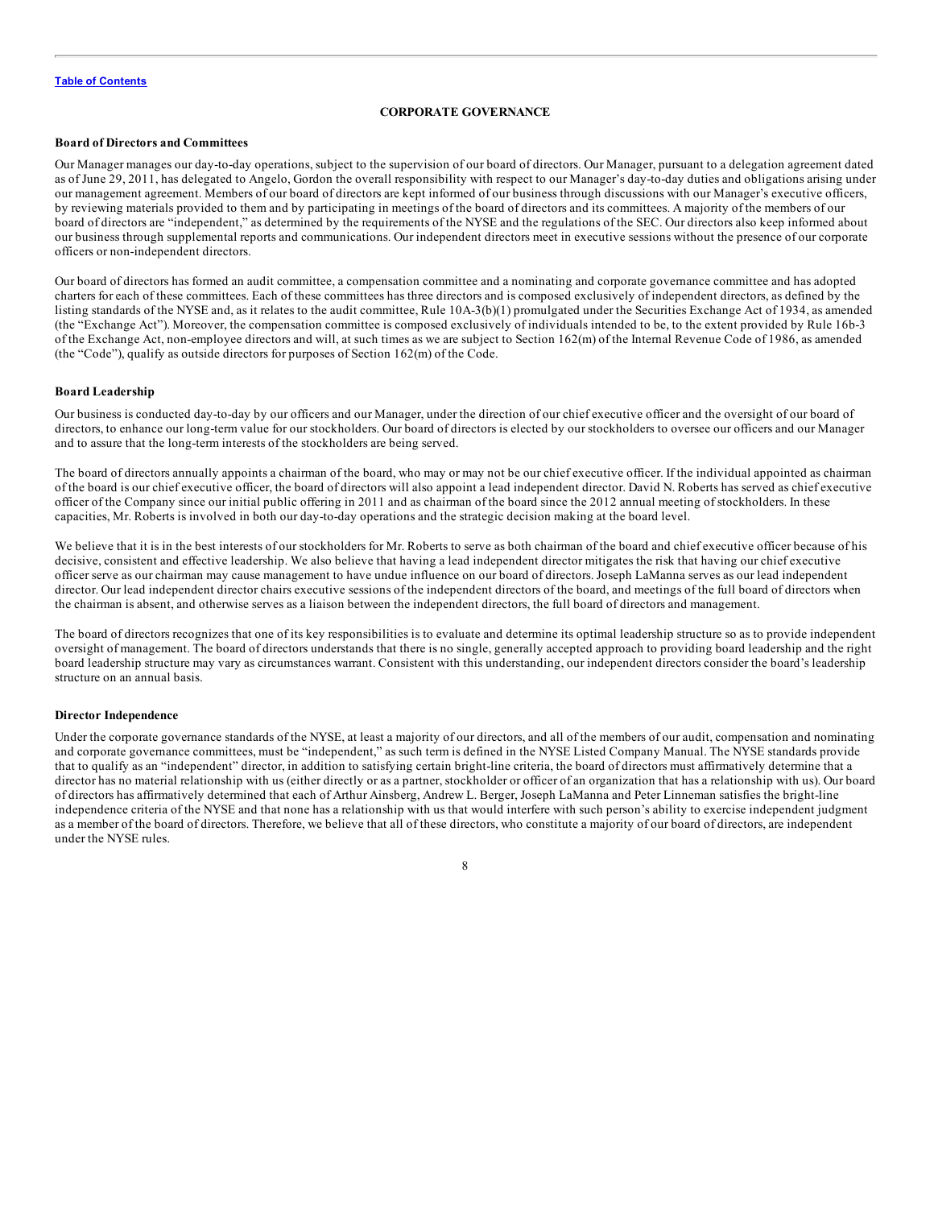## CORPORATE GOVERNANCE

### Board of Directors and Committees

Our Manager manages our day-to-day operations, subject to the supervision of our board of directors. Our Manager, pursuant to a delegation agreement dated as of June 29, 2011, has delegated to Angelo, Gordon the overall responsibility with respect to our Manager's day-to-day duties and obligations arising under our management agreement. Members of our board of directors are kept informed of our business through discussions with our Manager's executive officers, by reviewing materials provided to them and by participating in meetings of the board of directors and its committees. A majority of the members of our board of directors are "independent," as determined by the requirements of the NYSE and the regulations of the SEC. Our directors also keep informed about our business through supplemental reports and communications. Our independent directors meet in executive sessions without the presence of our corporate officers or non-independent directors.

Our board of directors has formed an audit committee, a compensation committee and a nominating and corporate governance committee and has adopted charters for each of these committees. Each of these committees has three directors and is composed exclusively of independent directors, as defined by the listing standards of the NYSE and, as it relates to the audit committee, Rule 10A-3(b)(1) promulgated under the Securities Exchange Act of 1934, as amended (the "Exchange Act"). Moreover, the compensation committee is composed exclusively of individuals intended to be, to the extent provided by Rule 16b-3 of the Exchange Act, non-employee directors and will, at such times as we are subject to Section 162(m) of the Internal Revenue Code of 1986, as amended (the "Code"), qualify as outside directors for purposes of Section 162(m) of the Code.

### Board Leadership

Our business is conducted day-to-day by our officers and our Manager, under the direction of our chief executive officer and the oversight of our board of directors, to enhance our long-term value for our stockholders. Our board of directors is elected by our stockholders to oversee our officers and our Manager and to assure that the long-term interests of the stockholders are being served.

The board of directors annually appoints a chairman of the board, who may or may not be our chief executive officer. If the individual appointed as chairman of the board is our chief executive officer, the board of directors will also appoint a lead independent director. David N. Roberts has served as chief executive officer of the Company since our initial public offering in 2011 and as chairman of the board since the 2012 annual meeting of stockholders. In these capacities, Mr. Roberts is involved in both our day-to-day operations and the strategic decision making at the board level.

We believe that it is in the best interests of our stockholders for Mr. Roberts to serve as both chairman of the board and chief executive officer because of his decisive, consistent and effective leadership. We also believe that having a lead independent director mitigates the risk that having our chief executive officer serve as our chairman may cause management to have undue influence on our board of directors. Joseph LaManna serves as our lead independent director. Our lead independent director chairs executive sessions of the independent directors of the board, and meetings of the full board of directors when the chairman is absent, and otherwise serves as a liaison between the independent directors, the full board of directors and management.

The board of directors recognizes that one of its key responsibilities is to evaluate and determine its optimal leadership structure so as to provide independent oversight of management. The board of directors understands that there is no single, generally accepted approach to providing board leadership and the right board leadership structure may vary as circumstances warrant. Consistent with this understanding, our independent directors consider the board's leadership structure on an annual basis.

### Director Independence

Under the corporate governance standards of the NYSE, at least a majority of our directors, and all of the members of our audit, compensation and nominating and corporate governance committees, must be "independent," as such term is defined in the NYSE Listed Company Manual. The NYSE standards provide that to qualify as an "independent" director, in addition to satisfying certain bright-line criteria, the board of directors must affirmatively determine that a director has no material relationship with us (either directly or as a partner, stockholder or officer of an organization that has a relationship with us). Our board of directors has affirmatively determined that each of Arthur Ainsberg, Andrew L. Berger, Joseph LaManna and Peter Linneman satisfies the bright-line independence criteria of the NYSE and that none has a relationship with us that would interfere with such person's ability to exercise independent judgment as a member of the board of directors. Therefore, we believe that all of these directors, who constitute a majority of our board of directors, are independent under the NYSE rules.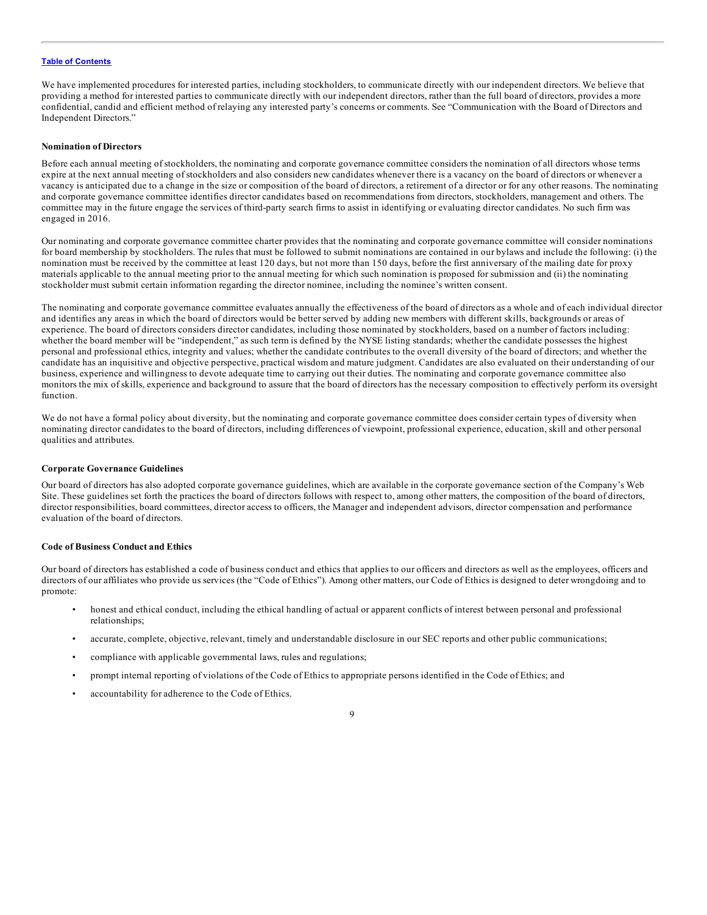We have implemented procedures for interested parties, including stockholders, to communicate directly with our independent directors. We believe that providing a method for interested parties to communicate directly with our independent directors, rather than the full board of directors, provides a more confidential, candid and efficient method of relaying any interested party's concerns or comments. See "Communication with the Board of Directors and Independent Directors."

### Nomination of Directors

Before each annual meeting of stockholders, the nominating and corporate governance committee considers the nomination of all directors whose terms expire at the next annual meeting of stockholders and also considers new candidates whenever there is a vacancy on the board of directors or whenever a vacancy is anticipated due to a change in the size or composition of the board of directors, a retirement of a director or for any other reasons. The nominating and corporate governance committee identifies director candidates based on recommendations from directors, stockholders, management and others. The committee may in the future engage the services of third-party search firms to assist in identifying or evaluating director candidates. No such firm was engaged in 2016.

Our nominating and corporate governance committee charter provides that the nominating and corporate governance committee will consider nominations for board membership by stockholders. The rules that must be followed to submit nominations are contained in our bylaws and include the following: (i) the nomination must be received by the committee at least 120 days, but not more than 150 days, before the first anniversary of the mailing date for proxy materials applicable to the annual meeting prior to the annual meeting for which such nomination is proposed for submission and (ii) the nominating stockholder must submit certain information regarding the director nominee, including the nominee's written consent.

The nominating and corporate governance committee evaluates annually the effectiveness of the board of directors as a whole and of each individual director and identifies any areas in which the board of directors would be better served by adding new members with different skills, backgrounds or areas of experience. The board of directors considers director candidates, including those nominated by stockholders, based on a number of factors including: whether the board member will be "independent," as such term is defined by the NYSE listing standards; whether the candidate possesses the highest personal and professional ethics, integrity and values; whether the candidate contributes to the overall diversity of the board of directors; and whether the candidate has an inquisitive and objective perspective, practical wisdom and mature judgment. Candidates are also evaluated on their understanding of our business, experience and willingness to devote adequate time to carrying out their duties. The nominating and corporate governance committee also monitors the mix of skills, experience and background to assure that the board of directors has the necessary composition to effectively perform its oversight function.

We do not have a formal policy about diversity, but the nominating and corporate governance committee does consider certain types of diversity when nominating director candidates to the board of directors, including differences of viewpoint, professional experience, education, skill and other personal qualities and attributes.

### Corporate Governance Guidelines

Our board of directors has also adopted corporate governance guidelines, which are available in the corporate governance section of the Company's Web Site. These guidelines set forth the practices the board of directors follows with respect to, among other matters, the composition of the board of directors, director responsibilities, board committees, director access to officers, the Manager and independent advisors, director compensation and performance evaluation of the board of directors.

### Code of Business Conduct and Ethics

Our board of directors has established a code of business conduct and ethics that applies to our officers and directors as well as the employees, officers and directors of our affiliates who provide us services (the "Code of Ethics"). Among other matters, our Code of Ethics is designed to deter wrongdoing and to promote:

- honest and ethical conduct, including the ethical handling of actual or apparent conflicts of interest between personal and professional relationships;
- accurate, complete, objective, relevant, timely and understandable disclosure in our SEC reports and other public communications;
- compliance with applicable governmental laws, rules and regulations;
- prompt internal reporting of violations of the Code of Ethics to appropriate persons identified in the Code of Ethics; and
- accountability for adherence to the Code of Ethics.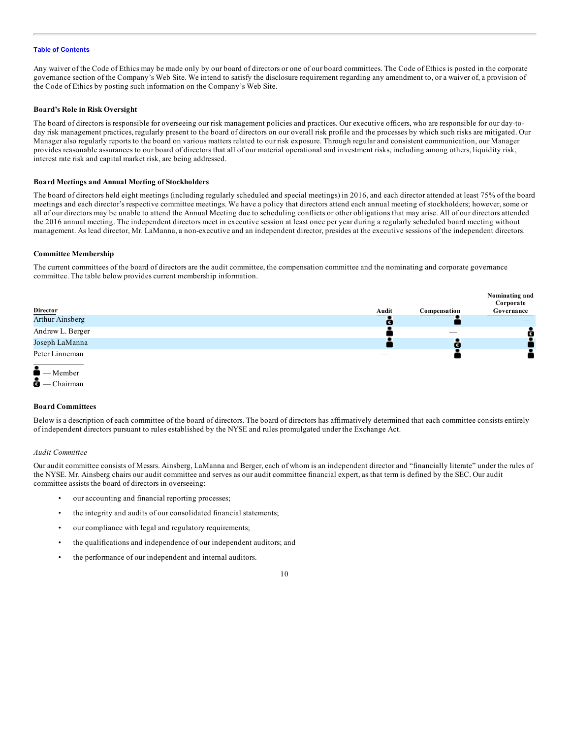Any waiver of the Code of Ethics may be made only by our board of directors or one of our board committees. The Code of Ethics is posted in the corporate governance section of the Company's Web Site. We intend to satisfy the disclosure requirement regarding any amendment to, or a waiver of, a provision of the Code of Ethics by posting such information on the Company's Web Site.

**Board's Role in Risk Oversight**

The board of directors is responsible for overseeing our risk management policies and practices. Our executive officers, who are responsible for our day-to-day risk management practices, regularly present to the board of directors on our overall risk profile and the processes by which such risks are mitigated. Our Manager also regularly reports to the board on various matters related to our risk exposure. Through regular and consistent communication, our Manager provides reasonable assurances to our board of directors that all of our material operational and investment risks, including among others, liquidity risk, interest rate risk and capital market risk, are being addressed.

**Board Meetings and Annual Meeting of Stockholders**

The board of directors held eight meetings (including regularly scheduled and special meetings) in 2016, and each director attended at least 75% of the board meetings and each director's respective committee meetings. We have a policy that directors attend each annual meeting of stockholders; however, some or all of our directors may be unable to attend the Annual Meeting due to scheduling conflicts or other obligations that may arise. All of our directors attended the 2016 annual meeting. The independent directors meet in executive session at least once per year during a regularly scheduled board meeting without management. As lead director, Mr. LaManna, a non-executive and an independent director, presides at the executive sessions of the independent directors.

**Committee Membership**

The current committees of the board of directors are the audit committee, the compensation committee and the nominating and corporate governance committee. The table below provides current membership information.

| Director | Audit | Compensation | Nominating and Corporate Governance |
|---|---|---|---|
| Arthur Ainsberg | Chairman | Member | — |
| Andrew L. Berger | Member | — | Chairman |
| Joseph LaManna | Member | Chairman | Member |
| Peter Linneman | — | Member | Member |

Member — Member
Chairman — Chairman

**Board Committees**

Below is a description of each committee of the board of directors. The board of directors has affirmatively determined that each committee consists entirely of independent directors pursuant to rules established by the NYSE and rules promulgated under the Exchange Act.

*Audit Committee*

Our audit committee consists of Messrs. Ainsberg, LaManna and Berger, each of whom is an independent director and "financially literate" under the rules of the NYSE. Mr. Ainsberg chairs our audit committee and serves as our audit committee financial expert, as that term is defined by the SEC. Our audit committee assists the board of directors in overseeing:

- our accounting and financial reporting processes;
- the integrity and audits of our consolidated financial statements;
- our compliance with legal and regulatory requirements;
- the qualifications and independence of our independent auditors; and
- the performance of our independent and internal auditors.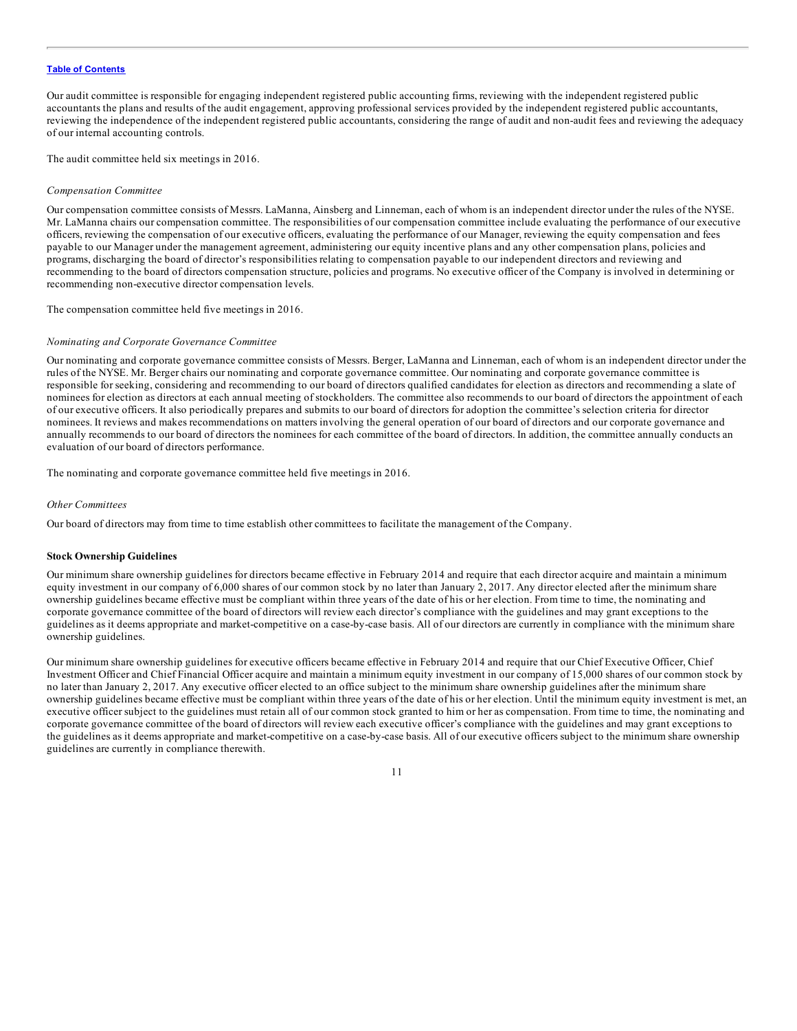Our audit committee is responsible for engaging independent registered public accounting firms, reviewing with the independent registered public accountants the plans and results of the audit engagement, approving professional services provided by the independent registered public accountants, reviewing the independence of the independent registered public accountants, considering the range of audit and non-audit fees and reviewing the adequacy of our internal accounting controls.

The audit committee held six meetings in 2016.

*Compensation Committee*

Our compensation committee consists of Messrs. LaManna, Ainsberg and Linneman, each of whom is an independent director under the rules of the NYSE. Mr. LaManna chairs our compensation committee. The responsibilities of our compensation committee include evaluating the performance of our executive officers, reviewing the compensation of our executive officers, evaluating the performance of our Manager, reviewing the equity compensation and fees payable to our Manager under the management agreement, administering our equity incentive plans and any other compensation plans, policies and programs, discharging the board of director's responsibilities relating to compensation payable to our independent directors and reviewing and recommending to the board of directors compensation structure, policies and programs. No executive officer of the Company is involved in determining or recommending non-executive director compensation levels.

The compensation committee held five meetings in 2016.

*Nominating and Corporate Governance Committee*

Our nominating and corporate governance committee consists of Messrs. Berger, LaManna and Linneman, each of whom is an independent director under the rules of the NYSE. Mr. Berger chairs our nominating and corporate governance committee. Our nominating and corporate governance committee is responsible for seeking, considering and recommending to our board of directors qualified candidates for election as directors and recommending a slate of nominees for election as directors at each annual meeting of stockholders. The committee also recommends to our board of directors the appointment of each of our executive officers. It also periodically prepares and submits to our board of directors for adoption the committee's selection criteria for director nominees. It reviews and makes recommendations on matters involving the general operation of our board of directors and our corporate governance and annually recommends to our board of directors the nominees for each committee of the board of directors. In addition, the committee annually conducts an evaluation of our board of directors performance.

The nominating and corporate governance committee held five meetings in 2016.

*Other Committees*

Our board of directors may from time to time establish other committees to facilitate the management of the Company.

**Stock Ownership Guidelines**

Our minimum share ownership guidelines for directors became effective in February 2014 and require that each director acquire and maintain a minimum equity investment in our company of 6,000 shares of our common stock by no later than January 2, 2017. Any director elected after the minimum share ownership guidelines became effective must be compliant within three years of the date of his or her election. From time to time, the nominating and corporate governance committee of the board of directors will review each director's compliance with the guidelines and may grant exceptions to the guidelines as it deems appropriate and market-competitive on a case-by-case basis. All of our directors are currently in compliance with the minimum share ownership guidelines.

Our minimum share ownership guidelines for executive officers became effective in February 2014 and require that our Chief Executive Officer, Chief Investment Officer and Chief Financial Officer acquire and maintain a minimum equity investment in our company of 15,000 shares of our common stock by no later than January 2, 2017. Any executive officer elected to an office subject to the minimum share ownership guidelines after the minimum share ownership guidelines became effective must be compliant within three years of the date of his or her election. Until the minimum equity investment is met, an executive officer subject to the guidelines must retain all of our common stock granted to him or her as compensation. From time to time, the nominating and corporate governance committee of the board of directors will review each executive officer's compliance with the guidelines and may grant exceptions to the guidelines as it deems appropriate and market-competitive on a case-by-case basis. All of our executive officers subject to the minimum share ownership guidelines are currently in compliance therewith.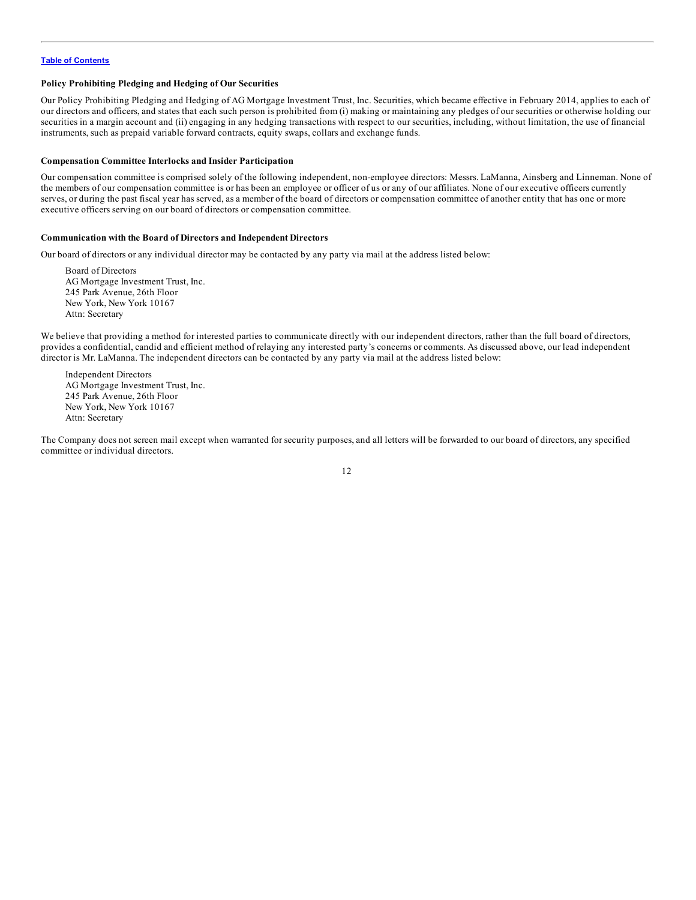### Policy Prohibiting Pledging and Hedging of Our Securities

Our Policy Prohibiting Pledging and Hedging of AG Mortgage Investment Trust, Inc. Securities, which became effective in February 2014, applies to each of our directors and officers, and states that each such person is prohibited from (i) making or maintaining any pledges of our securities or otherwise holding our securities in a margin account and (ii) engaging in any hedging transactions with respect to our securities, including, without limitation, the use of financial instruments, such as prepaid variable forward contracts, equity swaps, collars and exchange funds.

### Compensation Committee Interlocks and Insider Participation

Our compensation committee is comprised solely of the following independent, non-employee directors: Messrs. LaManna, Ainsberg and Linneman. None of the members of our compensation committee is or has been an employee or officer of us or any of our affiliates. None of our executive officers currently serves, or during the past fiscal year has served, as a member of the board of directors or compensation committee of another entity that has one or more executive officers serving on our board of directors or compensation committee.

### Communication with the Board of Directors and Independent Directors

Our board of directors or any individual director may be contacted by any party via mail at the address listed below:

Board of Directors
AG Mortgage Investment Trust, Inc.
245 Park Avenue, 26th Floor
New York, New York 10167
Attn: Secretary

We believe that providing a method for interested parties to communicate directly with our independent directors, rather than the full board of directors, provides a confidential, candid and efficient method of relaying any interested party's concerns or comments. As discussed above, our lead independent director is Mr. LaManna. The independent directors can be contacted by any party via mail at the address listed below:

Independent Directors
AG Mortgage Investment Trust, Inc.
245 Park Avenue, 26th Floor
New York, New York 10167
Attn: Secretary

The Company does not screen mail except when warranted for security purposes, and all letters will be forwarded to our board of directors, any specified committee or individual directors.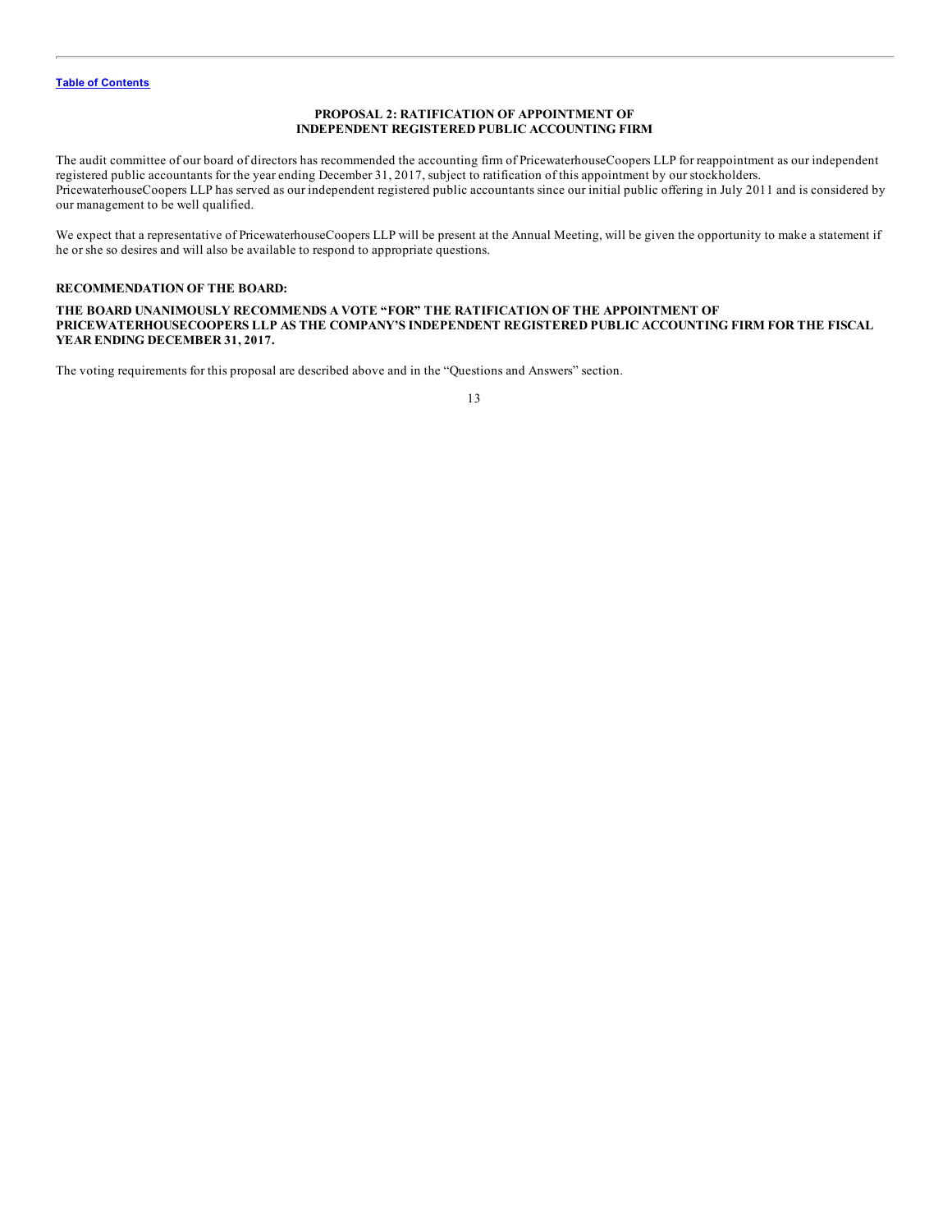## PROPOSAL 2: RATIFICATION OF APPOINTMENT OF INDEPENDENT REGISTERED PUBLIC ACCOUNTING FIRM

The audit committee of our board of directors has recommended the accounting firm of PricewaterhouseCoopers LLP for reappointment as our independent registered public accountants for the year ending December 31, 2017, subject to ratification of this appointment by our stockholders. PricewaterhouseCoopers LLP has served as our independent registered public accountants since our initial public offering in July 2011 and is considered by our management to be well qualified.

We expect that a representative of PricewaterhouseCoopers LLP will be present at the Annual Meeting, will be given the opportunity to make a statement if he or she so desires and will also be available to respond to appropriate questions.

**RECOMMENDATION OF THE BOARD:**

**THE BOARD UNANIMOUSLY RECOMMENDS A VOTE "FOR" THE RATIFICATION OF THE APPOINTMENT OF PRICEWATERHOUSECOOPERS LLP AS THE COMPANY'S INDEPENDENT REGISTERED PUBLIC ACCOUNTING FIRM FOR THE FISCAL YEAR ENDING DECEMBER 31, 2017.**

The voting requirements for this proposal are described above and in the "Questions and Answers" section.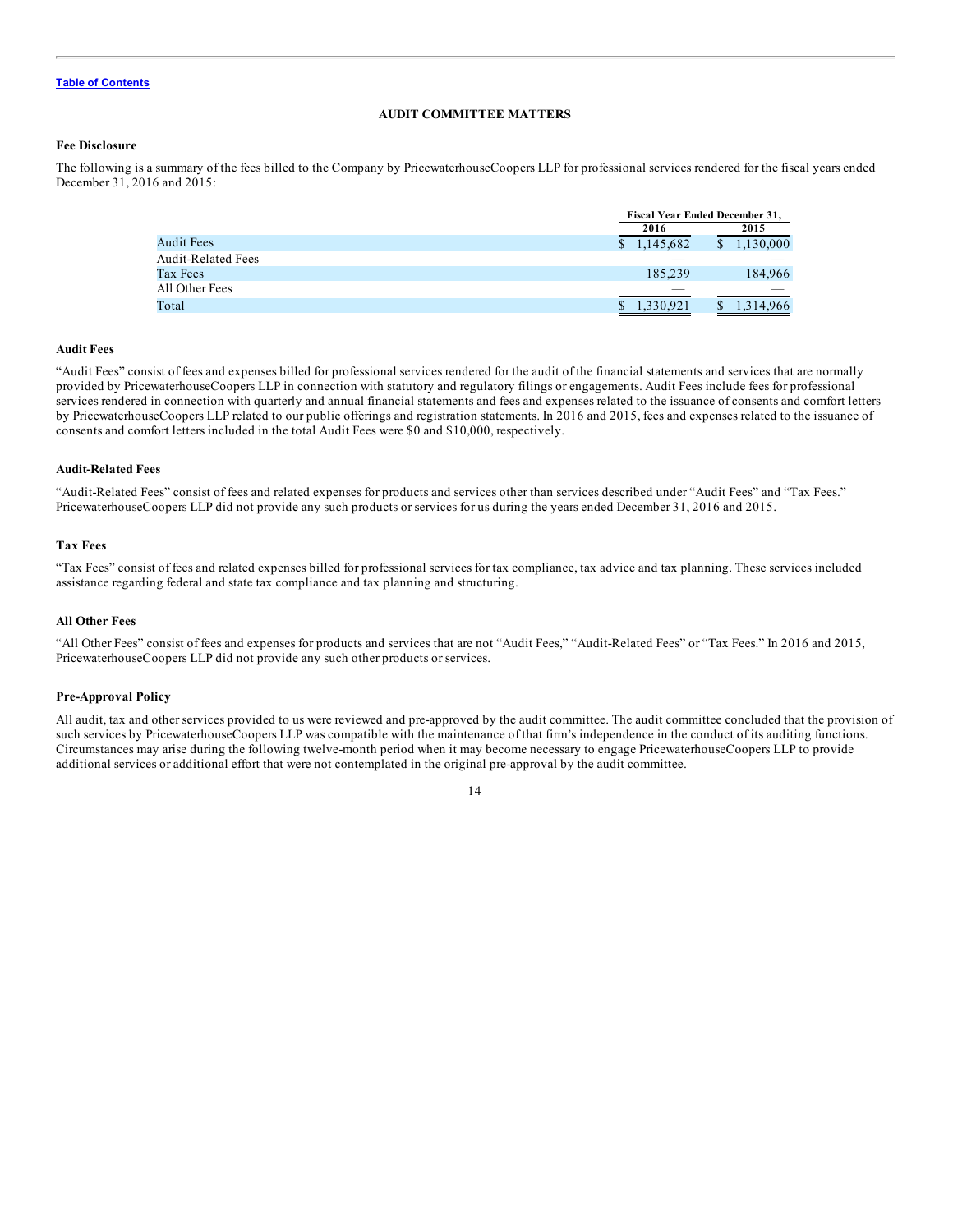Table of Contents

## AUDIT COMMITTEE MATTERS

### Fee Disclosure

The following is a summary of the fees billed to the Company by PricewaterhouseCoopers LLP for professional services rendered for the fiscal years ended December 31, 2016 and 2015:

| | Fiscal Year Ended December 31, | |
|---|---|---|
| | 2016 | 2015 |
| Audit Fees | $ 1,145,682 | $ 1,130,000 |
| Audit-Related Fees | — | — |
| Tax Fees | 185,239 | 184,966 |
| All Other Fees | — | — |
| Total | $ 1,330,921 | $ 1,314,966 |

### Audit Fees

"Audit Fees" consist of fees and expenses billed for professional services rendered for the audit of the financial statements and services that are normally provided by PricewaterhouseCoopers LLP in connection with statutory and regulatory filings or engagements. Audit Fees include fees for professional services rendered in connection with quarterly and annual financial statements and fees and expenses related to the issuance of consents and comfort letters by PricewaterhouseCoopers LLP related to our public offerings and registration statements. In 2016 and 2015, fees and expenses related to the issuance of consents and comfort letters included in the total Audit Fees were $0 and $10,000, respectively.

### Audit-Related Fees

"Audit-Related Fees" consist of fees and related expenses for products and services other than services described under "Audit Fees" and "Tax Fees." PricewaterhouseCoopers LLP did not provide any such products or services for us during the years ended December 31, 2016 and 2015.

### Tax Fees

"Tax Fees" consist of fees and related expenses billed for professional services for tax compliance, tax advice and tax planning. These services included assistance regarding federal and state tax compliance and tax planning and structuring.

### All Other Fees

"All Other Fees" consist of fees and expenses for products and services that are not "Audit Fees," "Audit-Related Fees" or "Tax Fees." In 2016 and 2015, PricewaterhouseCoopers LLP did not provide any such other products or services.

### Pre-Approval Policy

All audit, tax and other services provided to us were reviewed and pre-approved by the audit committee. The audit committee concluded that the provision of such services by PricewaterhouseCoopers LLP was compatible with the maintenance of that firm's independence in the conduct of its auditing functions. Circumstances may arise during the following twelve-month period when it may become necessary to engage PricewaterhouseCoopers LLP to provide additional services or additional effort that were not contemplated in the original pre-approval by the audit committee.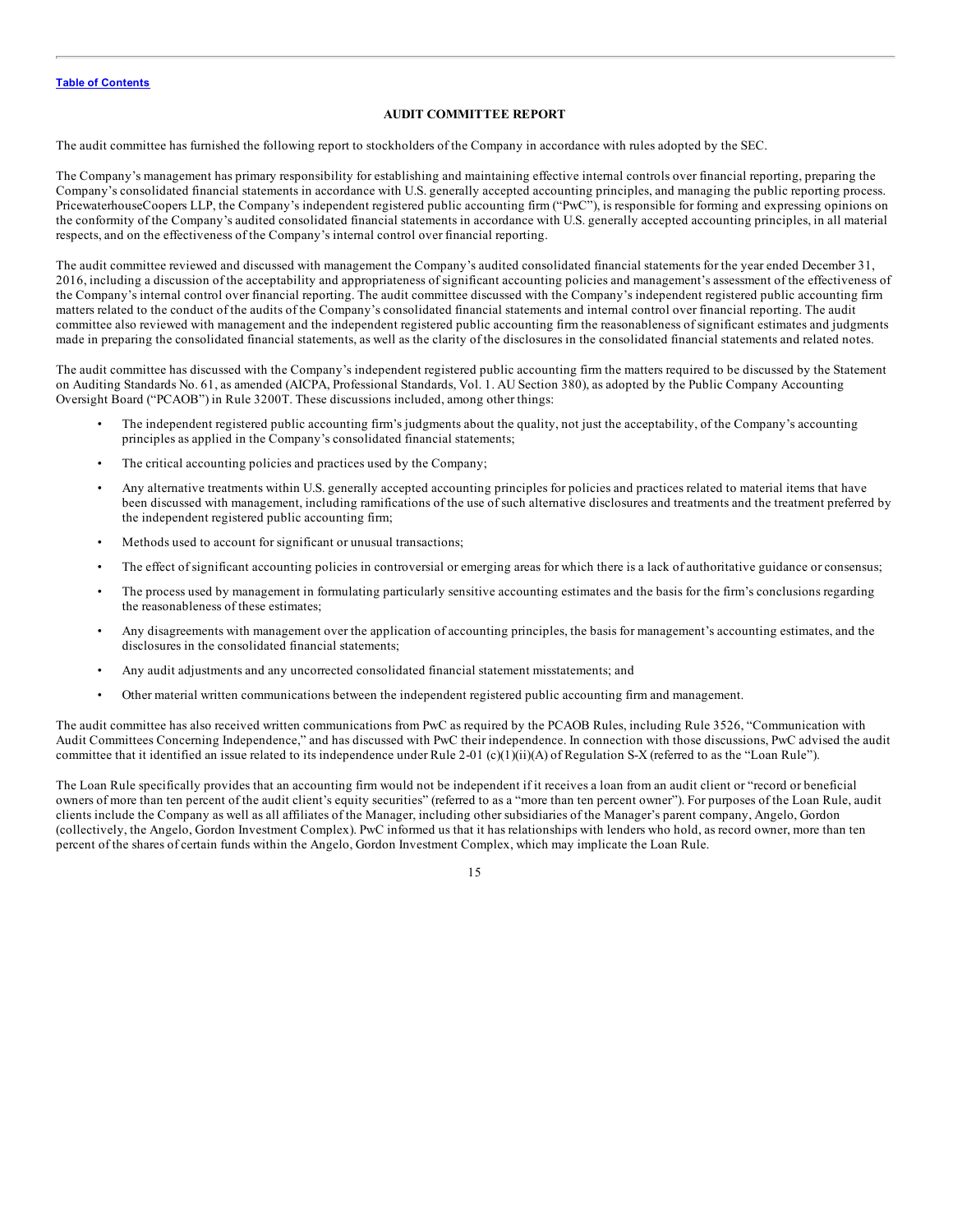## AUDIT COMMITTEE REPORT

The audit committee has furnished the following report to stockholders of the Company in accordance with rules adopted by the SEC.

The Company's management has primary responsibility for establishing and maintaining effective internal controls over financial reporting, preparing the Company's consolidated financial statements in accordance with U.S. generally accepted accounting principles, and managing the public reporting process. PricewaterhouseCoopers LLP, the Company's independent registered public accounting firm ("PwC"), is responsible for forming and expressing opinions on the conformity of the Company's audited consolidated financial statements in accordance with U.S. generally accepted accounting principles, in all material respects, and on the effectiveness of the Company's internal control over financial reporting.

The audit committee reviewed and discussed with management the Company's audited consolidated financial statements for the year ended December 31, 2016, including a discussion of the acceptability and appropriateness of significant accounting policies and management's assessment of the effectiveness of the Company's internal control over financial reporting. The audit committee discussed with the Company's independent registered public accounting firm matters related to the conduct of the audits of the Company's consolidated financial statements and internal control over financial reporting. The audit committee also reviewed with management and the independent registered public accounting firm the reasonableness of significant estimates and judgments made in preparing the consolidated financial statements, as well as the clarity of the disclosures in the consolidated financial statements and related notes.

The audit committee has discussed with the Company's independent registered public accounting firm the matters required to be discussed by the Statement on Auditing Standards No. 61, as amended (AICPA, Professional Standards, Vol. 1. AU Section 380), as adopted by the Public Company Accounting Oversight Board ("PCAOB") in Rule 3200T. These discussions included, among other things:

- The independent registered public accounting firm's judgments about the quality, not just the acceptability, of the Company's accounting principles as applied in the Company's consolidated financial statements;
- The critical accounting policies and practices used by the Company;
- Any alternative treatments within U.S. generally accepted accounting principles for policies and practices related to material items that have been discussed with management, including ramifications of the use of such alternative disclosures and treatments and the treatment preferred by the independent registered public accounting firm;
- Methods used to account for significant or unusual transactions;
- The effect of significant accounting policies in controversial or emerging areas for which there is a lack of authoritative guidance or consensus;
- The process used by management in formulating particularly sensitive accounting estimates and the basis for the firm's conclusions regarding the reasonableness of these estimates;
- Any disagreements with management over the application of accounting principles, the basis for management's accounting estimates, and the disclosures in the consolidated financial statements;
- Any audit adjustments and any uncorrected consolidated financial statement misstatements; and
- Other material written communications between the independent registered public accounting firm and management.

The audit committee has also received written communications from PwC as required by the PCAOB Rules, including Rule 3526, "Communication with Audit Committees Concerning Independence," and has discussed with PwC their independence. In connection with those discussions, PwC advised the audit committee that it identified an issue related to its independence under Rule 2-01 (c)(1)(ii)(A) of Regulation S-X (referred to as the "Loan Rule").

The Loan Rule specifically provides that an accounting firm would not be independent if it receives a loan from an audit client or "record or beneficial owners of more than ten percent of the audit client's equity securities" (referred to as a "more than ten percent owner"). For purposes of the Loan Rule, audit clients include the Company as well as all affiliates of the Manager, including other subsidiaries of the Manager's parent company, Angelo, Gordon (collectively, the Angelo, Gordon Investment Complex). PwC informed us that it has relationships with lenders who hold, as record owner, more than ten percent of the shares of certain funds within the Angelo, Gordon Investment Complex, which may implicate the Loan Rule.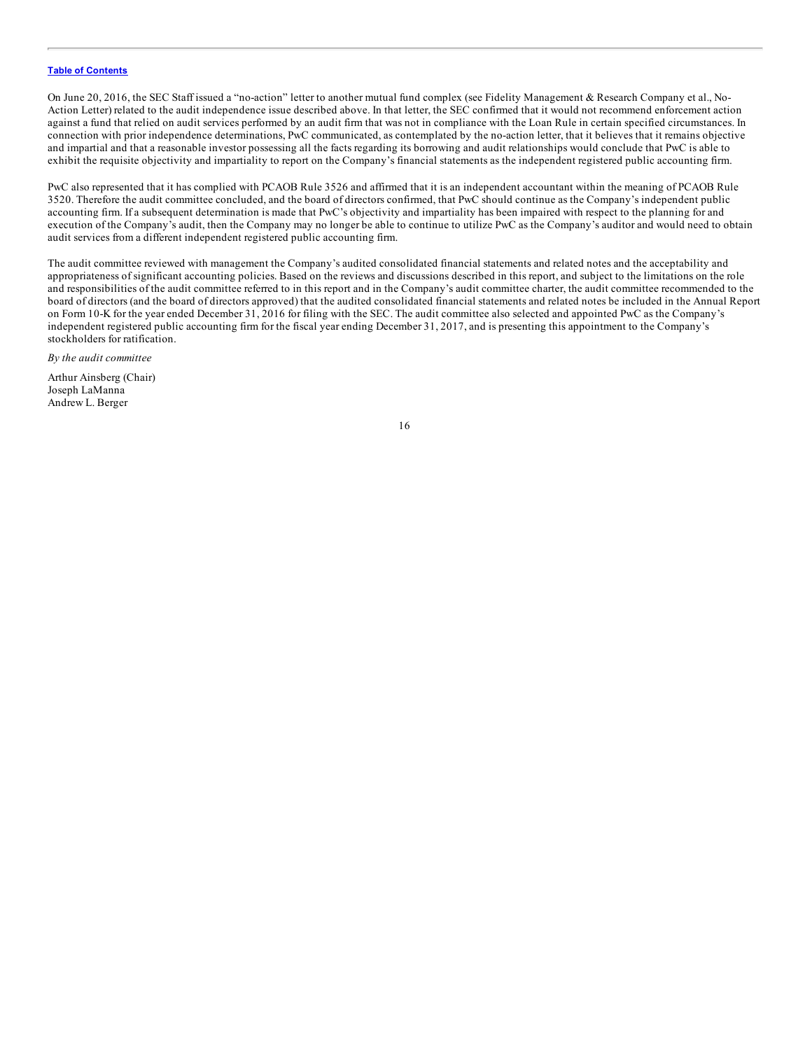On June 20, 2016, the SEC Staff issued a "no-action" letter to another mutual fund complex (see Fidelity Management & Research Company et al., No-Action Letter) related to the audit independence issue described above. In that letter, the SEC confirmed that it would not recommend enforcement action against a fund that relied on audit services performed by an audit firm that was not in compliance with the Loan Rule in certain specified circumstances. In connection with prior independence determinations, PwC communicated, as contemplated by the no-action letter, that it believes that it remains objective and impartial and that a reasonable investor possessing all the facts regarding its borrowing and audit relationships would conclude that PwC is able to exhibit the requisite objectivity and impartiality to report on the Company's financial statements as the independent registered public accounting firm.

PwC also represented that it has complied with PCAOB Rule 3526 and affirmed that it is an independent accountant within the meaning of PCAOB Rule 3520. Therefore the audit committee concluded, and the board of directors confirmed, that PwC should continue as the Company's independent public accounting firm. If a subsequent determination is made that PwC's objectivity and impartiality has been impaired with respect to the planning for and execution of the Company's audit, then the Company may no longer be able to continue to utilize PwC as the Company's auditor and would need to obtain audit services from a different independent registered public accounting firm.

The audit committee reviewed with management the Company's audited consolidated financial statements and related notes and the acceptability and appropriateness of significant accounting policies. Based on the reviews and discussions described in this report, and subject to the limitations on the role and responsibilities of the audit committee referred to in this report and in the Company's audit committee charter, the audit committee recommended to the board of directors (and the board of directors approved) that the audited consolidated financial statements and related notes be included in the Annual Report on Form 10-K for the year ended December 31, 2016 for filing with the SEC. The audit committee also selected and appointed PwC as the Company's independent registered public accounting firm for the fiscal year ending December 31, 2017, and is presenting this appointment to the Company's stockholders for ratification.

*By the audit committee*

Arthur Ainsberg (Chair)
Joseph LaManna
Andrew L. Berger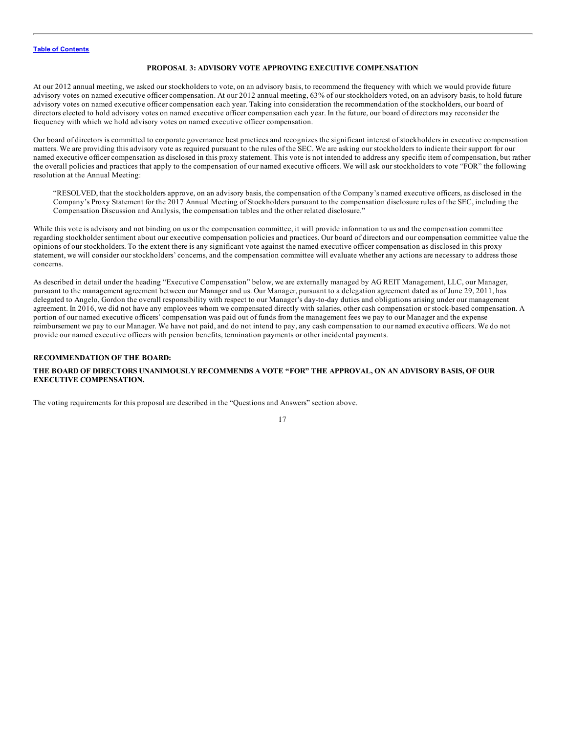## PROPOSAL 3: ADVISORY VOTE APPROVING EXECUTIVE COMPENSATION

At our 2012 annual meeting, we asked our stockholders to vote, on an advisory basis, to recommend the frequency with which we would provide future advisory votes on named executive officer compensation. At our 2012 annual meeting, 63% of our stockholders voted, on an advisory basis, to hold future advisory votes on named executive officer compensation each year. Taking into consideration the recommendation of the stockholders, our board of directors elected to hold advisory votes on named executive officer compensation each year. In the future, our board of directors may reconsider the frequency with which we hold advisory votes on named executive officer compensation.

Our board of directors is committed to corporate governance best practices and recognizes the significant interest of stockholders in executive compensation matters. We are providing this advisory vote as required pursuant to the rules of the SEC. We are asking our stockholders to indicate their support for our named executive officer compensation as disclosed in this proxy statement. This vote is not intended to address any specific item of compensation, but rather the overall policies and practices that apply to the compensation of our named executive officers. We will ask our stockholders to vote "FOR" the following resolution at the Annual Meeting:

> "RESOLVED, that the stockholders approve, on an advisory basis, the compensation of the Company's named executive officers, as disclosed in the Company's Proxy Statement for the 2017 Annual Meeting of Stockholders pursuant to the compensation disclosure rules of the SEC, including the Compensation Discussion and Analysis, the compensation tables and the other related disclosure."

While this vote is advisory and not binding on us or the compensation committee, it will provide information to us and the compensation committee regarding stockholder sentiment about our executive compensation policies and practices. Our board of directors and our compensation committee value the opinions of our stockholders. To the extent there is any significant vote against the named executive officer compensation as disclosed in this proxy statement, we will consider our stockholders' concerns, and the compensation committee will evaluate whether any actions are necessary to address those concerns.

As described in detail under the heading "Executive Compensation" below, we are externally managed by AG REIT Management, LLC, our Manager, pursuant to the management agreement between our Manager and us. Our Manager, pursuant to a delegation agreement dated as of June 29, 2011, has delegated to Angelo, Gordon the overall responsibility with respect to our Manager's day-to-day duties and obligations arising under our management agreement. In 2016, we did not have any employees whom we compensated directly with salaries, other cash compensation or stock-based compensation. A portion of our named executive officers' compensation was paid out of funds from the management fees we pay to our Manager and the expense reimbursement we pay to our Manager. We have not paid, and do not intend to pay, any cash compensation to our named executive officers. We do not provide our named executive officers with pension benefits, termination payments or other incidental payments.

### RECOMMENDATION OF THE BOARD:

**THE BOARD OF DIRECTORS UNANIMOUSLY RECOMMENDS A VOTE "FOR" THE APPROVAL, ON AN ADVISORY BASIS, OF OUR EXECUTIVE COMPENSATION.**

The voting requirements for this proposal are described in the "Questions and Answers" section above.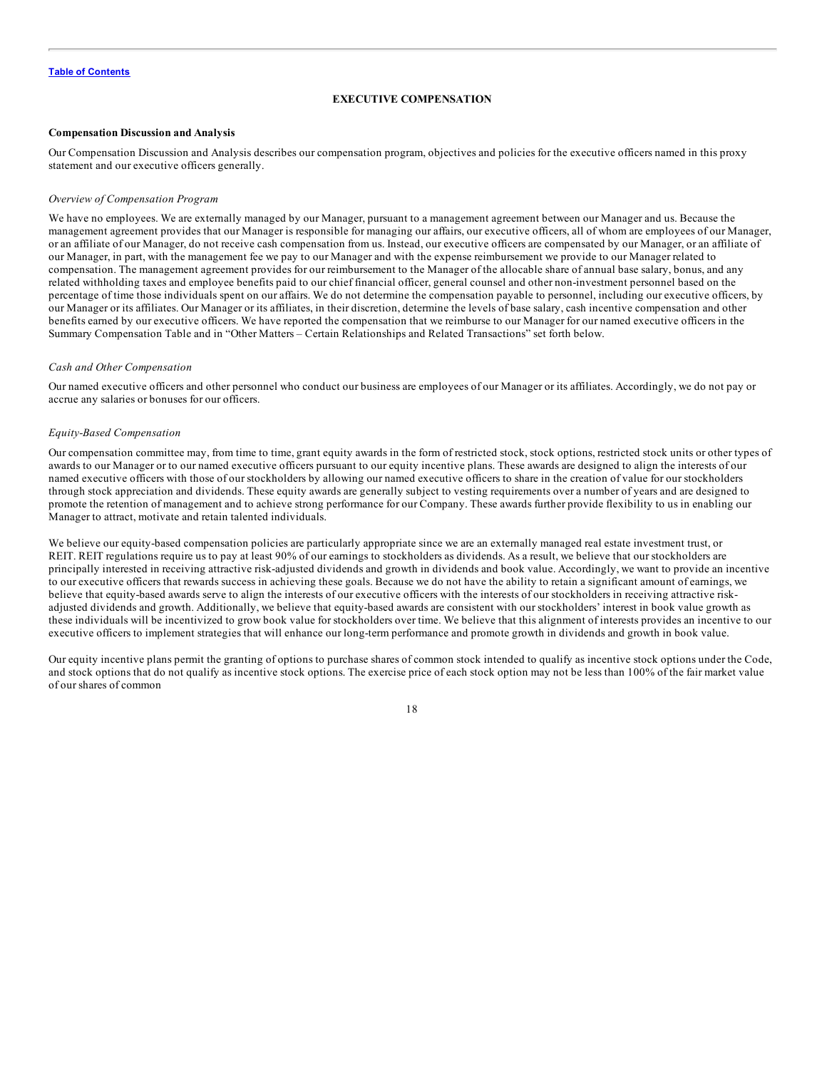# EXECUTIVE COMPENSATION

## Compensation Discussion and Analysis

Our Compensation Discussion and Analysis describes our compensation program, objectives and policies for the executive officers named in this proxy statement and our executive officers generally.

### *Overview of Compensation Program*

We have no employees. We are externally managed by our Manager, pursuant to a management agreement between our Manager and us. Because the management agreement provides that our Manager is responsible for managing our affairs, our executive officers, all of whom are employees of our Manager, or an affiliate of our Manager, do not receive cash compensation from us. Instead, our executive officers are compensated by our Manager, or an affiliate of our Manager, in part, with the management fee we pay to our Manager and with the expense reimbursement we provide to our Manager related to compensation. The management agreement provides for our reimbursement to the Manager of the allocable share of annual base salary, bonus, and any related withholding taxes and employee benefits paid to our chief financial officer, general counsel and other non-investment personnel based on the percentage of time those individuals spent on our affairs. We do not determine the compensation payable to personnel, including our executive officers, by our Manager or its affiliates. Our Manager or its affiliates, in their discretion, determine the levels of base salary, cash incentive compensation and other benefits earned by our executive officers. We have reported the compensation that we reimburse to our Manager for our named executive officers in the Summary Compensation Table and in "Other Matters – Certain Relationships and Related Transactions" set forth below.

### *Cash and Other Compensation*

Our named executive officers and other personnel who conduct our business are employees of our Manager or its affiliates. Accordingly, we do not pay or accrue any salaries or bonuses for our officers.

### *Equity-Based Compensation*

Our compensation committee may, from time to time, grant equity awards in the form of restricted stock, stock options, restricted stock units or other types of awards to our Manager or to our named executive officers pursuant to our equity incentive plans. These awards are designed to align the interests of our named executive officers with those of our stockholders by allowing our named executive officers to share in the creation of value for our stockholders through stock appreciation and dividends. These equity awards are generally subject to vesting requirements over a number of years and are designed to promote the retention of management and to achieve strong performance for our Company. These awards further provide flexibility to us in enabling our Manager to attract, motivate and retain talented individuals.

We believe our equity-based compensation policies are particularly appropriate since we are an externally managed real estate investment trust, or REIT. REIT regulations require us to pay at least 90% of our earnings to stockholders as dividends. As a result, we believe that our stockholders are principally interested in receiving attractive risk-adjusted dividends and growth in dividends and book value. Accordingly, we want to provide an incentive to our executive officers that rewards success in achieving these goals. Because we do not have the ability to retain a significant amount of earnings, we believe that equity-based awards serve to align the interests of our executive officers with the interests of our stockholders in receiving attractive risk-adjusted dividends and growth. Additionally, we believe that equity-based awards are consistent with our stockholders' interest in book value growth as these individuals will be incentivized to grow book value for stockholders over time. We believe that this alignment of interests provides an incentive to our executive officers to implement strategies that will enhance our long-term performance and promote growth in dividends and growth in book value.

Our equity incentive plans permit the granting of options to purchase shares of common stock intended to qualify as incentive stock options under the Code, and stock options that do not qualify as incentive stock options. The exercise price of each stock option may not be less than 100% of the fair market value of our shares of common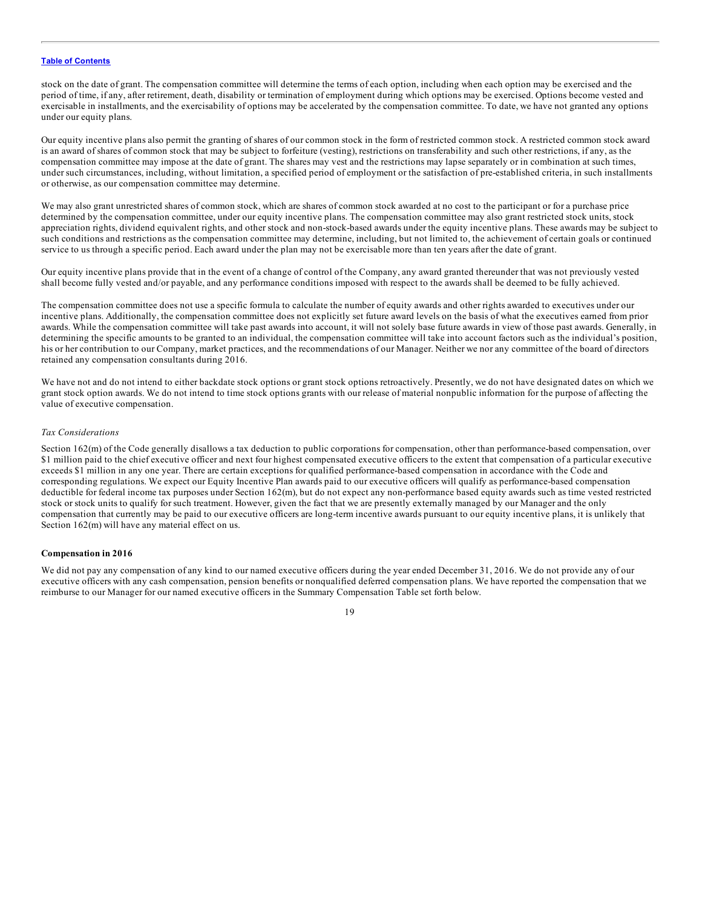stock on the date of grant. The compensation committee will determine the terms of each option, including when each option may be exercised and the period of time, if any, after retirement, death, disability or termination of employment during which options may be exercised. Options become vested and exercisable in installments, and the exercisability of options may be accelerated by the compensation committee. To date, we have not granted any options under our equity plans.

Our equity incentive plans also permit the granting of shares of our common stock in the form of restricted common stock. A restricted common stock award is an award of shares of common stock that may be subject to forfeiture (vesting), restrictions on transferability and such other restrictions, if any, as the compensation committee may impose at the date of grant. The shares may vest and the restrictions may lapse separately or in combination at such times, under such circumstances, including, without limitation, a specified period of employment or the satisfaction of pre-established criteria, in such installments or otherwise, as our compensation committee may determine.

We may also grant unrestricted shares of common stock, which are shares of common stock awarded at no cost to the participant or for a purchase price determined by the compensation committee, under our equity incentive plans. The compensation committee may also grant restricted stock units, stock appreciation rights, dividend equivalent rights, and other stock and non-stock-based awards under the equity incentive plans. These awards may be subject to such conditions and restrictions as the compensation committee may determine, including, but not limited to, the achievement of certain goals or continued service to us through a specific period. Each award under the plan may not be exercisable more than ten years after the date of grant.

Our equity incentive plans provide that in the event of a change of control of the Company, any award granted thereunder that was not previously vested shall become fully vested and/or payable, and any performance conditions imposed with respect to the awards shall be deemed to be fully achieved.

The compensation committee does not use a specific formula to calculate the number of equity awards and other rights awarded to executives under our incentive plans. Additionally, the compensation committee does not explicitly set future award levels on the basis of what the executives earned from prior awards. While the compensation committee will take past awards into account, it will not solely base future awards in view of those past awards. Generally, in determining the specific amounts to be granted to an individual, the compensation committee will take into account factors such as the individual's position, his or her contribution to our Company, market practices, and the recommendations of our Manager. Neither we nor any committee of the board of directors retained any compensation consultants during 2016.

We have not and do not intend to either backdate stock options or grant stock options retroactively. Presently, we do not have designated dates on which we grant stock option awards. We do not intend to time stock options grants with our release of material nonpublic information for the purpose of affecting the value of executive compensation.

*Tax Considerations*

Section 162(m) of the Code generally disallows a tax deduction to public corporations for compensation, other than performance-based compensation, over $1 million paid to the chief executive officer and next four highest compensated executive officers to the extent that compensation of a particular executive exceeds $1 million in any one year. There are certain exceptions for qualified performance-based compensation in accordance with the Code and corresponding regulations. We expect our Equity Incentive Plan awards paid to our executive officers will qualify as performance-based compensation deductible for federal income tax purposes under Section 162(m), but do not expect any non-performance based equity awards such as time vested restricted stock or stock units to qualify for such treatment. However, given the fact that we are presently externally managed by our Manager and the only compensation that currently may be paid to our executive officers are long-term incentive awards pursuant to our equity incentive plans, it is unlikely that Section 162(m) will have any material effect on us.

**Compensation in 2016**

We did not pay any compensation of any kind to our named executive officers during the year ended December 31, 2016. We do not provide any of our executive officers with any cash compensation, pension benefits or nonqualified deferred compensation plans. We have reported the compensation that we reimburse to our Manager for our named executive officers in the Summary Compensation Table set forth below.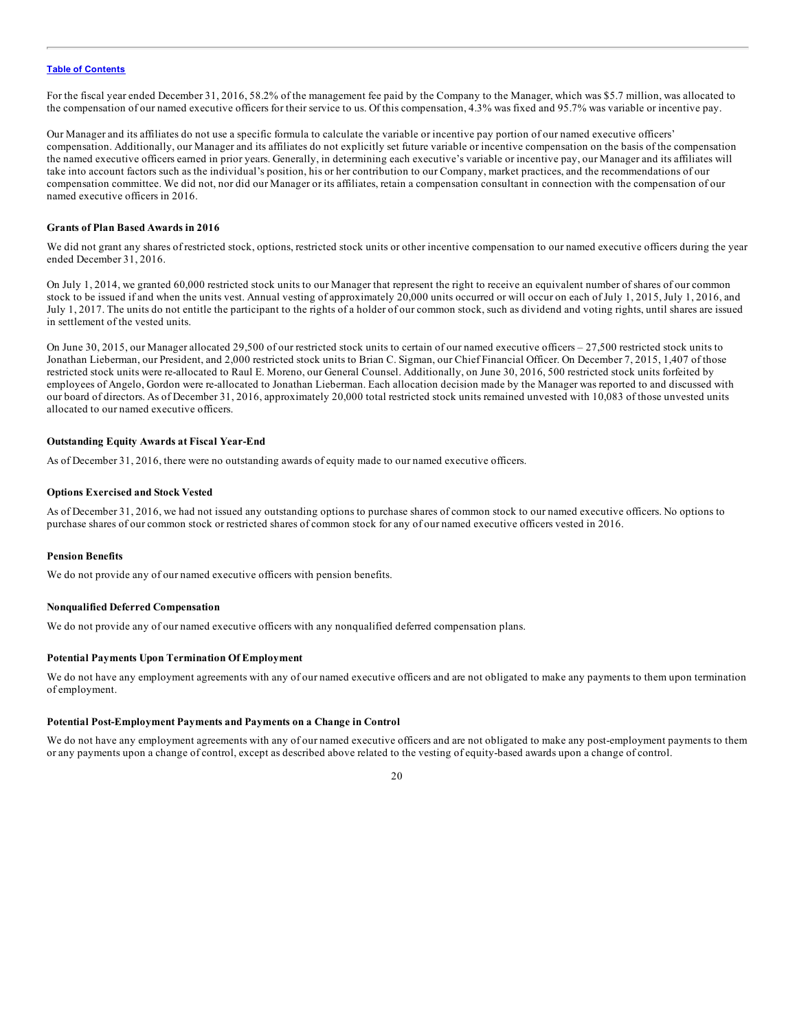For the fiscal year ended December 31, 2016, 58.2% of the management fee paid by the Company to the Manager, which was $5.7 million, was allocated to the compensation of our named executive officers for their service to us. Of this compensation, 4.3% was fixed and 95.7% was variable or incentive pay.

Our Manager and its affiliates do not use a specific formula to calculate the variable or incentive pay portion of our named executive officers' compensation. Additionally, our Manager and its affiliates do not explicitly set future variable or incentive compensation on the basis of the compensation the named executive officers earned in prior years. Generally, in determining each executive's variable or incentive pay, our Manager and its affiliates will take into account factors such as the individual's position, his or her contribution to our Company, market practices, and the recommendations of our compensation committee. We did not, nor did our Manager or its affiliates, retain a compensation consultant in connection with the compensation of our named executive officers in 2016.

**Grants of Plan Based Awards in 2016**

We did not grant any shares of restricted stock, options, restricted stock units or other incentive compensation to our named executive officers during the year ended December 31, 2016.

On July 1, 2014, we granted 60,000 restricted stock units to our Manager that represent the right to receive an equivalent number of shares of our common stock to be issued if and when the units vest. Annual vesting of approximately 20,000 units occurred or will occur on each of July 1, 2015, July 1, 2016, and July 1, 2017. The units do not entitle the participant to the rights of a holder of our common stock, such as dividend and voting rights, until shares are issued in settlement of the vested units.

On June 30, 2015, our Manager allocated 29,500 of our restricted stock units to certain of our named executive officers – 27,500 restricted stock units to Jonathan Lieberman, our President, and 2,000 restricted stock units to Brian C. Sigman, our Chief Financial Officer. On December 7, 2015, 1,407 of those restricted stock units were re-allocated to Raul E. Moreno, our General Counsel. Additionally, on June 30, 2016, 500 restricted stock units forfeited by employees of Angelo, Gordon were re-allocated to Jonathan Lieberman. Each allocation decision made by the Manager was reported to and discussed with our board of directors. As of December 31, 2016, approximately 20,000 total restricted stock units remained unvested with 10,083 of those unvested units allocated to our named executive officers.

**Outstanding Equity Awards at Fiscal Year-End**

As of December 31, 2016, there were no outstanding awards of equity made to our named executive officers.

**Options Exercised and Stock Vested**

As of December 31, 2016, we had not issued any outstanding options to purchase shares of common stock to our named executive officers. No options to purchase shares of our common stock or restricted shares of common stock for any of our named executive officers vested in 2016.

**Pension Benefits**

We do not provide any of our named executive officers with pension benefits.

**Nonqualified Deferred Compensation**

We do not provide any of our named executive officers with any nonqualified deferred compensation plans.

**Potential Payments Upon Termination Of Employment**

We do not have any employment agreements with any of our named executive officers and are not obligated to make any payments to them upon termination of employment.

**Potential Post-Employment Payments and Payments on a Change in Control**

We do not have any employment agreements with any of our named executive officers and are not obligated to make any post-employment payments to them or any payments upon a change of control, except as described above related to the vesting of equity-based awards upon a change of control.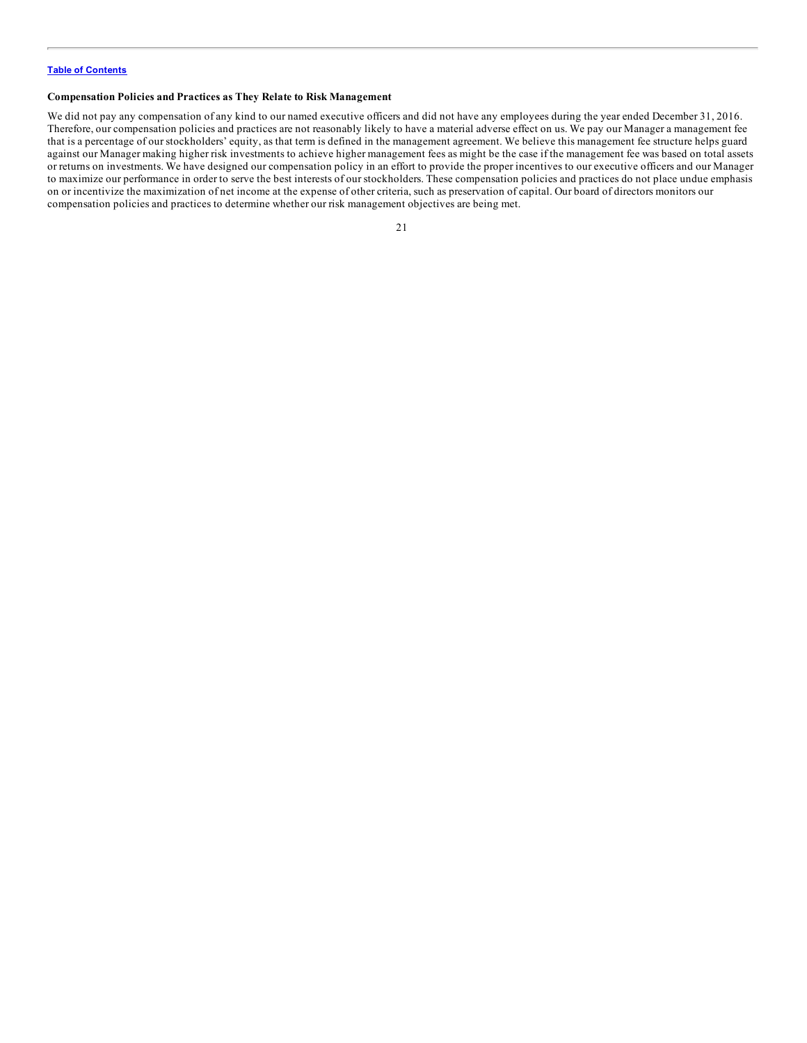### Compensation Policies and Practices as They Relate to Risk Management

We did not pay any compensation of any kind to our named executive officers and did not have any employees during the year ended December 31, 2016. Therefore, our compensation policies and practices are not reasonably likely to have a material adverse effect on us. We pay our Manager a management fee that is a percentage of our stockholders' equity, as that term is defined in the management agreement. We believe this management fee structure helps guard against our Manager making higher risk investments to achieve higher management fees as might be the case if the management fee was based on total assets or returns on investments. We have designed our compensation policy in an effort to provide the proper incentives to our executive officers and our Manager to maximize our performance in order to serve the best interests of our stockholders. These compensation policies and practices do not place undue emphasis on or incentivize the maximization of net income at the expense of other criteria, such as preservation of capital. Our board of directors monitors our compensation policies and practices to determine whether our risk management objectives are being met.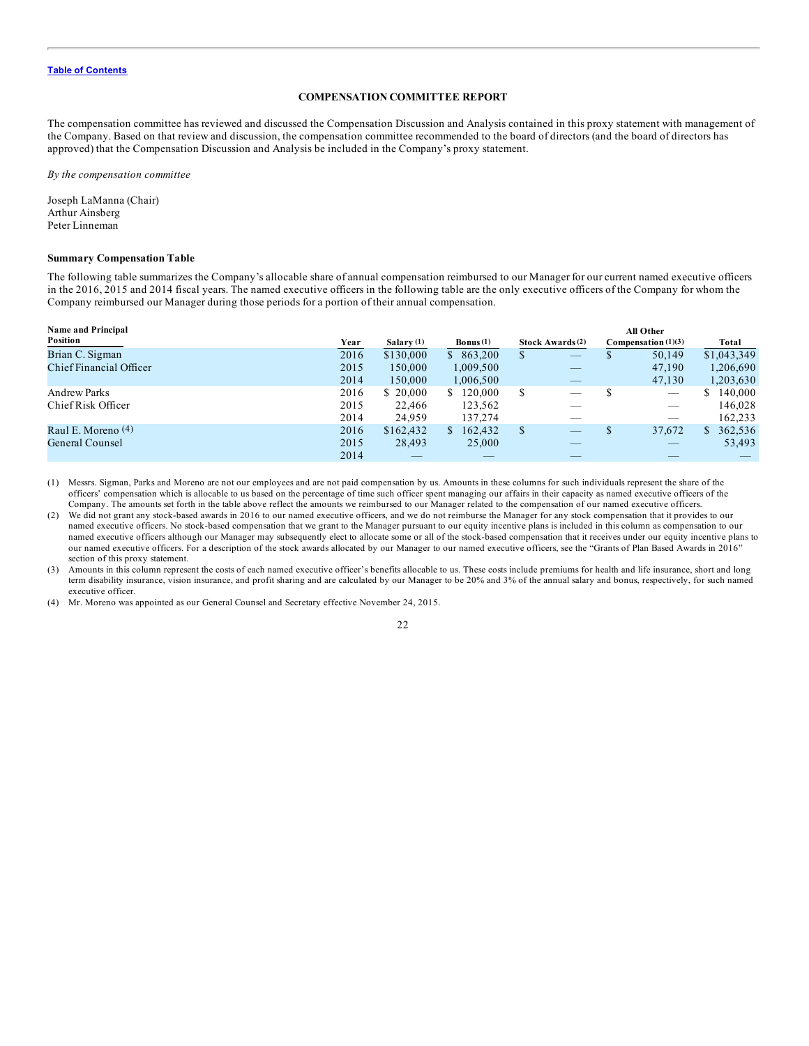Table of Contents

## COMPENSATION COMMITTEE REPORT

The compensation committee has reviewed and discussed the Compensation Discussion and Analysis contained in this proxy statement with management of the Company. Based on that review and discussion, the compensation committee recommended to the board of directors (and the board of directors has approved) that the Compensation Discussion and Analysis be included in the Company's proxy statement.

*By the compensation committee*

Joseph LaManna (Chair)
Arthur Ainsberg
Peter Linneman

### Summary Compensation Table

The following table summarizes the Company's allocable share of annual compensation reimbursed to our Manager for our current named executive officers in the 2016, 2015 and 2014 fiscal years. The named executive officers in the following table are the only executive officers of the Company for whom the Company reimbursed our Manager during those periods for a portion of their annual compensation.

| Name and Principal Position | Year | Salary (1) | Bonus (1) | Stock Awards (2) | All Other Compensation (1)(3) | Total |
|---|---|---|---|---|---|---|
| Brian C. Sigman | 2016 | $130,000 | $ 863,200 | $ — | $ 50,149 | $1,043,349 |
| Chief Financial Officer | 2015 | 150,000 | 1,009,500 | — | 47,190 | 1,206,690 |
| | 2014 | 150,000 | 1,006,500 | — | 47,130 | 1,203,630 |
| Andrew Parks | 2016 | $ 20,000 | $ 120,000 | $ — | $ — | $ 140,000 |
| Chief Risk Officer | 2015 | 22,466 | 123,562 | — | — | 146,028 |
| | 2014 | 24,959 | 137,274 | — | — | 162,233 |
| Raul E. Moreno (4) | 2016 | $162,432 | $ 162,432 | $ — | $ 37,672 | $ 362,536 |
| General Counsel | 2015 | 28,493 | 25,000 | — | — | 53,493 |
| | 2014 | — | — | — | — | — |

(1) Messrs. Sigman, Parks and Moreno are not our employees and are not paid compensation by us. Amounts in these columns for such individuals represent the share of the officers' compensation which is allocable to us based on the percentage of time such officer spent managing our affairs in their capacity as named executive officers of the Company. The amounts set forth in the table above reflect the amounts we reimbursed to our Manager related to the compensation of our named executive officers.

(2) We did not grant any stock-based awards in 2016 to our named executive officers, and we do not reimburse the Manager for any stock compensation that it provides to our named executive officers. No stock-based compensation that we grant to the Manager pursuant to our equity incentive plans is included in this column as compensation to our named executive officers although our Manager may subsequently elect to allocate some or all of the stock-based compensation that it receives under our equity incentive plans to our named executive officers. For a description of the stock awards allocated by our Manager to our named executive officers, see the "Grants of Plan Based Awards in 2016" section of this proxy statement.

(3) Amounts in this column represent the costs of each named executive officer's benefits allocable to us. These costs include premiums for health and life insurance, short and long term disability insurance, vision insurance, and profit sharing and are calculated by our Manager to be 20% and 3% of the annual salary and bonus, respectively, for such named executive officer.

(4) Mr. Moreno was appointed as our General Counsel and Secretary effective November 24, 2015.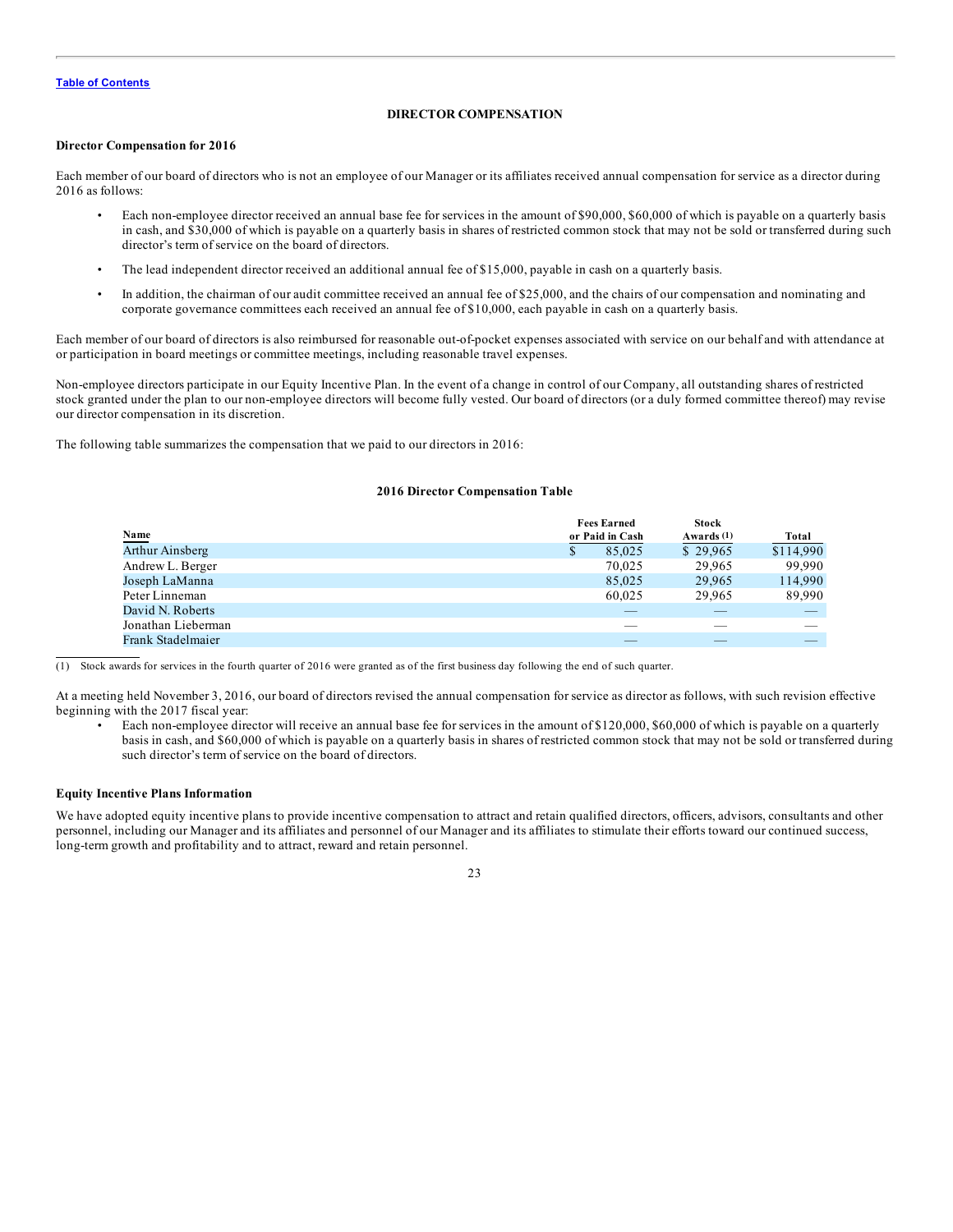[Table of Contents](#)

## DIRECTOR COMPENSATION

### Director Compensation for 2016

Each member of our board of directors who is not an employee of our Manager or its affiliates received annual compensation for service as a director during 2016 as follows:

- Each non-employee director received an annual base fee for services in the amount of $90,000, $60,000 of which is payable on a quarterly basis in cash, and $30,000 of which is payable on a quarterly basis in shares of restricted common stock that may not be sold or transferred during such director's term of service on the board of directors.
- The lead independent director received an additional annual fee of $15,000, payable in cash on a quarterly basis.
- In addition, the chairman of our audit committee received an annual fee of $25,000, and the chairs of our compensation and nominating and corporate governance committees each received an annual fee of $10,000, each payable in cash on a quarterly basis.

Each member of our board of directors is also reimbursed for reasonable out-of-pocket expenses associated with service on our behalf and with attendance at or participation in board meetings or committee meetings, including reasonable travel expenses.

Non-employee directors participate in our Equity Incentive Plan. In the event of a change in control of our Company, all outstanding shares of restricted stock granted under the plan to our non-employee directors will become fully vested. Our board of directors (or a duly formed committee thereof) may revise our director compensation in its discretion.

The following table summarizes the compensation that we paid to our directors in 2016:

**2016 Director Compensation Table**

| Name | Fees Earned or Paid in Cash | Stock Awards (1) | Total |
|---|---|---|---|
| Arthur Ainsberg | $ 85,025 | $ 29,965 | $114,990 |
| Andrew L. Berger | 70,025 | 29,965 | 99,990 |
| Joseph LaManna | 85,025 | 29,965 | 114,990 |
| Peter Linneman | 60,025 | 29,965 | 89,990 |
| David N. Roberts | — | — | — |
| Jonathan Lieberman | — | — | — |
| Frank Stadelmaier | — | — | — |

(1) Stock awards for services in the fourth quarter of 2016 were granted as of the first business day following the end of such quarter.

At a meeting held November 3, 2016, our board of directors revised the annual compensation for service as director as follows, with such revision effective beginning with the 2017 fiscal year:

- Each non-employee director will receive an annual base fee for services in the amount of $120,000, $60,000 of which is payable on a quarterly basis in cash, and $60,000 of which is payable on a quarterly basis in shares of restricted common stock that may not be sold or transferred during such director's term of service on the board of directors.

### Equity Incentive Plans Information

We have adopted equity incentive plans to provide incentive compensation to attract and retain qualified directors, officers, advisors, consultants and other personnel, including our Manager and its affiliates and personnel of our Manager and its affiliates to stimulate their efforts toward our continued success, long-term growth and profitability and to attract, reward and retain personnel.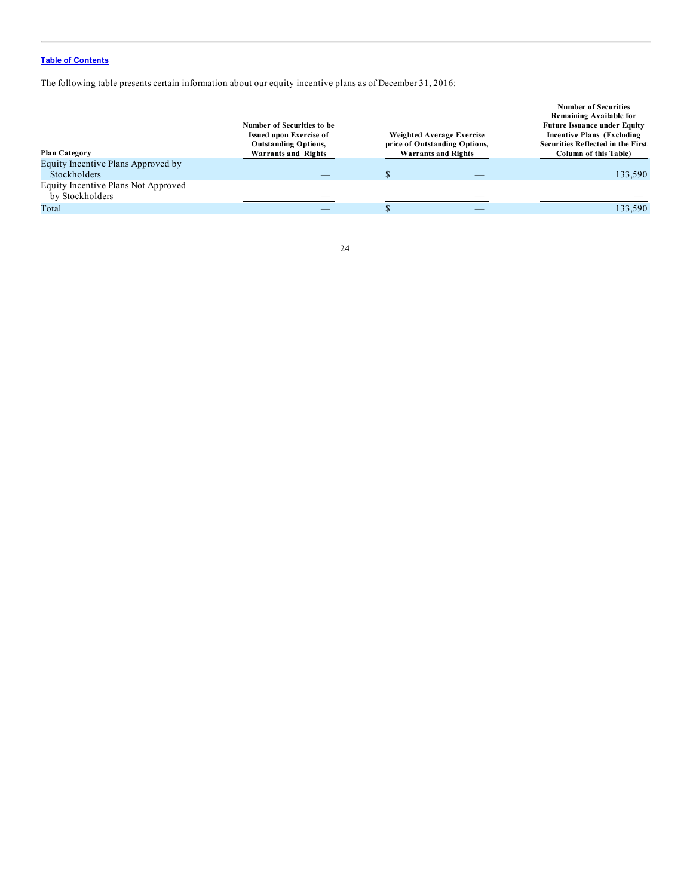Table of Contents

The following table presents certain information about our equity incentive plans as of December 31, 2016:

| Plan Category | Number of Securities to be Issued upon Exercise of Outstanding Options, Warrants and Rights | Weighted Average Exercise price of Outstanding Options, Warrants and Rights | Number of Securities Remaining Available for Future Issuance under Equity Incentive Plans (Excluding Securities Reflected in the First Column of this Table) |
|---|---|---|---|
| Equity Incentive Plans Approved by Stockholders | — | $ — | 133,590 |
| Equity Incentive Plans Not Approved by Stockholders | — | — | — |
| Total | — | $ — | 133,590 |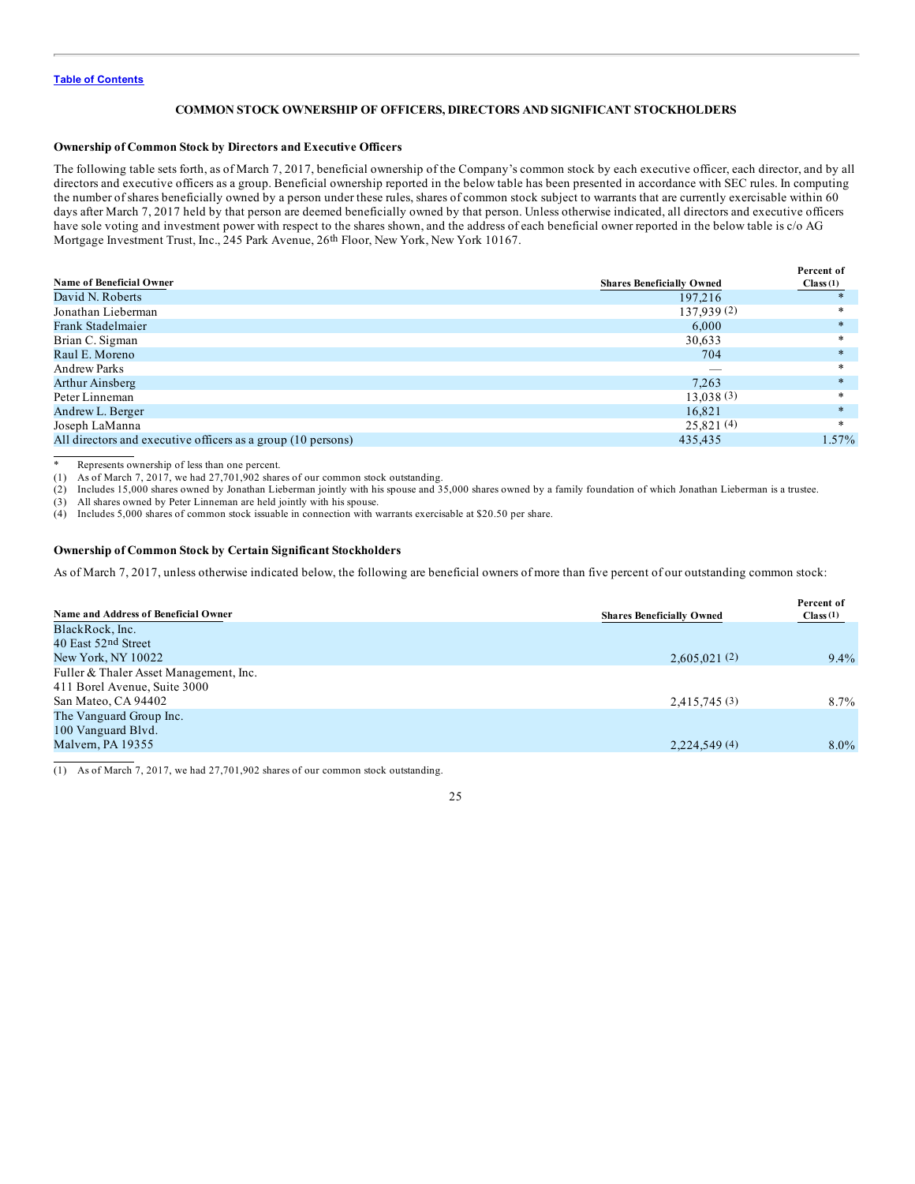Table of Contents

## COMMON STOCK OWNERSHIP OF OFFICERS, DIRECTORS AND SIGNIFICANT STOCKHOLDERS

### Ownership of Common Stock by Directors and Executive Officers

The following table sets forth, as of March 7, 2017, beneficial ownership of the Company's common stock by each executive officer, each director, and by all directors and executive officers as a group. Beneficial ownership reported in the below table has been presented in accordance with SEC rules. In computing the number of shares beneficially owned by a person under these rules, shares of common stock subject to warrants that are currently exercisable within 60 days after March 7, 2017 held by that person are deemed beneficially owned by that person. Unless otherwise indicated, all directors and executive officers have sole voting and investment power with respect to the shares shown, and the address of each beneficial owner reported in the below table is c/o AG Mortgage Investment Trust, Inc., 245 Park Avenue, 26th Floor, New York, New York 10167.

| Name of Beneficial Owner | Shares Beneficially Owned | Percent of Class (1) |
|---|---|---|
| David N. Roberts | 197,216 | * |
| Jonathan Lieberman | 137,939 (2) | * |
| Frank Stadelmaier | 6,000 | * |
| Brian C. Sigman | 30,633 | * |
| Raul E. Moreno | 704 | * |
| Andrew Parks | — | * |
| Arthur Ainsberg | 7,263 | * |
| Peter Linneman | 13,038 (3) | * |
| Andrew L. Berger | 16,821 | * |
| Joseph LaManna | 25,821 (4) | * |
| All directors and executive officers as a group (10 persons) | 435,435 | 1.57% |

\* Represents ownership of less than one percent.

(1) As of March 7, 2017, we had 27,701,902 shares of our common stock outstanding.

(2) Includes 15,000 shares owned by Jonathan Lieberman jointly with his spouse and 35,000 shares owned by a family foundation of which Jonathan Lieberman is a trustee.

(3) All shares owned by Peter Linneman are held jointly with his spouse.

(4) Includes 5,000 shares of common stock issuable in connection with warrants exercisable at $20.50 per share.

### Ownership of Common Stock by Certain Significant Stockholders

As of March 7, 2017, unless otherwise indicated below, the following are beneficial owners of more than five percent of our outstanding common stock:

| Name and Address of Beneficial Owner | Shares Beneficially Owned | Percent of Class (1) |
|---|---|---|
| BlackRock, Inc.<br>40 East 52nd Street<br>New York, NY 10022 | 2,605,021 (2) | 9.4% |
| Fuller & Thaler Asset Management, Inc.<br>411 Borel Avenue, Suite 3000<br>San Mateo, CA 94402 | 2,415,745 (3) | 8.7% |
| The Vanguard Group Inc.<br>100 Vanguard Blvd.<br>Malvern, PA 19355 | 2,224,549 (4) | 8.0% |

(1) As of March 7, 2017, we had 27,701,902 shares of our common stock outstanding.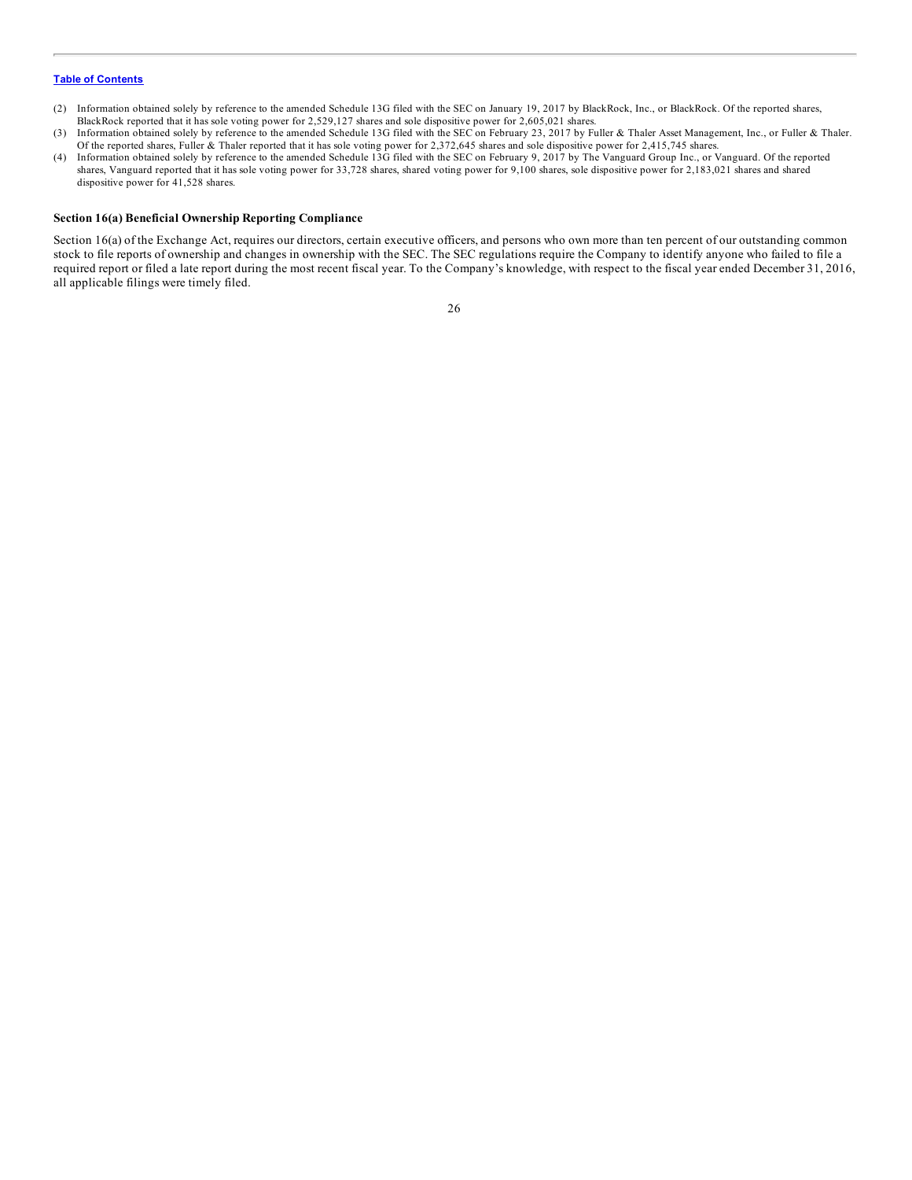(2) Information obtained solely by reference to the amended Schedule 13G filed with the SEC on January 19, 2017 by BlackRock, Inc., or BlackRock. Of the reported shares, BlackRock reported that it has sole voting power for 2,529,127 shares and sole dispositive power for 2,605,021 shares.

(3) Information obtained solely by reference to the amended Schedule 13G filed with the SEC on February 23, 2017 by Fuller & Thaler Asset Management, Inc., or Fuller & Thaler. Of the reported shares, Fuller & Thaler reported that it has sole voting power for 2,372,645 shares and sole dispositive power for 2,415,745 shares.

(4) Information obtained solely by reference to the amended Schedule 13G filed with the SEC on February 9, 2017 by The Vanguard Group Inc., or Vanguard. Of the reported shares, Vanguard reported that it has sole voting power for 33,728 shares, shared voting power for 9,100 shares, sole dispositive power for 2,183,021 shares and shared dispositive power for 41,528 shares.

### Section 16(a) Beneficial Ownership Reporting Compliance

Section 16(a) of the Exchange Act, requires our directors, certain executive officers, and persons who own more than ten percent of our outstanding common stock to file reports of ownership and changes in ownership with the SEC. The SEC regulations require the Company to identify anyone who failed to file a required report or filed a late report during the most recent fiscal year. To the Company's knowledge, with respect to the fiscal year ended December 31, 2016, all applicable filings were timely filed.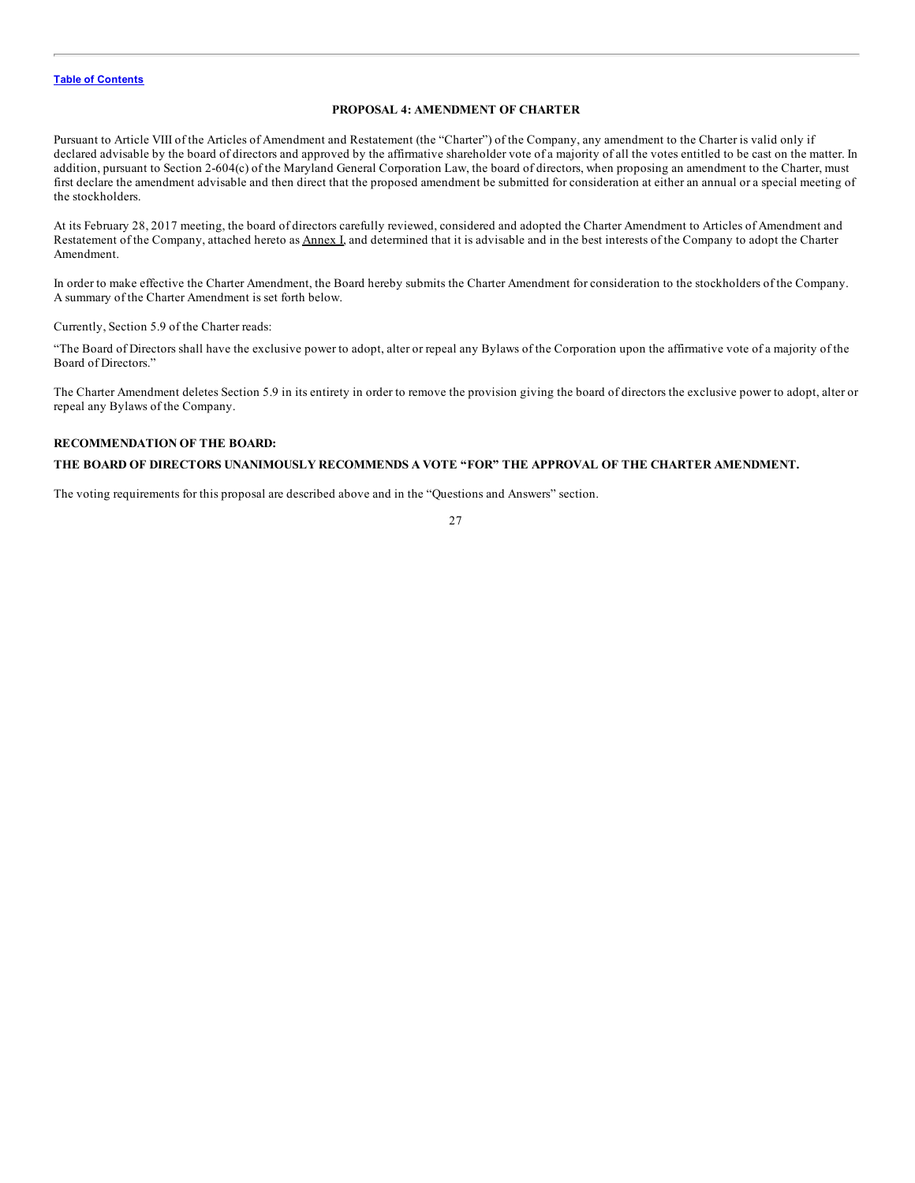## PROPOSAL 4: AMENDMENT OF CHARTER

Pursuant to Article VIII of the Articles of Amendment and Restatement (the "Charter") of the Company, any amendment to the Charter is valid only if declared advisable by the board of directors and approved by the affirmative shareholder vote of a majority of all the votes entitled to be cast on the matter. In addition, pursuant to Section 2-604(c) of the Maryland General Corporation Law, the board of directors, when proposing an amendment to the Charter, must first declare the amendment advisable and then direct that the proposed amendment be submitted for consideration at either an annual or a special meeting of the stockholders.

At its February 28, 2017 meeting, the board of directors carefully reviewed, considered and adopted the Charter Amendment to Articles of Amendment and Restatement of the Company, attached hereto as Annex I, and determined that it is advisable and in the best interests of the Company to adopt the Charter Amendment.

In order to make effective the Charter Amendment, the Board hereby submits the Charter Amendment for consideration to the stockholders of the Company. A summary of the Charter Amendment is set forth below.

Currently, Section 5.9 of the Charter reads:

"The Board of Directors shall have the exclusive power to adopt, alter or repeal any Bylaws of the Corporation upon the affirmative vote of a majority of the Board of Directors."

The Charter Amendment deletes Section 5.9 in its entirety in order to remove the provision giving the board of directors the exclusive power to adopt, alter or repeal any Bylaws of the Company.

**RECOMMENDATION OF THE BOARD:**

**THE BOARD OF DIRECTORS UNANIMOUSLY RECOMMENDS A VOTE "FOR" THE APPROVAL OF THE CHARTER AMENDMENT.**

The voting requirements for this proposal are described above and in the "Questions and Answers" section.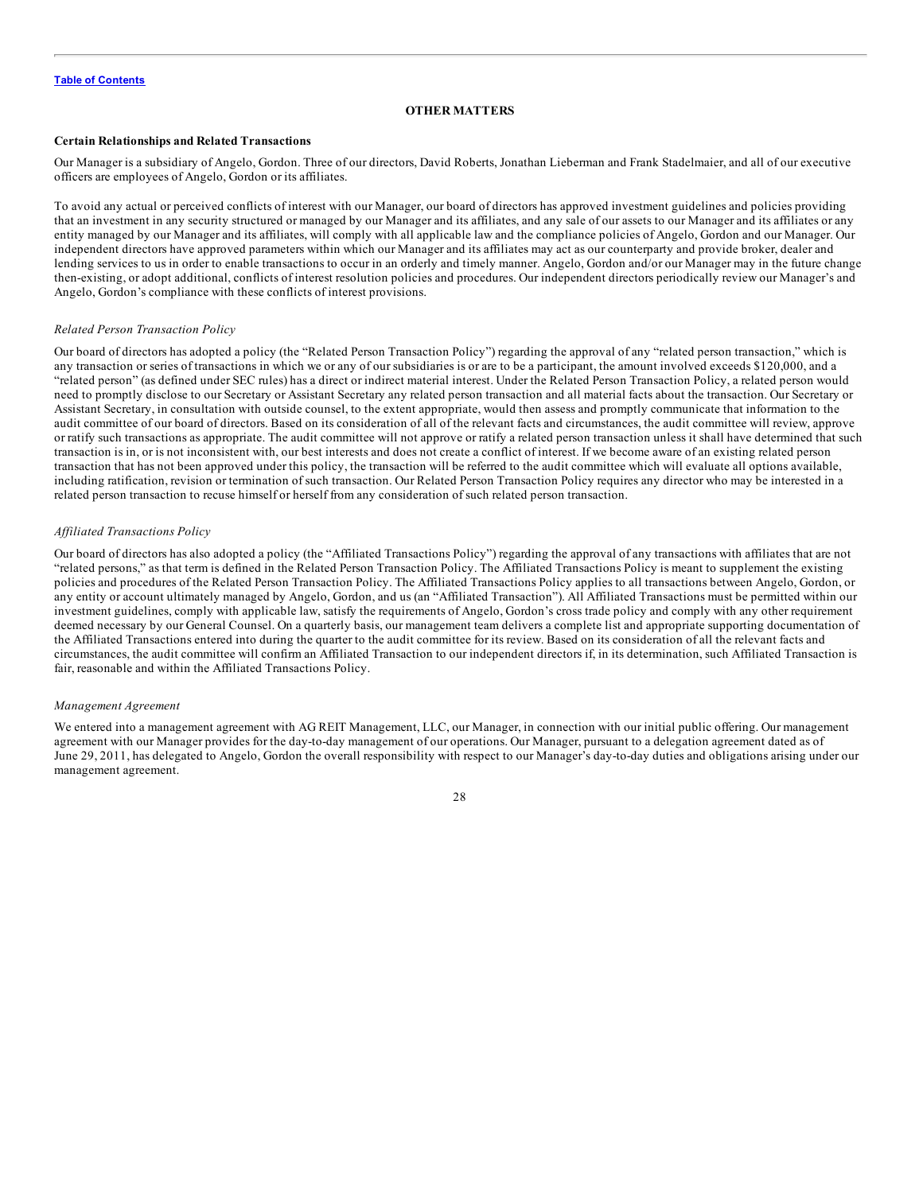## OTHER MATTERS

### Certain Relationships and Related Transactions

Our Manager is a subsidiary of Angelo, Gordon. Three of our directors, David Roberts, Jonathan Lieberman and Frank Stadelmaier, and all of our executive officers are employees of Angelo, Gordon or its affiliates.

To avoid any actual or perceived conflicts of interest with our Manager, our board of directors has approved investment guidelines and policies providing that an investment in any security structured or managed by our Manager and its affiliates, and any sale of our assets to our Manager and its affiliates or any entity managed by our Manager and its affiliates, will comply with all applicable law and the compliance policies of Angelo, Gordon and our Manager. Our independent directors have approved parameters within which our Manager and its affiliates may act as our counterparty and provide broker, dealer and lending services to us in order to enable transactions to occur in an orderly and timely manner. Angelo, Gordon and/or our Manager may in the future change then-existing, or adopt additional, conflicts of interest resolution policies and procedures. Our independent directors periodically review our Manager's and Angelo, Gordon's compliance with these conflicts of interest provisions.

*Related Person Transaction Policy*

Our board of directors has adopted a policy (the "Related Person Transaction Policy") regarding the approval of any "related person transaction," which is any transaction or series of transactions in which we or any of our subsidiaries is or are to be a participant, the amount involved exceeds $120,000, and a "related person" (as defined under SEC rules) has a direct or indirect material interest. Under the Related Person Transaction Policy, a related person would need to promptly disclose to our Secretary or Assistant Secretary any related person transaction and all material facts about the transaction. Our Secretary or Assistant Secretary, in consultation with outside counsel, to the extent appropriate, would then assess and promptly communicate that information to the audit committee of our board of directors. Based on its consideration of all of the relevant facts and circumstances, the audit committee will review, approve or ratify such transactions as appropriate. The audit committee will not approve or ratify a related person transaction unless it shall have determined that such transaction is in, or is not inconsistent with, our best interests and does not create a conflict of interest. If we become aware of an existing related person transaction that has not been approved under this policy, the transaction will be referred to the audit committee which will evaluate all options available, including ratification, revision or termination of such transaction. Our Related Person Transaction Policy requires any director who may be interested in a related person transaction to recuse himself or herself from any consideration of such related person transaction.

*Affiliated Transactions Policy*

Our board of directors has also adopted a policy (the "Affiliated Transactions Policy") regarding the approval of any transactions with affiliates that are not "related persons," as that term is defined in the Related Person Transaction Policy. The Affiliated Transactions Policy is meant to supplement the existing policies and procedures of the Related Person Transaction Policy. The Affiliated Transactions Policy applies to all transactions between Angelo, Gordon, or any entity or account ultimately managed by Angelo, Gordon, and us (an "Affiliated Transaction"). All Affiliated Transactions must be permitted within our investment guidelines, comply with applicable law, satisfy the requirements of Angelo, Gordon's cross trade policy and comply with any other requirement deemed necessary by our General Counsel. On a quarterly basis, our management team delivers a complete list and appropriate supporting documentation of the Affiliated Transactions entered into during the quarter to the audit committee for its review. Based on its consideration of all the relevant facts and circumstances, the audit committee will confirm an Affiliated Transaction to our independent directors if, in its determination, such Affiliated Transaction is fair, reasonable and within the Affiliated Transactions Policy.

*Management Agreement*

We entered into a management agreement with AG REIT Management, LLC, our Manager, in connection with our initial public offering. Our management agreement with our Manager provides for the day-to-day management of our operations. Our Manager, pursuant to a delegation agreement dated as of June 29, 2011, has delegated to Angelo, Gordon the overall responsibility with respect to our Manager's day-to-day duties and obligations arising under our management agreement.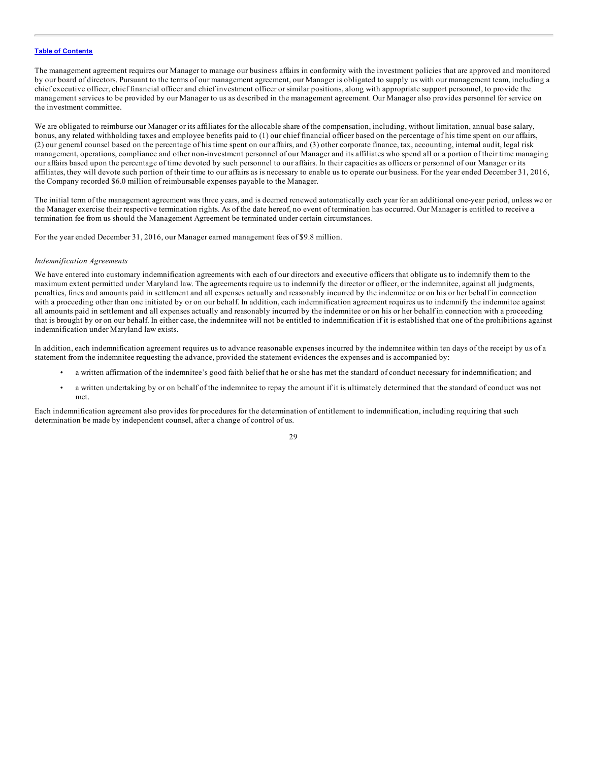The management agreement requires our Manager to manage our business affairs in conformity with the investment policies that are approved and monitored by our board of directors. Pursuant to the terms of our management agreement, our Manager is obligated to supply us with our management team, including a chief executive officer, chief financial officer and chief investment officer or similar positions, along with appropriate support personnel, to provide the management services to be provided by our Manager to us as described in the management agreement. Our Manager also provides personnel for service on the investment committee.

We are obligated to reimburse our Manager or its affiliates for the allocable share of the compensation, including, without limitation, annual base salary, bonus, any related withholding taxes and employee benefits paid to (1) our chief financial officer based on the percentage of his time spent on our affairs, (2) our general counsel based on the percentage of his time spent on our affairs, and (3) other corporate finance, tax, accounting, internal audit, legal risk management, operations, compliance and other non-investment personnel of our Manager and its affiliates who spend all or a portion of their time managing our affairs based upon the percentage of time devoted by such personnel to our affairs. In their capacities as officers or personnel of our Manager or its affiliates, they will devote such portion of their time to our affairs as is necessary to enable us to operate our business. For the year ended December 31, 2016, the Company recorded $6.0 million of reimbursable expenses payable to the Manager.

The initial term of the management agreement was three years, and is deemed renewed automatically each year for an additional one-year period, unless we or the Manager exercise their respective termination rights. As of the date hereof, no event of termination has occurred. Our Manager is entitled to receive a termination fee from us should the Management Agreement be terminated under certain circumstances.

For the year ended December 31, 2016, our Manager earned management fees of $9.8 million.

*Indemnification Agreements*

We have entered into customary indemnification agreements with each of our directors and executive officers that obligate us to indemnify them to the maximum extent permitted under Maryland law. The agreements require us to indemnify the director or officer, or the indemnitee, against all judgments, penalties, fines and amounts paid in settlement and all expenses actually and reasonably incurred by the indemnitee or on his or her behalf in connection with a proceeding other than one initiated by or on our behalf. In addition, each indemnification agreement requires us to indemnify the indemnitee against all amounts paid in settlement and all expenses actually and reasonably incurred by the indemnitee or on his or her behalf in connection with a proceeding that is brought by or on our behalf. In either case, the indemnitee will not be entitled to indemnification if it is established that one of the prohibitions against indemnification under Maryland law exists.

In addition, each indemnification agreement requires us to advance reasonable expenses incurred by the indemnitee within ten days of the receipt by us of a statement from the indemnitee requesting the advance, provided the statement evidences the expenses and is accompanied by:

- a written affirmation of the indemnitee's good faith belief that he or she has met the standard of conduct necessary for indemnification; and
- a written undertaking by or on behalf of the indemnitee to repay the amount if it is ultimately determined that the standard of conduct was not met.

Each indemnification agreement also provides for procedures for the determination of entitlement to indemnification, including requiring that such determination be made by independent counsel, after a change of control of us.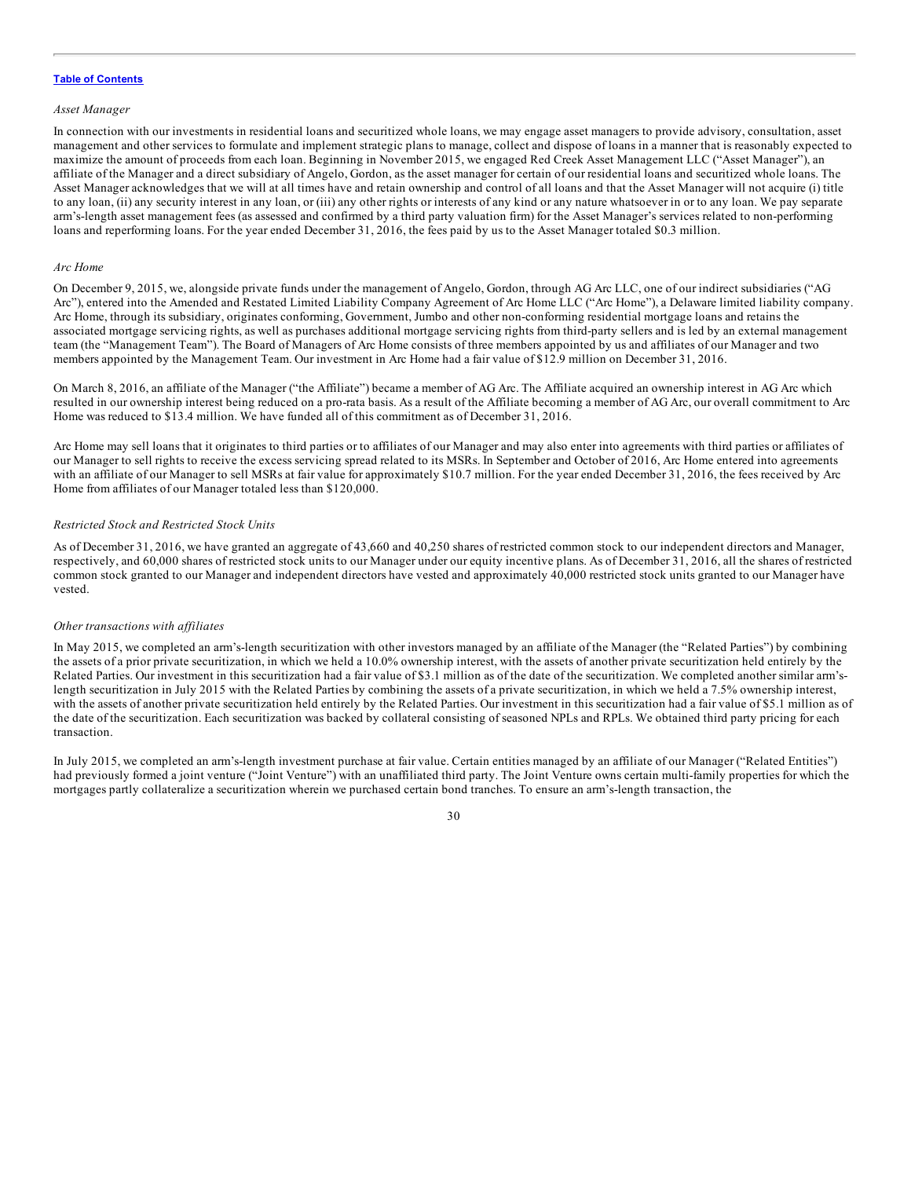*Asset Manager*

In connection with our investments in residential loans and securitized whole loans, we may engage asset managers to provide advisory, consultation, asset management and other services to formulate and implement strategic plans to manage, collect and dispose of loans in a manner that is reasonably expected to maximize the amount of proceeds from each loan. Beginning in November 2015, we engaged Red Creek Asset Management LLC ("Asset Manager"), an affiliate of the Manager and a direct subsidiary of Angelo, Gordon, as the asset manager for certain of our residential loans and securitized whole loans. The Asset Manager acknowledges that we will at all times have and retain ownership and control of all loans and that the Asset Manager will not acquire (i) title to any loan, (ii) any security interest in any loan, or (iii) any other rights or interests of any kind or any nature whatsoever in or to any loan. We pay separate arm's-length asset management fees (as assessed and confirmed by a third party valuation firm) for the Asset Manager's services related to non-performing loans and reperforming loans. For the year ended December 31, 2016, the fees paid by us to the Asset Manager totaled $0.3 million.

*Arc Home*

On December 9, 2015, we, alongside private funds under the management of Angelo, Gordon, through AG Arc LLC, one of our indirect subsidiaries ("AG Arc"), entered into the Amended and Restated Limited Liability Company Agreement of Arc Home LLC ("Arc Home"), a Delaware limited liability company. Arc Home, through its subsidiary, originates conforming, Government, Jumbo and other non-conforming residential mortgage loans and retains the associated mortgage servicing rights, as well as purchases additional mortgage servicing rights from third-party sellers and is led by an external management team (the "Management Team"). The Board of Managers of Arc Home consists of three members appointed by us and affiliates of our Manager and two members appointed by the Management Team. Our investment in Arc Home had a fair value of $12.9 million on December 31, 2016.

On March 8, 2016, an affiliate of the Manager ("the Affiliate") became a member of AG Arc. The Affiliate acquired an ownership interest in AG Arc which resulted in our ownership interest being reduced on a pro-rata basis. As a result of the Affiliate becoming a member of AG Arc, our overall commitment to Arc Home was reduced to $13.4 million. We have funded all of this commitment as of December 31, 2016.

Arc Home may sell loans that it originates to third parties or to affiliates of our Manager and may also enter into agreements with third parties or affiliates of our Manager to sell rights to receive the excess servicing spread related to its MSRs. In September and October of 2016, Arc Home entered into agreements with an affiliate of our Manager to sell MSRs at fair value for approximately $10.7 million. For the year ended December 31, 2016, the fees received by Arc Home from affiliates of our Manager totaled less than $120,000.

*Restricted Stock and Restricted Stock Units*

As of December 31, 2016, we have granted an aggregate of 43,660 and 40,250 shares of restricted common stock to our independent directors and Manager, respectively, and 60,000 shares of restricted stock units to our Manager under our equity incentive plans. As of December 31, 2016, all the shares of restricted common stock granted to our Manager and independent directors have vested and approximately 40,000 restricted stock units granted to our Manager have vested.

*Other transactions with affiliates*

In May 2015, we completed an arm's-length securitization with other investors managed by an affiliate of the Manager (the "Related Parties") by combining the assets of a prior private securitization, in which we held a 10.0% ownership interest, with the assets of another private securitization held entirely by the Related Parties. Our investment in this securitization had a fair value of $3.1 million as of the date of the securitization. We completed another similar arm's-length securitization in July 2015 with the Related Parties by combining the assets of a private securitization, in which we held a 7.5% ownership interest, with the assets of another private securitization held entirely by the Related Parties. Our investment in this securitization had a fair value of $5.1 million as of the date of the securitization. Each securitization was backed by collateral consisting of seasoned NPLs and RPLs. We obtained third party pricing for each transaction.

In July 2015, we completed an arm's-length investment purchase at fair value. Certain entities managed by an affiliate of our Manager ("Related Entities") had previously formed a joint venture ("Joint Venture") with an unaffiliated third party. The Joint Venture owns certain multi-family properties for which the mortgages partly collateralize a securitization wherein we purchased certain bond tranches. To ensure an arm's-length transaction, the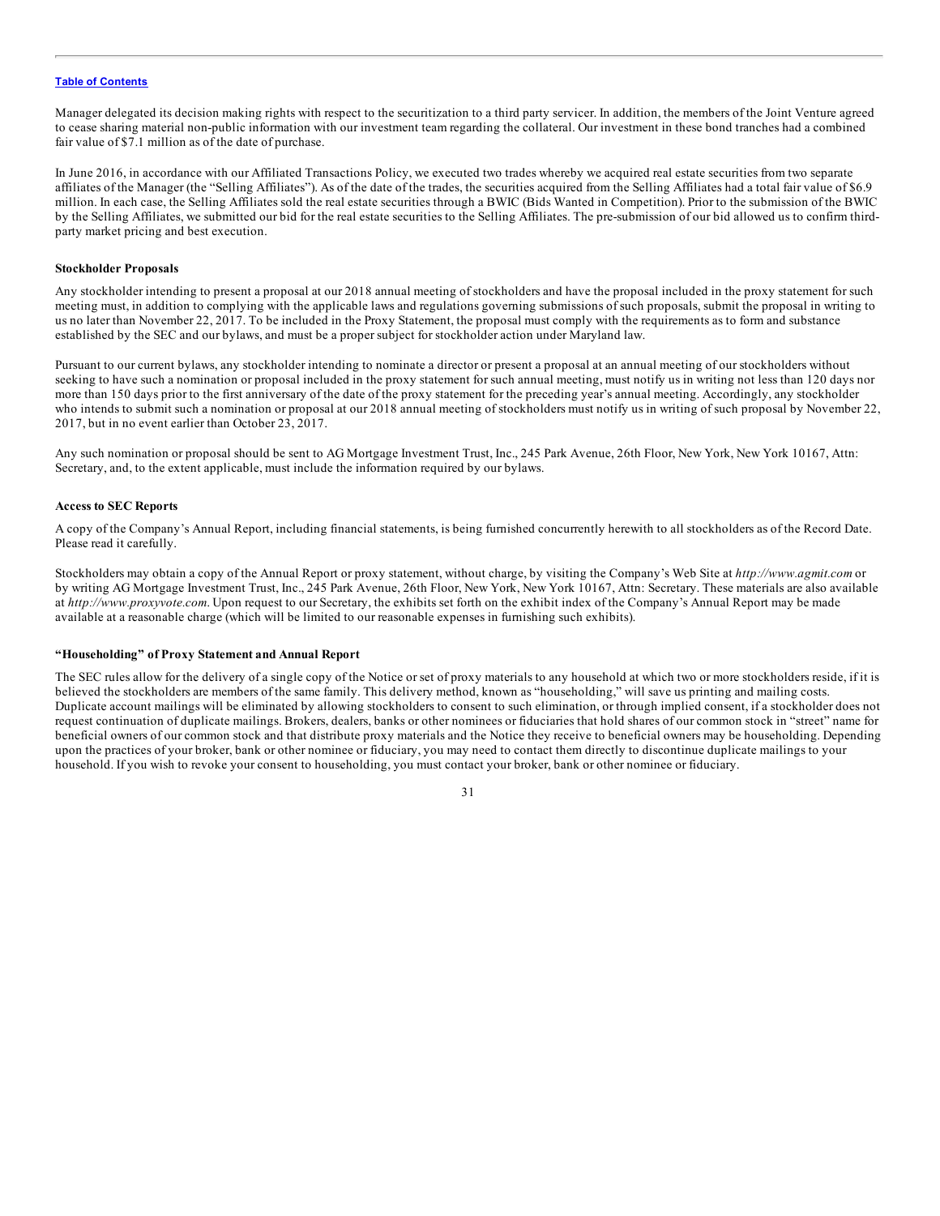Manager delegated its decision making rights with respect to the securitization to a third party servicer. In addition, the members of the Joint Venture agreed to cease sharing material non-public information with our investment team regarding the collateral. Our investment in these bond tranches had a combined fair value of $7.1 million as of the date of purchase.

In June 2016, in accordance with our Affiliated Transactions Policy, we executed two trades whereby we acquired real estate securities from two separate affiliates of the Manager (the "Selling Affiliates"). As of the date of the trades, the securities acquired from the Selling Affiliates had a total fair value of $6.9 million. In each case, the Selling Affiliates sold the real estate securities through a BWIC (Bids Wanted in Competition). Prior to the submission of the BWIC by the Selling Affiliates, we submitted our bid for the real estate securities to the Selling Affiliates. The pre-submission of our bid allowed us to confirm third-party market pricing and best execution.

**Stockholder Proposals**

Any stockholder intending to present a proposal at our 2018 annual meeting of stockholders and have the proposal included in the proxy statement for such meeting must, in addition to complying with the applicable laws and regulations governing submissions of such proposals, submit the proposal in writing to us no later than November 22, 2017. To be included in the Proxy Statement, the proposal must comply with the requirements as to form and substance established by the SEC and our bylaws, and must be a proper subject for stockholder action under Maryland law.

Pursuant to our current bylaws, any stockholder intending to nominate a director or present a proposal at an annual meeting of our stockholders without seeking to have such a nomination or proposal included in the proxy statement for such annual meeting, must notify us in writing not less than 120 days nor more than 150 days prior to the first anniversary of the date of the proxy statement for the preceding year's annual meeting. Accordingly, any stockholder who intends to submit such a nomination or proposal at our 2018 annual meeting of stockholders must notify us in writing of such proposal by November 22, 2017, but in no event earlier than October 23, 2017.

Any such nomination or proposal should be sent to AG Mortgage Investment Trust, Inc., 245 Park Avenue, 26th Floor, New York, New York 10167, Attn: Secretary, and, to the extent applicable, must include the information required by our bylaws.

**Access to SEC Reports**

A copy of the Company's Annual Report, including financial statements, is being furnished concurrently herewith to all stockholders as of the Record Date. Please read it carefully.

Stockholders may obtain a copy of the Annual Report or proxy statement, without charge, by visiting the Company's Web Site at *http://www.agmit.com* or by writing AG Mortgage Investment Trust, Inc., 245 Park Avenue, 26th Floor, New York, New York 10167, Attn: Secretary. These materials are also available at *http://www.proxyvote.com*. Upon request to our Secretary, the exhibits set forth on the exhibit index of the Company's Annual Report may be made available at a reasonable charge (which will be limited to our reasonable expenses in furnishing such exhibits).

**"Householding" of Proxy Statement and Annual Report**

The SEC rules allow for the delivery of a single copy of the Notice or set of proxy materials to any household at which two or more stockholders reside, if it is believed the stockholders are members of the same family. This delivery method, known as "householding," will save us printing and mailing costs. Duplicate account mailings will be eliminated by allowing stockholders to consent to such elimination, or through implied consent, if a stockholder does not request continuation of duplicate mailings. Brokers, dealers, banks or other nominees or fiduciaries that hold shares of our common stock in "street" name for beneficial owners of our common stock and that distribute proxy materials and the Notice they receive to beneficial owners may be householding. Depending upon the practices of your broker, bank or other nominee or fiduciary, you may need to contact them directly to discontinue duplicate mailings to your household. If you wish to revoke your consent to householding, you must contact your broker, bank or other nominee or fiduciary.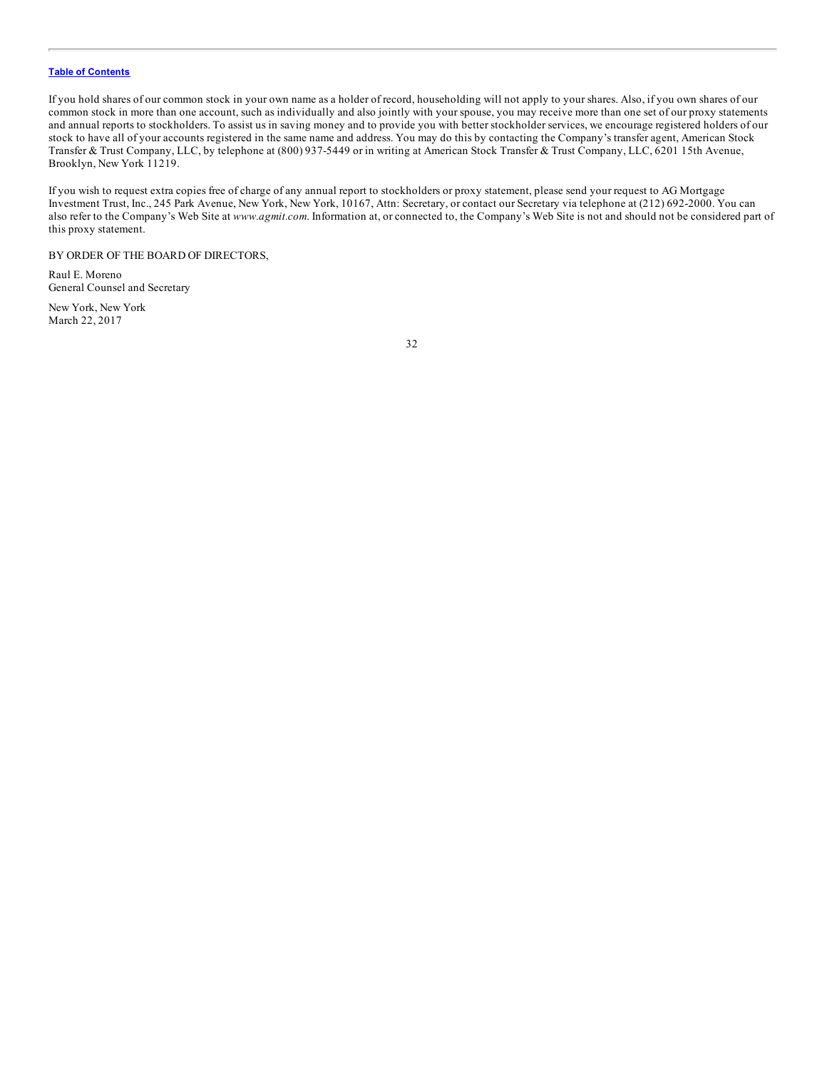[Table of Contents](#)

If you hold shares of our common stock in your own name as a holder of record, householding will not apply to your shares. Also, if you own shares of our common stock in more than one account, such as individually and also jointly with your spouse, you may receive more than one set of our proxy statements and annual reports to stockholders. To assist us in saving money and to provide you with better stockholder services, we encourage registered holders of our stock to have all of your accounts registered in the same name and address. You may do this by contacting the Company's transfer agent, American Stock Transfer & Trust Company, LLC, by telephone at (800) 937-5449 or in writing at American Stock Transfer & Trust Company, LLC, 6201 15th Avenue, Brooklyn, New York 11219.

If you wish to request extra copies free of charge of any annual report to stockholders or proxy statement, please send your request to AG Mortgage Investment Trust, Inc., 245 Park Avenue, New York, New York, 10167, Attn: Secretary, or contact our Secretary via telephone at (212) 692-2000. You can also refer to the Company's Web Site at *www.agmit.com*. Information at, or connected to, the Company's Web Site is not and should not be considered part of this proxy statement.

BY ORDER OF THE BOARD OF DIRECTORS,

Raul E. Moreno
General Counsel and Secretary

New York, New York
March 22, 2017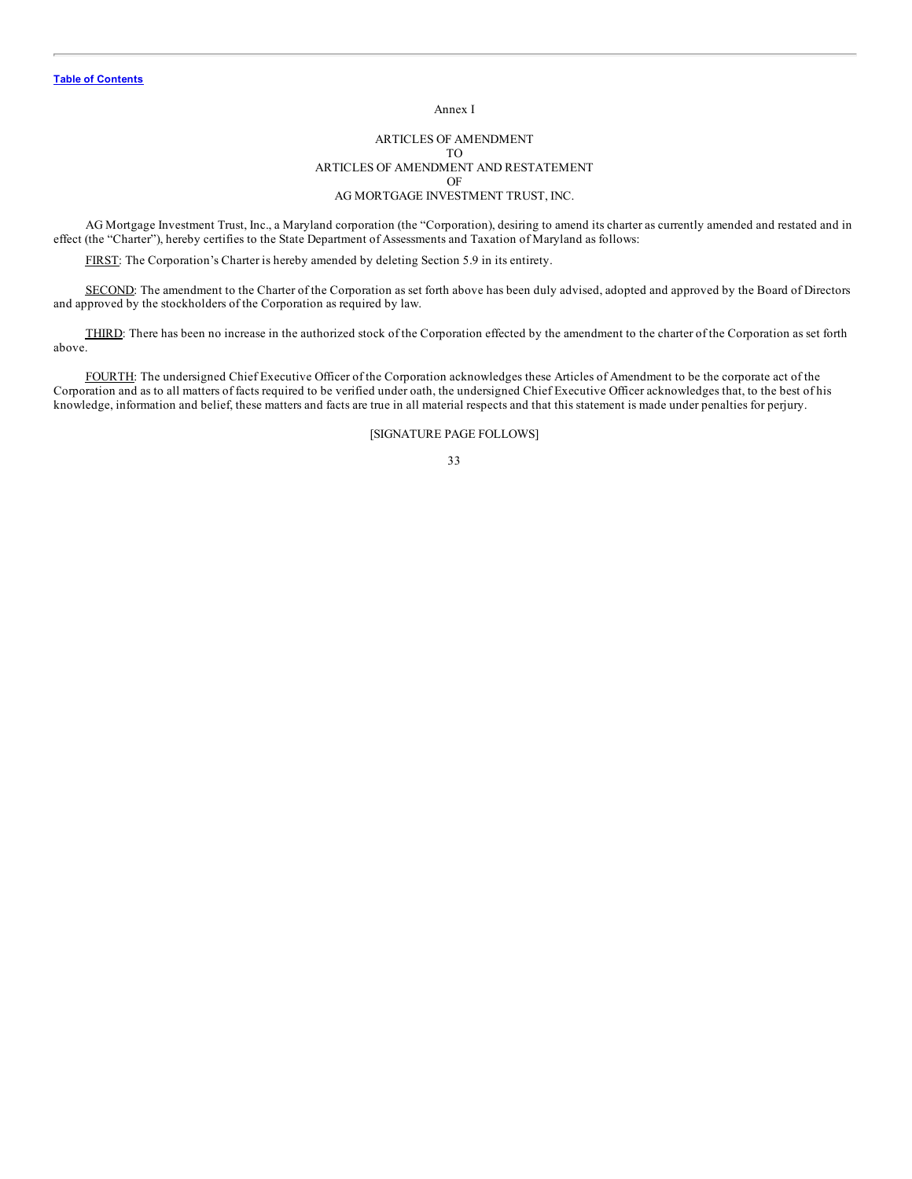Annex I

ARTICLES OF AMENDMENT
TO
ARTICLES OF AMENDMENT AND RESTATEMENT
OF
AG MORTGAGE INVESTMENT TRUST, INC.

AG Mortgage Investment Trust, Inc., a Maryland corporation (the "Corporation), desiring to amend its charter as currently amended and restated and in effect (the "Charter"), hereby certifies to the State Department of Assessments and Taxation of Maryland as follows:

FIRST: The Corporation's Charter is hereby amended by deleting Section 5.9 in its entirety.

SECOND: The amendment to the Charter of the Corporation as set forth above has been duly advised, adopted and approved by the Board of Directors and approved by the stockholders of the Corporation as required by law.

THIRD: There has been no increase in the authorized stock of the Corporation effected by the amendment to the charter of the Corporation as set forth above.

FOURTH: The undersigned Chief Executive Officer of the Corporation acknowledges these Articles of Amendment to be the corporate act of the Corporation and as to all matters of facts required to be verified under oath, the undersigned Chief Executive Officer acknowledges that, to the best of his knowledge, information and belief, these matters and facts are true in all material respects and that this statement is made under penalties for perjury.

[SIGNATURE PAGE FOLLOWS]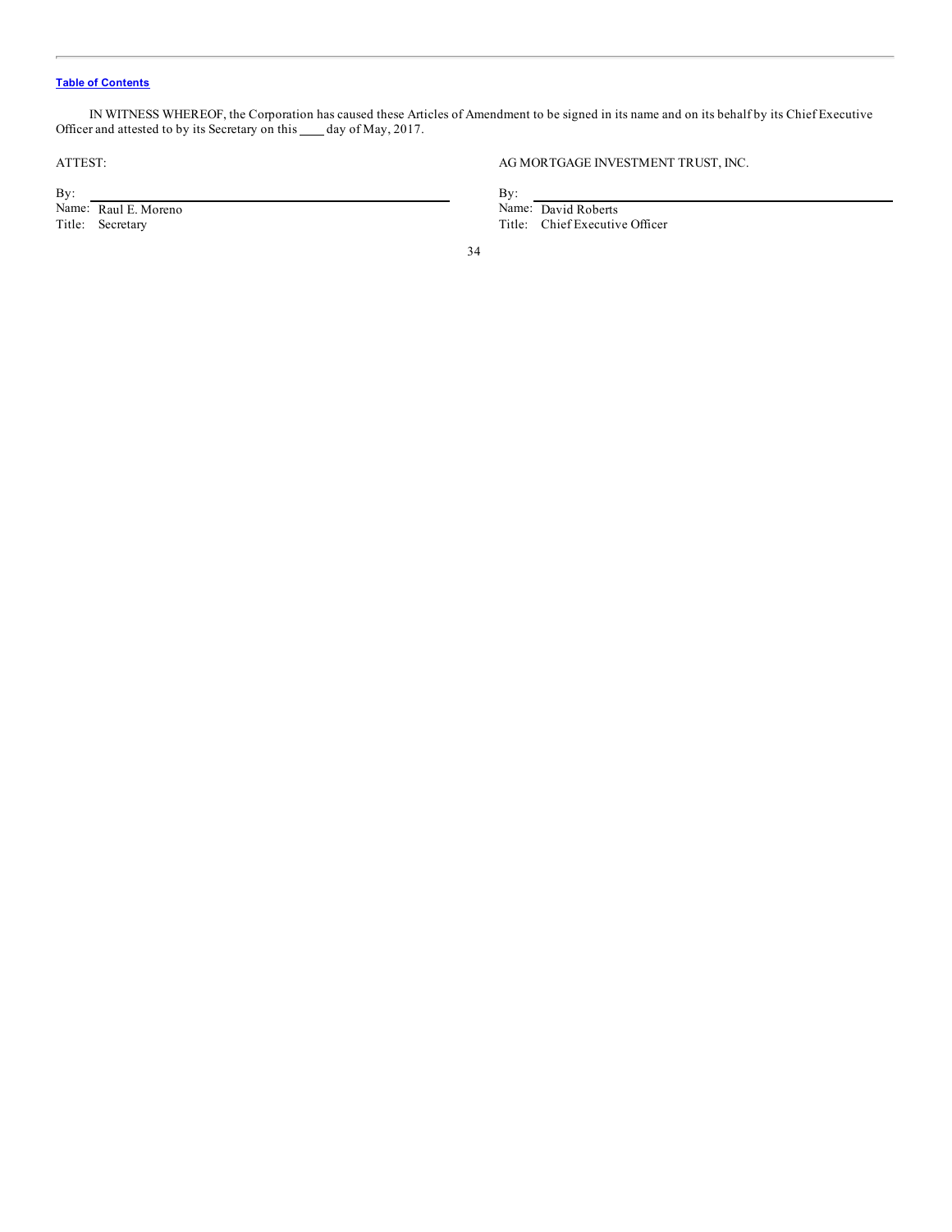IN WITNESS WHEREOF, the Corporation has caused these Articles of Amendment to be signed in its name and on its behalf by its Chief Executive Officer and attested to by its Secretary on this ____ day of May, 2017.

| ATTEST: | AG MORTGAGE INVESTMENT TRUST, INC. |
|---|---|
| By: ______________________________ | By: ______________________________ |
| Name: Raul E. Moreno | Name: David Roberts |
| Title: Secretary | Title: Chief Executive Officer |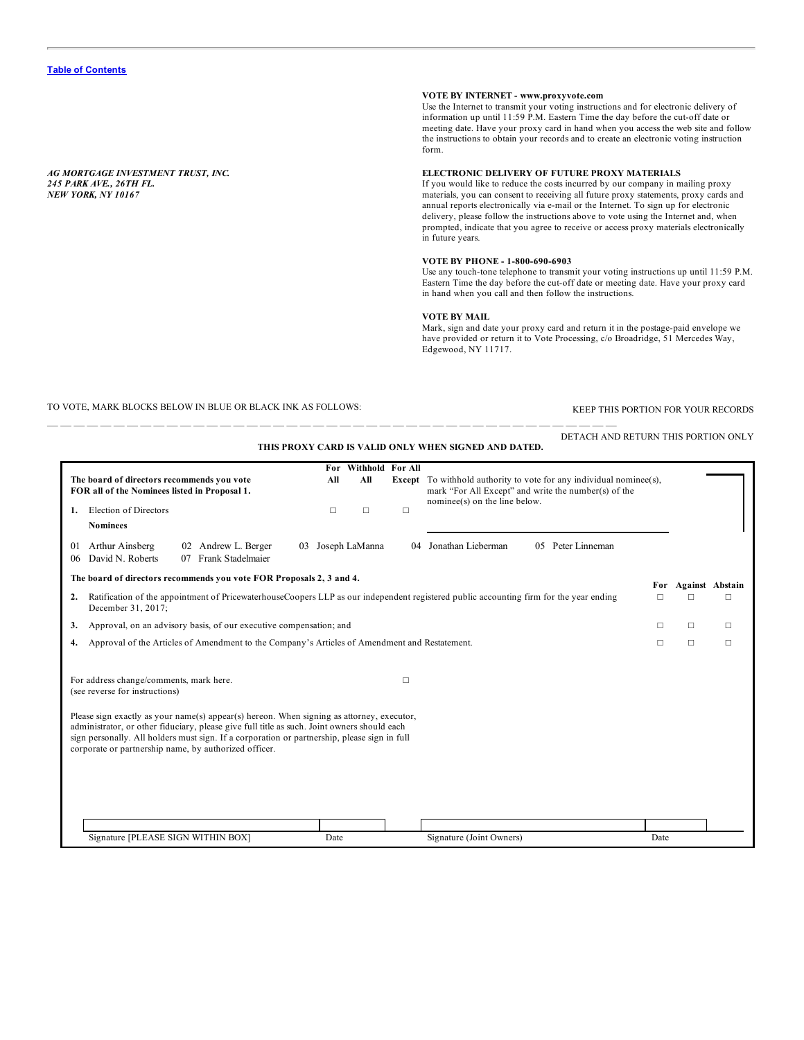[Table of Contents](#)

*AG MORTGAGE INVESTMENT TRUST, INC.*
*245 PARK AVE., 26TH FL.*
*NEW YORK, NY 10167*

**VOTE BY INTERNET - www.proxyvote.com**
Use the Internet to transmit your voting instructions and for electronic delivery of information up until 11:59 P.M. Eastern Time the day before the cut-off date or meeting date. Have your proxy card in hand when you access the web site and follow the instructions to obtain your records and to create an electronic voting instruction form.

**ELECTRONIC DELIVERY OF FUTURE PROXY MATERIALS**
If you would like to reduce the costs incurred by our company in mailing proxy materials, you can consent to receiving all future proxy statements, proxy cards and annual reports electronically via e-mail or the Internet. To sign up for electronic delivery, please follow the instructions above to vote using the Internet and, when prompted, indicate that you agree to receive or access proxy materials electronically in future years.

**VOTE BY PHONE - 1-800-690-6903**
Use any touch-tone telephone to transmit your voting instructions up until 11:59 P.M. Eastern Time the day before the cut-off date or meeting date. Have your proxy card in hand when you call and then follow the instructions.

**VOTE BY MAIL**
Mark, sign and date your proxy card and return it in the postage-paid envelope we have provided or return it to Vote Processing, c/o Broadridge, 51 Mercedes Way, Edgewood, NY 11717.

TO VOTE, MARK BLOCKS BELOW IN BLUE OR BLACK INK AS FOLLOWS:

KEEP THIS PORTION FOR YOUR RECORDS

DETACH AND RETURN THIS PORTION ONLY

**THIS PROXY CARD IS VALID ONLY WHEN SIGNED AND DATED.**

**The board of directors recommends you vote FOR all of the Nominees listed in Proposal 1.**

| | For All | Withhold All | For All Except |
|---|---|---|---|
| **1.** Election of Directors | ☐ | ☐ | ☐ |

To withhold authority to vote for any individual nominee(s), mark "For All Except" and write the number(s) of the nominee(s) on the line below.

**Nominees**

01 Arthur Ainsberg  02 Andrew L. Berger  03 Joseph LaManna  04 Jonathan Lieberman  05 Peter Linneman
06 David N. Roberts  07 Frank Stadelmaier

**The board of directors recommends you vote FOR Proposals 2, 3 and 4.**

| | For | Against | Abstain |
|---|---|---|---|
| **2.** Ratification of the appointment of PricewaterhouseCoopers LLP as our independent registered public accounting firm for the year ending December 31, 2017; | ☐ | ☐ | ☐ |
| **3.** Approval, on an advisory basis, of our executive compensation; and | ☐ | ☐ | ☐ |
| **4.** Approval of the Articles of Amendment to the Company's Articles of Amendment and Restatement. | ☐ | ☐ | ☐ |

For address change/comments, mark here. ☐
(see reverse for instructions)

Please sign exactly as your name(s) appear(s) hereon. When signing as attorney, executor, administrator, or other fiduciary, please give full title as such. Joint owners should each sign personally. All holders must sign. If a corporation or partnership, please sign in full corporate or partnership name, by authorized officer.

| Signature [PLEASE SIGN WITHIN BOX] | Date | Signature (Joint Owners) | Date |
|---|---|---|---|
| | | | |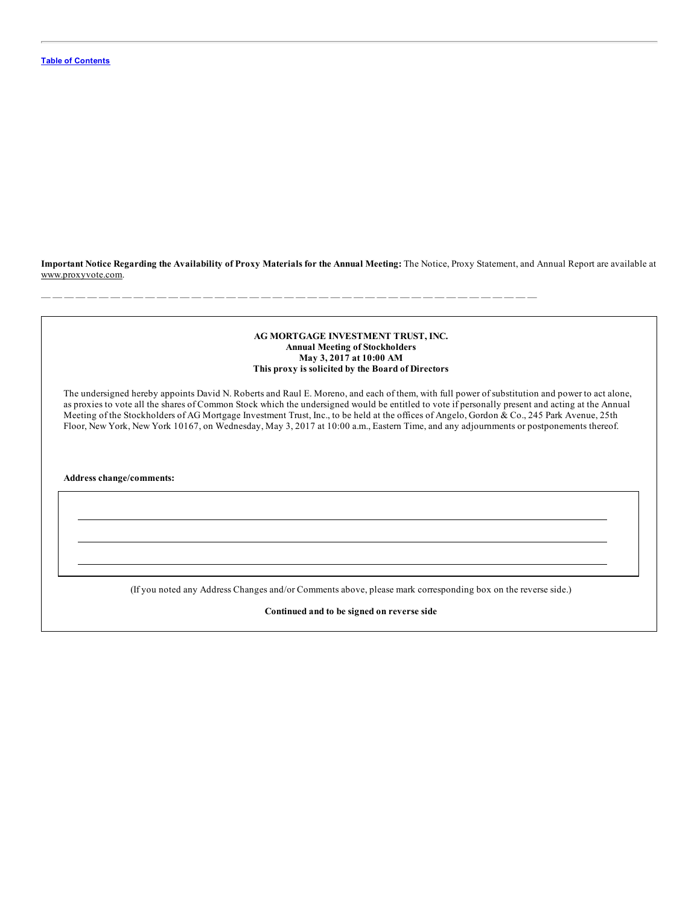**Important Notice Regarding the Availability of Proxy Materials for the Annual Meeting:** The Notice, Proxy Statement, and Annual Report are available at www.proxyvote.com.

---

**AG MORTGAGE INVESTMENT TRUST, INC.**
**Annual Meeting of Stockholders**
**May 3, 2017 at 10:00 AM**
**This proxy is solicited by the Board of Directors**

The undersigned hereby appoints David N. Roberts and Raul E. Moreno, and each of them, with full power of substitution and power to act alone, as proxies to vote all the shares of Common Stock which the undersigned would be entitled to vote if personally present and acting at the Annual Meeting of the Stockholders of AG Mortgage Investment Trust, Inc., to be held at the offices of Angelo, Gordon & Co., 245 Park Avenue, 25th Floor, New York, New York 10167, on Wednesday, May 3, 2017 at 10:00 a.m., Eastern Time, and any adjournments or postponements thereof.

**Address change/comments:**

\_\_\_\_\_\_\_\_\_\_\_\_\_\_\_\_\_\_\_\_\_\_\_\_\_\_\_\_\_\_\_\_\_\_\_\_\_\_\_\_\_\_\_\_\_\_\_\_\_\_\_\_\_\_\_\_

\_\_\_\_\_\_\_\_\_\_\_\_\_\_\_\_\_\_\_\_\_\_\_\_\_\_\_\_\_\_\_\_\_\_\_\_\_\_\_\_\_\_\_\_\_\_\_\_\_\_\_\_\_\_\_\_

\_\_\_\_\_\_\_\_\_\_\_\_\_\_\_\_\_\_\_\_\_\_\_\_\_\_\_\_\_\_\_\_\_\_\_\_\_\_\_\_\_\_\_\_\_\_\_\_\_\_\_\_\_\_\_\_

(If you noted any Address Changes and/or Comments above, please mark corresponding box on the reverse side.)

**Continued and to be signed on reverse side**